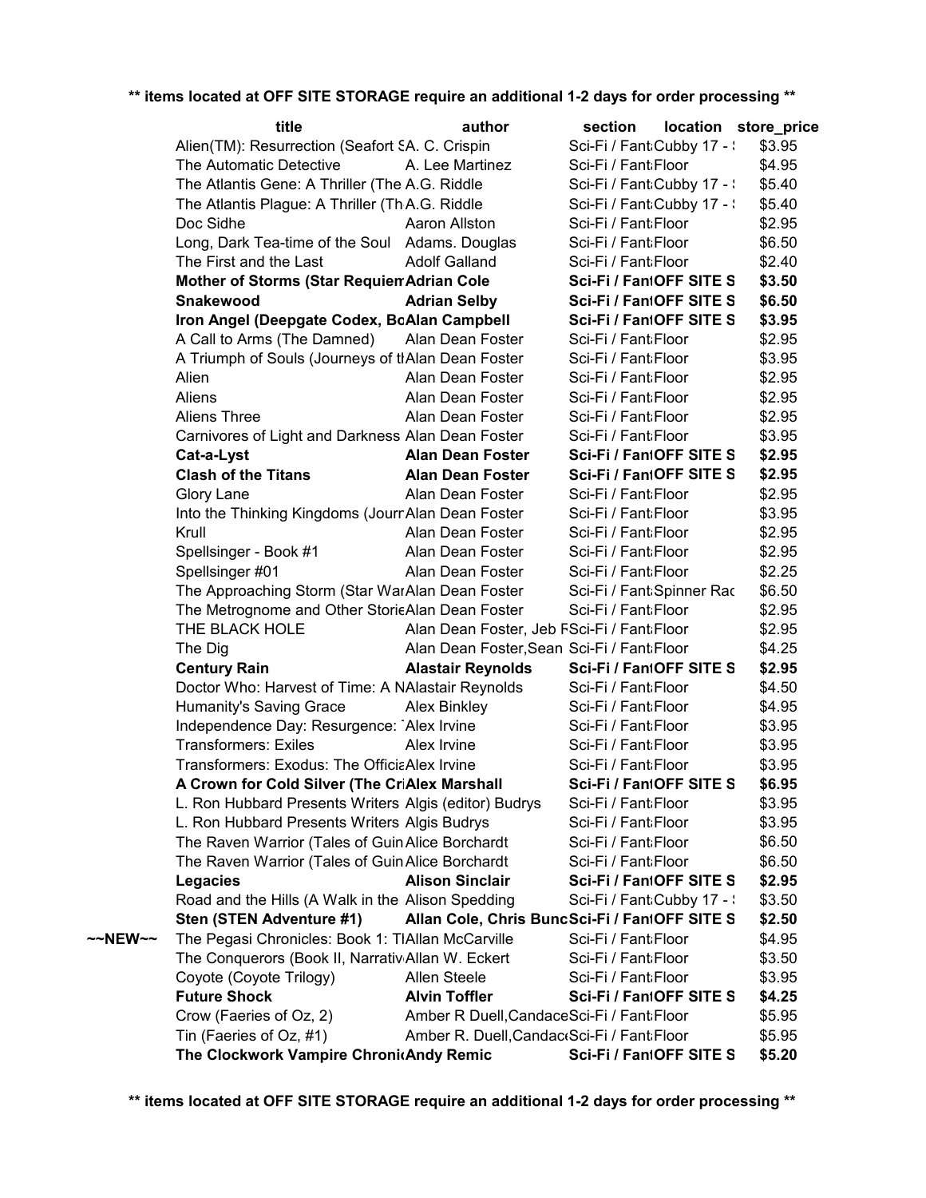**\*\* items located at OFF SITE STORAGE require an additional 1-2 days for order processing \*\***

| | title | author | section | location | store_price |
|---|---|---|---|---|---|
| | Alien(TM): Resurrection (Seafort SA. C. Crispin | | Sci-Fi / Fant | Cubby 17 - | $3.95 |
| | The Automatic Detective | A. Lee Martinez | Sci-Fi / Fant | Floor | $4.95 |
| | The Atlantis Gene: A Thriller (The | A.G. Riddle | Sci-Fi / Fant | Cubby 17 - | $5.40 |
| | The Atlantis Plague: A Thriller (Th | A.G. Riddle | Sci-Fi / Fant | Cubby 17 - | $5.40 |
| | Doc Sidhe | Aaron Allston | Sci-Fi / Fant | Floor | $2.95 |
| | Long, Dark Tea-time of the Soul | Adams. Douglas | Sci-Fi / Fant | Floor | $6.50 |
| | The First and the Last | Adolf Galland | Sci-Fi / Fant | Floor | $2.40 |
| | **Mother of Storms (Star Requiem** | **Adrian Cole** | **Sci-Fi / Fant** | **OFF SITE S** | **$3.50** |
| | **Snakewood** | **Adrian Selby** | **Sci-Fi / Fant** | **OFF SITE S** | **$6.50** |
| | **Iron Angel (Deepgate Codex, Bo** | **Alan Campbell** | **Sci-Fi / Fant** | **OFF SITE S** | **$3.95** |
| | A Call to Arms (The Damned) | Alan Dean Foster | Sci-Fi / Fant | Floor | $2.95 |
| | A Triumph of Souls (Journeys of th | Alan Dean Foster | Sci-Fi / Fant | Floor | $3.95 |
| | Alien | Alan Dean Foster | Sci-Fi / Fant | Floor | $2.95 |
| | Aliens | Alan Dean Foster | Sci-Fi / Fant | Floor | $2.95 |
| | Aliens Three | Alan Dean Foster | Sci-Fi / Fant | Floor | $2.95 |
| | Carnivores of Light and Darkness | Alan Dean Foster | Sci-Fi / Fant | Floor | $3.95 |
| | **Cat-a-Lyst** | **Alan Dean Foster** | **Sci-Fi / Fant** | **OFF SITE S** | **$2.95** |
| | **Clash of the Titans** | **Alan Dean Foster** | **Sci-Fi / Fant** | **OFF SITE S** | **$2.95** |
| | Glory Lane | Alan Dean Foster | Sci-Fi / Fant | Floor | $2.95 |
| | Into the Thinking Kingdoms (Journ | Alan Dean Foster | Sci-Fi / Fant | Floor | $3.95 |
| | Krull | Alan Dean Foster | Sci-Fi / Fant | Floor | $2.95 |
| | Spellsinger - Book #1 | Alan Dean Foster | Sci-Fi / Fant | Floor | $2.95 |
| | Spellsinger #01 | Alan Dean Foster | Sci-Fi / Fant | Floor | $2.25 |
| | The Approaching Storm (Star War | Alan Dean Foster | Sci-Fi / Fant | Spinner Rac | $6.50 |
| | The Metrognome and Other Storie | Alan Dean Foster | Sci-Fi / Fant | Floor | $2.95 |
| | THE BLACK HOLE | Alan Dean Foster, Jeb F | Sci-Fi / Fant | Floor | $2.95 |
| | The Dig | Alan Dean Foster,Sean | Sci-Fi / Fant | Floor | $4.25 |
| | **Century Rain** | **Alastair Reynolds** | **Sci-Fi / Fant** | **OFF SITE S** | **$2.95** |
| | Doctor Who: Harvest of Time: A N | Alastair Reynolds | Sci-Fi / Fant | Floor | $4.50 |
| | Humanity's Saving Grace | Alex Binkley | Sci-Fi / Fant | Floor | $4.95 |
| | Independence Day: Resurgence: | Alex Irvine | Sci-Fi / Fant | Floor | $3.95 |
| | Transformers: Exiles | Alex Irvine | Sci-Fi / Fant | Floor | $3.95 |
| | Transformers: Exodus: The Officia | Alex Irvine | Sci-Fi / Fant | Floor | $3.95 |
| | **A Crown for Cold Silver (The Cr** | **Alex Marshall** | **Sci-Fi / Fant** | **OFF SITE S** | **$6.95** |
| | L. Ron Hubbard Presents Writers | Algis (editor) Budrys | Sci-Fi / Fant | Floor | $3.95 |
| | L. Ron Hubbard Presents Writers | Algis Budrys | Sci-Fi / Fant | Floor | $3.95 |
| | The Raven Warrior (Tales of Guin | Alice Borchardt | Sci-Fi / Fant | Floor | $6.50 |
| | The Raven Warrior (Tales of Guin | Alice Borchardt | Sci-Fi / Fant | Floor | $6.50 |
| | **Legacies** | **Alison Sinclair** | **Sci-Fi / Fant** | **OFF SITE S** | **$2.95** |
| | Road and the Hills (A Walk in the | Alison Spedding | Sci-Fi / Fant | Cubby 17 - | $3.50 |
| | **Sten (STEN Adventure #1)** | **Allan Cole, Chris Bunc** | **Sci-Fi / Fant** | **OFF SITE S** | **$2.50** |
| ~~NEW~~ | The Pegasi Chronicles: Book 1: T | Allan McCarville | Sci-Fi / Fant | Floor | $4.95 |
| | The Conquerors (Book II, Narrativ | Allan W. Eckert | Sci-Fi / Fant | Floor | $3.50 |
| | Coyote (Coyote Trilogy) | Allen Steele | Sci-Fi / Fant | Floor | $3.95 |
| | **Future Shock** | **Alvin Toffler** | **Sci-Fi / Fant** | **OFF SITE S** | **$4.25** |
| | Crow (Faeries of Oz, 2) | Amber R Duell,Candace | Sci-Fi / Fant | Floor | $5.95 |
| | Tin (Faeries of Oz, #1) | Amber R. Duell,Candac | Sci-Fi / Fant | Floor | $5.95 |
| | **The Clockwork Vampire Chroni** | **Andy Remic** | **Sci-Fi / Fant** | **OFF SITE S** | **$5.20** |

**\*\* items located at OFF SITE STORAGE require an additional 1-2 days for order processing \*\***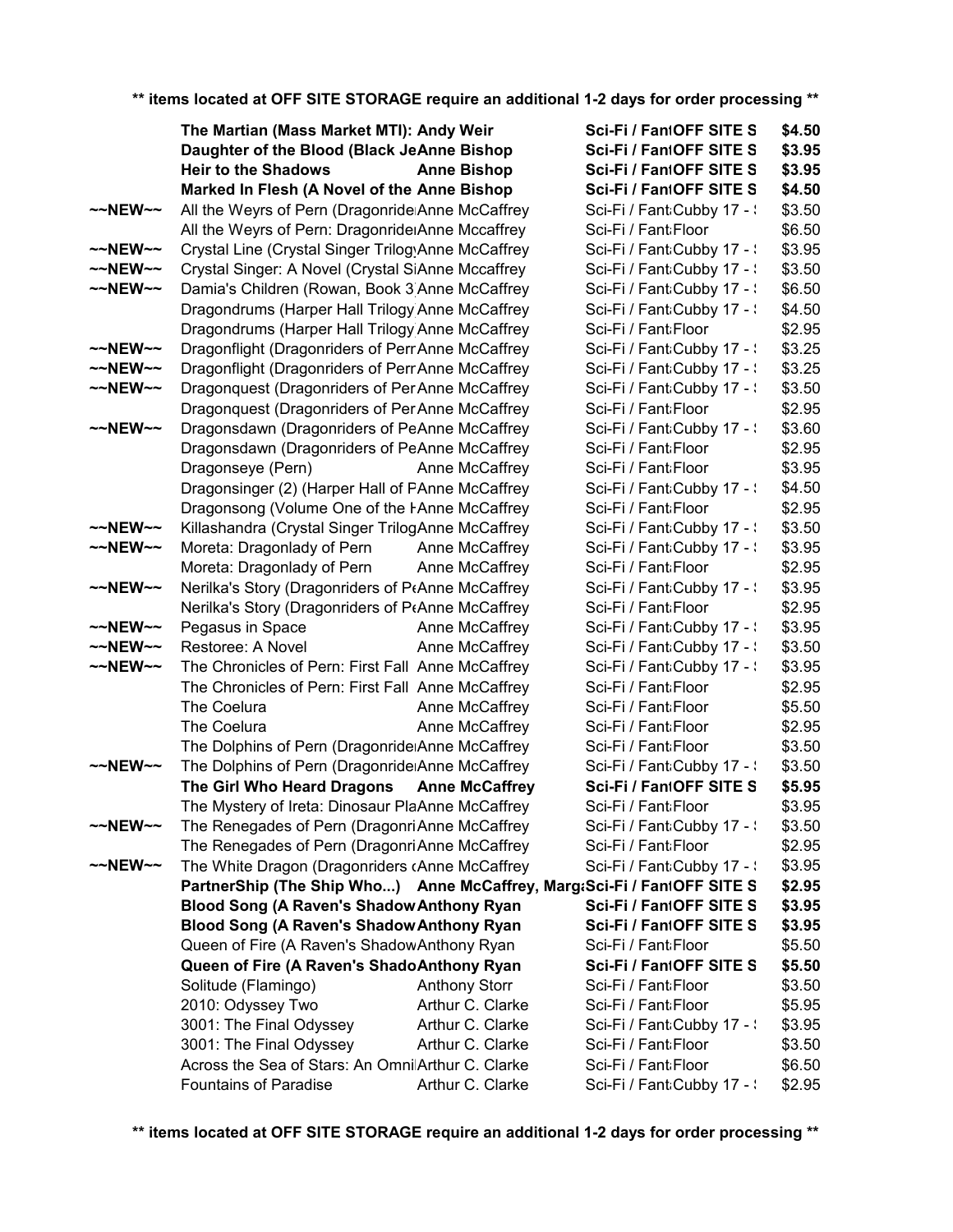**\*\* items located at OFF SITE STORAGE require an additional 1-2 days for order processing \*\***

| | Title | Author | Section / Location | Price |
|---|---|---|---|---|
| | **The Martian (Mass Market MTI):** | **Andy Weir** | **Sci-Fi / FantOFF SITE S** | **$4.50** |
| | **Daughter of the Blood (Black Je** | **Anne Bishop** | **Sci-Fi / FantOFF SITE S** | **$3.95** |
| | **Heir to the Shadows** | **Anne Bishop** | **Sci-Fi / FantOFF SITE S** | **$3.95** |
| | **Marked In Flesh (A Novel of the** | **Anne Bishop** | **Sci-Fi / FantOFF SITE S** | **$4.50** |
| ~~NEW~~ | All the Weyrs of Pern (Dragonride | Anne McCaffrey | Sci-Fi / Fant Cubby 17 - | $3.50 |
| | All the Weyrs of Pern: Dragonride | Anne Mccaffrey | Sci-Fi / Fant Floor | $6.50 |
| ~~NEW~~ | Crystal Line (Crystal Singer Trilog | Anne McCaffrey | Sci-Fi / Fant Cubby 17 - | $3.95 |
| ~~NEW~~ | Crystal Singer: A Novel (Crystal Si | Anne Mccaffrey | Sci-Fi / Fant Cubby 17 - | $3.50 |
| ~~NEW~~ | Damia's Children (Rowan, Book 3 | Anne McCaffrey | Sci-Fi / Fant Cubby 17 - | $6.50 |
| | Dragondrums (Harper Hall Trilogy | Anne McCaffrey | Sci-Fi / Fant Cubby 17 - | $4.50 |
| | Dragondrums (Harper Hall Trilogy | Anne McCaffrey | Sci-Fi / Fant Floor | $2.95 |
| ~~NEW~~ | Dragonflight (Dragonriders of Perr | Anne McCaffrey | Sci-Fi / Fant Cubby 17 - | $3.25 |
| ~~NEW~~ | Dragonflight (Dragonriders of Perr | Anne McCaffrey | Sci-Fi / Fant Cubby 17 - | $3.25 |
| ~~NEW~~ | Dragonquest (Dragonriders of Per | Anne McCaffrey | Sci-Fi / Fant Cubby 17 - | $3.50 |
| | Dragonquest (Dragonriders of Per | Anne McCaffrey | Sci-Fi / Fant Floor | $2.95 |
| ~~NEW~~ | Dragonsdawn (Dragonriders of Pe | Anne McCaffrey | Sci-Fi / Fant Cubby 17 - | $3.60 |
| | Dragonsdawn (Dragonriders of Pe | Anne McCaffrey | Sci-Fi / Fant Floor | $2.95 |
| | Dragonseye (Pern) | Anne McCaffrey | Sci-Fi / Fant Floor | $3.95 |
| | Dragonsinger (2) (Harper Hall of P | Anne McCaffrey | Sci-Fi / Fant Cubby 17 - | $4.50 |
| | Dragonsong (Volume One of the H | Anne McCaffrey | Sci-Fi / Fant Floor | $2.95 |
| ~~NEW~~ | Killashandra (Crystal Singer Trilog | Anne McCaffrey | Sci-Fi / Fant Cubby 17 - | $3.50 |
| ~~NEW~~ | Moreta: Dragonlady of Pern | Anne McCaffrey | Sci-Fi / Fant Cubby 17 - | $3.95 |
| | Moreta: Dragonlady of Pern | Anne McCaffrey | Sci-Fi / Fant Floor | $2.95 |
| ~~NEW~~ | Nerilka's Story (Dragonriders of P | Anne McCaffrey | Sci-Fi / Fant Cubby 17 - | $3.95 |
| | Nerilka's Story (Dragonriders of P | Anne McCaffrey | Sci-Fi / Fant Floor | $2.95 |
| ~~NEW~~ | Pegasus in Space | Anne McCaffrey | Sci-Fi / Fant Cubby 17 - | $3.95 |
| ~~NEW~~ | Restoree: A Novel | Anne McCaffrey | Sci-Fi / Fant Cubby 17 - | $3.50 |
| ~~NEW~~ | The Chronicles of Pern: First Fall | Anne McCaffrey | Sci-Fi / Fant Cubby 17 - | $3.95 |
| | The Chronicles of Pern: First Fall | Anne McCaffrey | Sci-Fi / Fant Floor | $2.95 |
| | The Coelura | Anne McCaffrey | Sci-Fi / Fant Floor | $5.50 |
| | The Coelura | Anne McCaffrey | Sci-Fi / Fant Floor | $2.95 |
| | The Dolphins of Pern (Dragonride | Anne McCaffrey | Sci-Fi / Fant Floor | $3.50 |
| ~~NEW~~ | The Dolphins of Pern (Dragonride | Anne McCaffrey | Sci-Fi / Fant Cubby 17 - | $3.50 |
| | **The Girl Who Heard Dragons** | **Anne McCaffrey** | **Sci-Fi / FantOFF SITE S** | **$5.95** |
| | The Mystery of Ireta: Dinosaur Pla | Anne McCaffrey | Sci-Fi / Fant Floor | $3.95 |
| ~~NEW~~ | The Renegades of Pern (Dragonri | Anne McCaffrey | Sci-Fi / Fant Cubby 17 - | $3.50 |
| | The Renegades of Pern (Dragonri | Anne McCaffrey | Sci-Fi / Fant Floor | $2.95 |
| ~~NEW~~ | The White Dragon (Dragonriders ( | Anne McCaffrey | Sci-Fi / Fant Cubby 17 - | $3.95 |
| | **PartnerShip (The Ship Who...)** | **Anne McCaffrey, Marg** | **Sci-Fi / FantOFF SITE S** | **$2.95** |
| | **Blood Song (A Raven's Shadow** | **Anthony Ryan** | **Sci-Fi / FantOFF SITE S** | **$3.95** |
| | **Blood Song (A Raven's Shadow** | **Anthony Ryan** | **Sci-Fi / FantOFF SITE S** | **$3.95** |
| | Queen of Fire (A Raven's Shadow | Anthony Ryan | Sci-Fi / Fant Floor | $5.50 |
| | **Queen of Fire (A Raven's Shado** | **Anthony Ryan** | **Sci-Fi / FantOFF SITE S** | **$5.50** |
| | Solitude (Flamingo) | Anthony Storr | Sci-Fi / Fant Floor | $3.50 |
| | 2010: Odyssey Two | Arthur C. Clarke | Sci-Fi / Fant Floor | $5.95 |
| | 3001: The Final Odyssey | Arthur C. Clarke | Sci-Fi / Fant Cubby 17 - | $3.95 |
| | 3001: The Final Odyssey | Arthur C. Clarke | Sci-Fi / Fant Floor | $3.50 |
| | Across the Sea of Stars: An Omni | Arthur C. Clarke | Sci-Fi / Fant Floor | $6.50 |
| | Fountains of Paradise | Arthur C. Clarke | Sci-Fi / Fant Cubby 17 - | $2.95 |

**\*\* items located at OFF SITE STORAGE require an additional 1-2 days for order processing \*\***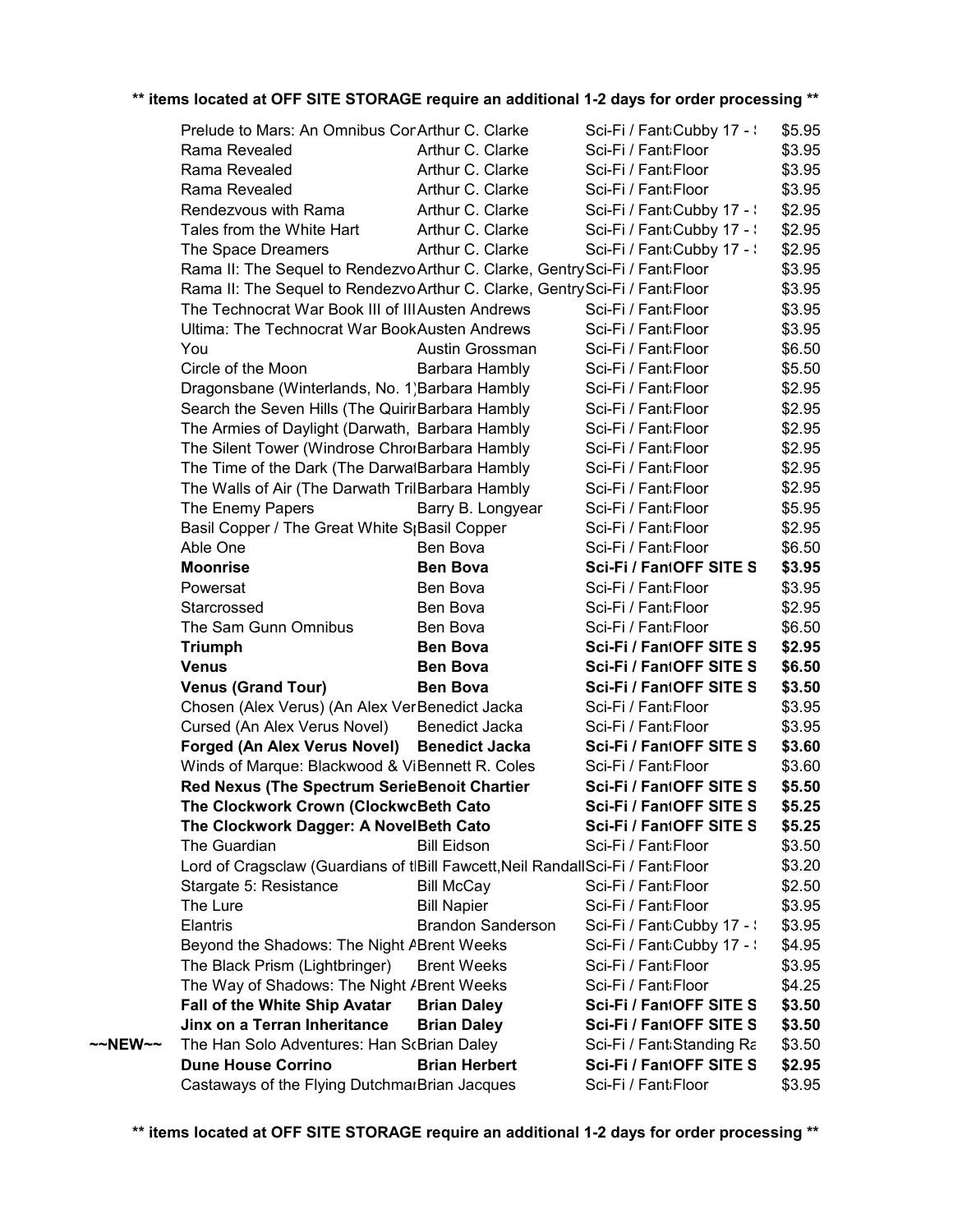**\*\* items located at OFF SITE STORAGE require an additional 1-2 days for order processing \*\***

| | Title | Author | Category / Location | Price |
|---|---|---|---|---|
| | Prelude to Mars: An Omnibus Cor | Arthur C. Clarke | Sci-Fi / Fant Cubby 17 - | $5.95 |
| | Rama Revealed | Arthur C. Clarke | Sci-Fi / Fant Floor | $3.95 |
| | Rama Revealed | Arthur C. Clarke | Sci-Fi / Fant Floor | $3.95 |
| | Rama Revealed | Arthur C. Clarke | Sci-Fi / Fant Floor | $3.95 |
| | Rendezvous with Rama | Arthur C. Clarke | Sci-Fi / Fant Cubby 17 - | $2.95 |
| | Tales from the White Hart | Arthur C. Clarke | Sci-Fi / Fant Cubby 17 - | $2.95 |
| | The Space Dreamers | Arthur C. Clarke | Sci-Fi / Fant Cubby 17 - | $2.95 |
| | Rama II: The Sequel to Rendezvo | Arthur C. Clarke, Gentry | Sci-Fi / Fant Floor | $3.95 |
| | Rama II: The Sequel to Rendezvo | Arthur C. Clarke, Gentry | Sci-Fi / Fant Floor | $3.95 |
| | The Technocrat War Book III of III | Austen Andrews | Sci-Fi / Fant Floor | $3.95 |
| | Ultima: The Technocrat War Book | Austen Andrews | Sci-Fi / Fant Floor | $3.95 |
| | You | Austin Grossman | Sci-Fi / Fant Floor | $6.50 |
| | Circle of the Moon | Barbara Hambly | Sci-Fi / Fant Floor | $5.50 |
| | Dragonsbane (Winterlands, No. 1) | Barbara Hambly | Sci-Fi / Fant Floor | $2.95 |
| | Search the Seven Hills (The Quirin | Barbara Hambly | Sci-Fi / Fant Floor | $2.95 |
| | The Armies of Daylight (Darwath, | Barbara Hambly | Sci-Fi / Fant Floor | $2.95 |
| | The Silent Tower (Windrose Chron | Barbara Hambly | Sci-Fi / Fant Floor | $2.95 |
| | The Time of the Dark (The Darwat | Barbara Hambly | Sci-Fi / Fant Floor | $2.95 |
| | The Walls of Air (The Darwath Tril | Barbara Hambly | Sci-Fi / Fant Floor | $2.95 |
| | The Enemy Papers | Barry B. Longyear | Sci-Fi / Fant Floor | $5.95 |
| | Basil Copper / The Great White S | Basil Copper | Sci-Fi / Fant Floor | $2.95 |
| | Able One | Ben Bova | Sci-Fi / Fant Floor | $6.50 |
| | **Moonrise** | **Ben Bova** | **Sci-Fi / Fant OFF SITE S** | **$3.95** |
| | Powersat | Ben Bova | Sci-Fi / Fant Floor | $3.95 |
| | Starcrossed | Ben Bova | Sci-Fi / Fant Floor | $2.95 |
| | The Sam Gunn Omnibus | Ben Bova | Sci-Fi / Fant Floor | $6.50 |
| | **Triumph** | **Ben Bova** | **Sci-Fi / Fant OFF SITE S** | **$2.95** |
| | **Venus** | **Ben Bova** | **Sci-Fi / Fant OFF SITE S** | **$6.50** |
| | **Venus (Grand Tour)** | **Ben Bova** | **Sci-Fi / Fant OFF SITE S** | **$3.50** |
| | Chosen (Alex Verus) (An Alex Ver | Benedict Jacka | Sci-Fi / Fant Floor | $3.95 |
| | Cursed (An Alex Verus Novel) | Benedict Jacka | Sci-Fi / Fant Floor | $3.95 |
| | **Forged (An Alex Verus Novel)** | **Benedict Jacka** | **Sci-Fi / Fant OFF SITE S** | **$3.60** |
| | Winds of Marque: Blackwood & Vi | Bennett R. Coles | Sci-Fi / Fant Floor | $3.60 |
| | **Red Nexus (The Spectrum Serie** | **Benoit Chartier** | **Sci-Fi / Fant OFF SITE S** | **$5.50** |
| | **The Clockwork Crown (Clockwo** | **Beth Cato** | **Sci-Fi / Fant OFF SITE S** | **$5.25** |
| | **The Clockwork Dagger: A Novel** | **Beth Cato** | **Sci-Fi / Fant OFF SITE S** | **$5.25** |
| | The Guardian | Bill Eidson | Sci-Fi / Fant Floor | $3.50 |
| | Lord of Cragsclaw (Guardians of t | Bill Fawcett,Neil Randall | Sci-Fi / Fant Floor | $3.20 |
| | Stargate 5: Resistance | Bill McCay | Sci-Fi / Fant Floor | $2.50 |
| | The Lure | Bill Napier | Sci-Fi / Fant Floor | $3.95 |
| | Elantris | Brandon Sanderson | Sci-Fi / Fant Cubby 17 - | $3.95 |
| | Beyond the Shadows: The Night A | Brent Weeks | Sci-Fi / Fant Cubby 17 - | $4.95 |
| | The Black Prism (Lightbringer) | Brent Weeks | Sci-Fi / Fant Floor | $3.95 |
| | The Way of Shadows: The Night A | Brent Weeks | Sci-Fi / Fant Floor | $4.25 |
| | **Fall of the White Ship Avatar** | **Brian Daley** | **Sci-Fi / Fant OFF SITE S** | **$3.50** |
| | **Jinx on a Terran Inheritance** | **Brian Daley** | **Sci-Fi / Fant OFF SITE S** | **$3.50** |
| ~~NEW~~ | The Han Solo Adventures: Han Sc | Brian Daley | Sci-Fi / Fant Standing Ra | $3.50 |
| | **Dune House Corrino** | **Brian Herbert** | **Sci-Fi / Fant OFF SITE S** | **$2.95** |
| | Castaways of the Flying Dutchma | Brian Jacques | Sci-Fi / Fant Floor | $3.95 |

**\*\* items located at OFF SITE STORAGE require an additional 1-2 days for order processing \*\***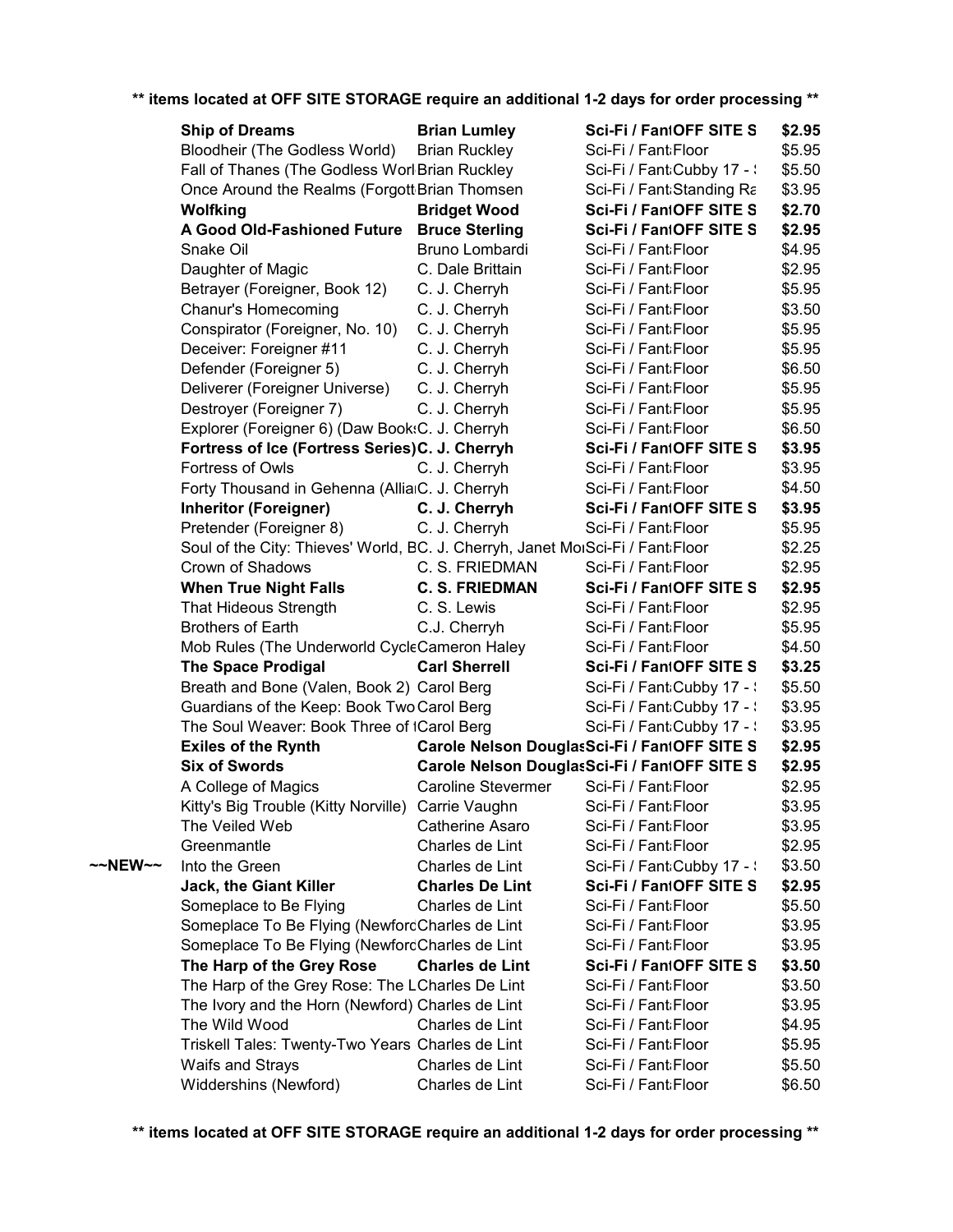**\*\* items located at OFF SITE STORAGE require an additional 1-2 days for order processing \*\***

| | Title | Author | Category / Location | Price |
|---|---|---|---|---|
| | **Ship of Dreams** | **Brian Lumley** | **Sci-Fi / FantOFF SITE S** | **$2.95** |
| | Bloodheir (The Godless World) | Brian Ruckley | Sci-Fi / FantFloor | $5.95 |
| | Fall of Thanes (The Godless Worl | Brian Ruckley | Sci-Fi / FantCubby 17 - ! | $5.50 |
| | Once Around the Realms (Forgott | Brian Thomsen | Sci-Fi / FantStanding Ra | $3.95 |
| | **Wolfking** | **Bridget Wood** | **Sci-Fi / FantOFF SITE S** | **$2.70** |
| | **A Good Old-Fashioned Future** | **Bruce Sterling** | **Sci-Fi / FantOFF SITE S** | **$2.95** |
| | Snake Oil | Bruno Lombardi | Sci-Fi / FantFloor | $4.95 |
| | Daughter of Magic | C. Dale Brittain | Sci-Fi / FantFloor | $2.95 |
| | Betrayer (Foreigner, Book 12) | C. J. Cherryh | Sci-Fi / FantFloor | $5.95 |
| | Chanur's Homecoming | C. J. Cherryh | Sci-Fi / FantFloor | $3.50 |
| | Conspirator (Foreigner, No. 10) | C. J. Cherryh | Sci-Fi / FantFloor | $5.95 |
| | Deceiver: Foreigner #11 | C. J. Cherryh | Sci-Fi / FantFloor | $5.95 |
| | Defender (Foreigner 5) | C. J. Cherryh | Sci-Fi / FantFloor | $6.50 |
| | Deliverer (Foreigner Universe) | C. J. Cherryh | Sci-Fi / FantFloor | $5.95 |
| | Destroyer (Foreigner 7) | C. J. Cherryh | Sci-Fi / FantFloor | $5.95 |
| | Explorer (Foreigner 6) (Daw Book | C. J. Cherryh | Sci-Fi / FantFloor | $6.50 |
| | **Fortress of Ice (Fortress Series)** | **C. J. Cherryh** | **Sci-Fi / FantOFF SITE S** | **$3.95** |
| | Fortress of Owls | C. J. Cherryh | Sci-Fi / FantFloor | $3.95 |
| | Forty Thousand in Gehenna (Allia | C. J. Cherryh | Sci-Fi / FantFloor | $4.50 |
| | **Inheritor (Foreigner)** | **C. J. Cherryh** | **Sci-Fi / FantOFF SITE S** | **$3.95** |
| | Pretender (Foreigner 8) | C. J. Cherryh | Sci-Fi / FantFloor | $5.95 |
| | Soul of the City: Thieves' World, B | C. J. Cherryh, Janet Mo | Sci-Fi / FantFloor | $2.25 |
| | Crown of Shadows | C. S. FRIEDMAN | Sci-Fi / FantFloor | $2.95 |
| | **When True Night Falls** | **C. S. FRIEDMAN** | **Sci-Fi / FantOFF SITE S** | **$2.95** |
| | That Hideous Strength | C. S. Lewis | Sci-Fi / FantFloor | $2.95 |
| | Brothers of Earth | C.J. Cherryh | Sci-Fi / FantFloor | $5.95 |
| | Mob Rules (The Underworld Cycle | Cameron Haley | Sci-Fi / FantFloor | $4.50 |
| | **The Space Prodigal** | **Carl Sherrell** | **Sci-Fi / FantOFF SITE S** | **$3.25** |
| | Breath and Bone (Valen, Book 2) | Carol Berg | Sci-Fi / FantCubby 17 - ! | $5.50 |
| | Guardians of the Keep: Book Two | Carol Berg | Sci-Fi / FantCubby 17 - ! | $3.95 |
| | The Soul Weaver: Book Three of t | Carol Berg | Sci-Fi / FantCubby 17 - ! | $3.95 |
| | **Exiles of the Rynth** | **Carole Nelson Douglas** | **Sci-Fi / FantOFF SITE S** | **$2.95** |
| | **Six of Swords** | **Carole Nelson Douglas** | **Sci-Fi / FantOFF SITE S** | **$2.95** |
| | A College of Magics | Caroline Stevermer | Sci-Fi / FantFloor | $2.95 |
| | Kitty's Big Trouble (Kitty Norville) | Carrie Vaughn | Sci-Fi / FantFloor | $3.95 |
| | The Veiled Web | Catherine Asaro | Sci-Fi / FantFloor | $3.95 |
| | Greenmantle | Charles de Lint | Sci-Fi / FantFloor | $2.95 |
| ~~NEW~~ | Into the Green | Charles de Lint | Sci-Fi / FantCubby 17 - ! | $3.50 |
| | **Jack, the Giant Killer** | **Charles De Lint** | **Sci-Fi / FantOFF SITE S** | **$2.95** |
| | Someplace to Be Flying | Charles de Lint | Sci-Fi / FantFloor | $5.50 |
| | Someplace To Be Flying (Newforc | Charles de Lint | Sci-Fi / FantFloor | $3.95 |
| | Someplace To Be Flying (Newforc | Charles de Lint | Sci-Fi / FantFloor | $3.95 |
| | **The Harp of the Grey Rose** | **Charles de Lint** | **Sci-Fi / FantOFF SITE S** | **$3.50** |
| | The Harp of the Grey Rose: The L | Charles De Lint | Sci-Fi / FantFloor | $3.50 |
| | The Ivory and the Horn (Newford) | Charles de Lint | Sci-Fi / FantFloor | $3.95 |
| | The Wild Wood | Charles de Lint | Sci-Fi / FantFloor | $4.95 |
| | Triskell Tales: Twenty-Two Years | Charles de Lint | Sci-Fi / FantFloor | $5.95 |
| | Waifs and Strays | Charles de Lint | Sci-Fi / FantFloor | $5.50 |
| | Widdershins (Newford) | Charles de Lint | Sci-Fi / FantFloor | $6.50 |

**\*\* items located at OFF SITE STORAGE require an additional 1-2 days for order processing \*\***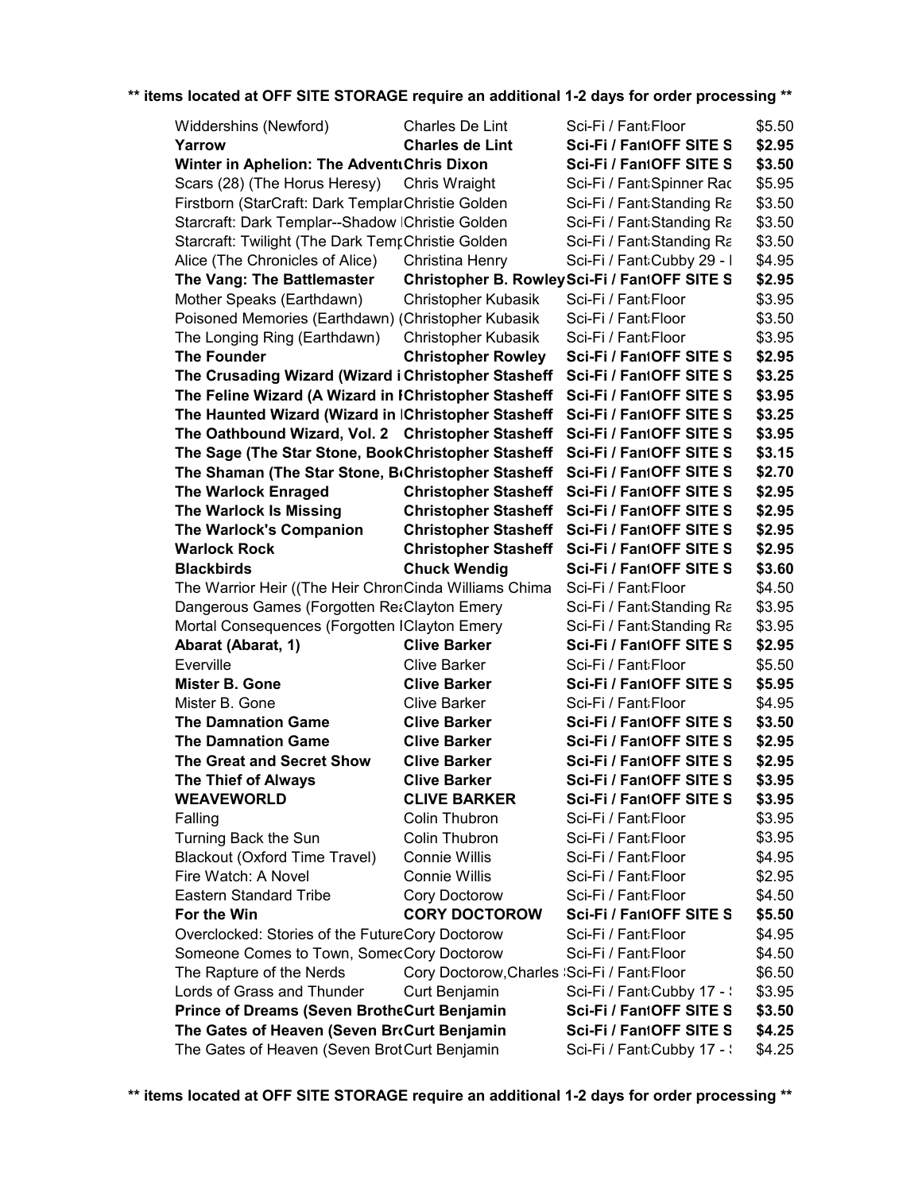**\*\* items located at OFF SITE STORAGE require an additional 1-2 days for order processing \*\***

| | | | |
|---|---|---|---|
| Widdershins (Newford) | Charles De Lint | Sci-Fi / Fant Floor | $5.50 |
| **Yarrow** | **Charles de Lint** | **Sci-Fi / Fant OFF SITE S** | **$2.95** |
| **Winter in Aphelion: The Advent Chris Dixon** | | **Sci-Fi / Fant OFF SITE S** | **$3.50** |
| Scars (28) (The Horus Heresy) | Chris Wraight | Sci-Fi / Fant Spinner Rac | $5.95 |
| Firstborn (StarCraft: Dark Templar | Christie Golden | Sci-Fi / Fant Standing Ra | $3.50 |
| Starcraft: Dark Templar--Shadow | Christie Golden | Sci-Fi / Fant Standing Ra | $3.50 |
| Starcraft: Twilight (The Dark Temp | Christie Golden | Sci-Fi / Fant Standing Ra | $3.50 |
| Alice (The Chronicles of Alice) | Christina Henry | Sci-Fi / Fant Cubby 29 - I | $4.95 |
| **The Vang: The Battlemaster** | **Christopher B. Rowley** | **Sci-Fi / Fant OFF SITE S** | **$2.95** |
| Mother Speaks (Earthdawn) | Christopher Kubasik | Sci-Fi / Fant Floor | $3.95 |
| Poisoned Memories (Earthdawn) ( | Christopher Kubasik | Sci-Fi / Fant Floor | $3.50 |
| The Longing Ring (Earthdawn) | Christopher Kubasik | Sci-Fi / Fant Floor | $3.95 |
| **The Founder** | **Christopher Rowley** | **Sci-Fi / Fant OFF SITE S** | **$2.95** |
| **The Crusading Wizard (Wizard i** | **Christopher Stasheff** | **Sci-Fi / Fant OFF SITE S** | **$3.25** |
| **The Feline Wizard (A Wizard in** | **Christopher Stasheff** | **Sci-Fi / Fant OFF SITE S** | **$3.95** |
| **The Haunted Wizard (Wizard in** | **Christopher Stasheff** | **Sci-Fi / Fant OFF SITE S** | **$3.25** |
| **The Oathbound Wizard, Vol. 2** | **Christopher Stasheff** | **Sci-Fi / Fant OFF SITE S** | **$3.95** |
| **The Sage (The Star Stone, Book** | **Christopher Stasheff** | **Sci-Fi / Fant OFF SITE S** | **$3.15** |
| **The Shaman (The Star Stone, B** | **Christopher Stasheff** | **Sci-Fi / Fant OFF SITE S** | **$2.70** |
| **The Warlock Enraged** | **Christopher Stasheff** | **Sci-Fi / Fant OFF SITE S** | **$2.95** |
| **The Warlock Is Missing** | **Christopher Stasheff** | **Sci-Fi / Fant OFF SITE S** | **$2.95** |
| **The Warlock's Companion** | **Christopher Stasheff** | **Sci-Fi / Fant OFF SITE S** | **$2.95** |
| **Warlock Rock** | **Christopher Stasheff** | **Sci-Fi / Fant OFF SITE S** | **$2.95** |
| **Blackbirds** | **Chuck Wendig** | **Sci-Fi / Fant OFF SITE S** | **$3.60** |
| The Warrior Heir ((The Heir Chron | Cinda Williams Chima | Sci-Fi / Fant Floor | $4.50 |
| Dangerous Games (Forgotten Re | Clayton Emery | Sci-Fi / Fant Standing Ra | $3.95 |
| Mortal Consequences (Forgotten | Clayton Emery | Sci-Fi / Fant Standing Ra | $3.95 |
| **Abarat (Abarat, 1)** | **Clive Barker** | **Sci-Fi / Fant OFF SITE S** | **$2.95** |
| Everville | Clive Barker | Sci-Fi / Fant Floor | $5.50 |
| **Mister B. Gone** | **Clive Barker** | **Sci-Fi / Fant OFF SITE S** | **$5.95** |
| Mister B. Gone | Clive Barker | Sci-Fi / Fant Floor | $4.95 |
| **The Damnation Game** | **Clive Barker** | **Sci-Fi / Fant OFF SITE S** | **$3.50** |
| **The Damnation Game** | **Clive Barker** | **Sci-Fi / Fant OFF SITE S** | **$2.95** |
| **The Great and Secret Show** | **Clive Barker** | **Sci-Fi / Fant OFF SITE S** | **$2.95** |
| **The Thief of Always** | **Clive Barker** | **Sci-Fi / Fant OFF SITE S** | **$3.95** |
| **WEAVEWORLD** | **CLIVE BARKER** | **Sci-Fi / Fant OFF SITE S** | **$3.95** |
| Falling | Colin Thubron | Sci-Fi / Fant Floor | $3.95 |
| Turning Back the Sun | Colin Thubron | Sci-Fi / Fant Floor | $3.95 |
| Blackout (Oxford Time Travel) | Connie Willis | Sci-Fi / Fant Floor | $4.95 |
| Fire Watch: A Novel | Connie Willis | Sci-Fi / Fant Floor | $2.95 |
| Eastern Standard Tribe | Cory Doctorow | Sci-Fi / Fant Floor | $4.50 |
| **For the Win** | **CORY DOCTOROW** | **Sci-Fi / Fant OFF SITE S** | **$5.50** |
| Overclocked: Stories of the Future | Cory Doctorow | Sci-Fi / Fant Floor | $4.95 |
| Someone Comes to Town, Some | Cory Doctorow | Sci-Fi / Fant Floor | $4.50 |
| The Rapture of the Nerds | Cory Doctorow, Charles | Sci-Fi / Fant Floor | $6.50 |
| Lords of Grass and Thunder | Curt Benjamin | Sci-Fi / Fant Cubby 17 - | $3.95 |
| **Prince of Dreams (Seven Brothe** | **Curt Benjamin** | **Sci-Fi / Fant OFF SITE S** | **$3.50** |
| **The Gates of Heaven (Seven Br** | **Curt Benjamin** | **Sci-Fi / Fant OFF SITE S** | **$4.25** |
| The Gates of Heaven (Seven Brot | Curt Benjamin | Sci-Fi / Fant Cubby 17 - | $4.25 |

**\*\* items located at OFF SITE STORAGE require an additional 1-2 days for order processing \*\***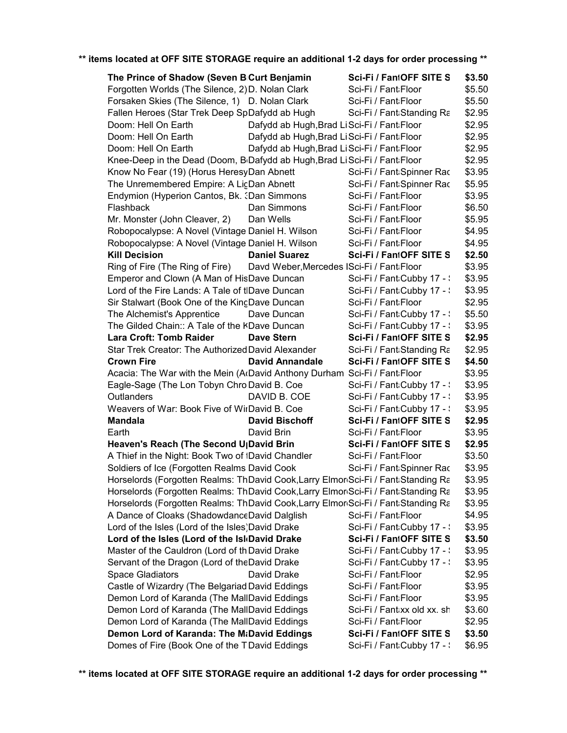**\*\* items located at OFF SITE STORAGE require an additional 1-2 days for order processing \*\***

| Title | Author | Category | Location | Price |
|---|---|---|---|---|
| **The Prince of Shadow (Seven B** | **Curt Benjamin** | **Sci-Fi / Fant** | **OFF SITE S** | **$3.50** |
| Forgotten Worlds (The Silence, 2) | D. Nolan Clark | Sci-Fi / Fant | Floor | $5.50 |
| Forsaken Skies (The Silence, 1) | D. Nolan Clark | Sci-Fi / Fant | Floor | $5.50 |
| Fallen Heroes (Star Trek Deep Sp | Dafydd ab Hugh | Sci-Fi / Fant | Standing Ra | $2.95 |
| Doom: Hell On Earth | Dafydd ab Hugh,Brad Li | Sci-Fi / Fant | Floor | $2.95 |
| Doom: Hell On Earth | Dafydd ab Hugh,Brad Li | Sci-Fi / Fant | Floor | $2.95 |
| Doom: Hell On Earth | Dafydd ab Hugh,Brad Li | Sci-Fi / Fant | Floor | $2.95 |
| Knee-Deep in the Dead (Doom, B | Dafydd ab Hugh,Brad Li | Sci-Fi / Fant | Floor | $2.95 |
| Know No Fear (19) (Horus Heresy | Dan Abnett | Sci-Fi / Fant | Spinner Rac | $3.95 |
| The Unremembered Empire: A Lig | Dan Abnett | Sci-Fi / Fant | Spinner Rac | $5.95 |
| Endymion (Hyperion Cantos, Bk. 3 | Dan Simmons | Sci-Fi / Fant | Floor | $3.95 |
| Flashback | Dan Simmons | Sci-Fi / Fant | Floor | $6.50 |
| Mr. Monster (John Cleaver, 2) | Dan Wells | Sci-Fi / Fant | Floor | $5.95 |
| Robopocalypse: A Novel (Vintage | Daniel H. Wilson | Sci-Fi / Fant | Floor | $4.95 |
| Robopocalypse: A Novel (Vintage | Daniel H. Wilson | Sci-Fi / Fant | Floor | $4.95 |
| **Kill Decision** | **Daniel Suarez** | **Sci-Fi / Fant** | **OFF SITE S** | **$2.50** |
| Ring of Fire (The Ring of Fire) | Davd Weber,Mercedes L | Sci-Fi / Fant | Floor | $3.95 |
| Emperor and Clown (A Man of His | Dave Duncan | Sci-Fi / Fant | Cubby 17 - | $3.95 |
| Lord of the Fire Lands: A Tale of t | Dave Duncan | Sci-Fi / Fant | Cubby 17 - | $3.95 |
| Sir Stalwart (Book One of the King | Dave Duncan | Sci-Fi / Fant | Floor | $2.95 |
| The Alchemist's Apprentice | Dave Duncan | Sci-Fi / Fant | Cubby 17 - | $5.50 |
| The Gilded Chain:: A Tale of the K | Dave Duncan | Sci-Fi / Fant | Cubby 17 - | $3.95 |
| **Lara Croft: Tomb Raider** | **Dave Stern** | **Sci-Fi / Fant** | **OFF SITE S** | **$2.95** |
| Star Trek Creator: The Authorized | David Alexander | Sci-Fi / Fant | Standing Ra | $2.95 |
| **Crown Fire** | **David Annandale** | **Sci-Fi / Fant** | **OFF SITE S** | **$4.50** |
| Acacia: The War with the Mein (A | David Anthony Durham | Sci-Fi / Fant | Floor | $3.95 |
| Eagle-Sage (The Lon Tobyn Chro | David B. Coe | Sci-Fi / Fant | Cubby 17 - | $3.95 |
| Outlanders | DAVID B. COE | Sci-Fi / Fant | Cubby 17 - | $3.95 |
| Weavers of War: Book Five of Wi | David B. Coe | Sci-Fi / Fant | Cubby 17 - | $3.95 |
| **Mandala** | **David Bischoff** | **Sci-Fi / Fant** | **OFF SITE S** | **$2.95** |
| Earth | David Brin | Sci-Fi / Fant | Floor | $3.95 |
| **Heaven's Reach (The Second U** | **David Brin** | **Sci-Fi / Fant** | **OFF SITE S** | **$2.95** |
| A Thief in the Night: Book Two of | David Chandler | Sci-Fi / Fant | Floor | $3.50 |
| Soldiers of Ice (Forgotten Realms | David Cook | Sci-Fi / Fant | Spinner Rac | $3.95 |
| Horselords (Forgotten Realms: Th | David Cook,Larry Elmor | Sci-Fi / Fant | Standing Ra | $3.95 |
| Horselords (Forgotten Realms: Th | David Cook,Larry Elmor | Sci-Fi / Fant | Standing Ra | $3.95 |
| Horselords (Forgotten Realms: Th | David Cook,Larry Elmor | Sci-Fi / Fant | Standing Ra | $3.95 |
| A Dance of Cloaks (Shadowdance | David Dalglish | Sci-Fi / Fant | Floor | $4.95 |
| Lord of the Isles (Lord of the Isles) | David Drake | Sci-Fi / Fant | Cubby 17 - | $3.95 |
| **Lord of the Isles (Lord of the Isl** | **David Drake** | **Sci-Fi / Fant** | **OFF SITE S** | **$3.50** |
| Master of the Cauldron (Lord of th | David Drake | Sci-Fi / Fant | Cubby 17 - | $3.95 |
| Servant of the Dragon (Lord of the | David Drake | Sci-Fi / Fant | Cubby 17 - | $3.95 |
| Space Gladiators | David Drake | Sci-Fi / Fant | Floor | $2.95 |
| Castle of Wizardry (The Belgariad | David Eddings | Sci-Fi / Fant | Floor | $3.95 |
| Demon Lord of Karanda (The Mall | David Eddings | Sci-Fi / Fant | Floor | $3.95 |
| Demon Lord of Karanda (The Mall | David Eddings | Sci-Fi / Fant | xx old xx. sh | $3.60 |
| Demon Lord of Karanda (The Mall | David Eddings | Sci-Fi / Fant | Floor | $2.95 |
| **Demon Lord of Karanda: The M** | **David Eddings** | **Sci-Fi / Fant** | **OFF SITE S** | **$3.50** |
| Domes of Fire (Book One of the T | David Eddings | Sci-Fi / Fant | Cubby 17 - | $6.95 |

**\*\* items located at OFF SITE STORAGE require an additional 1-2 days for order processing \*\***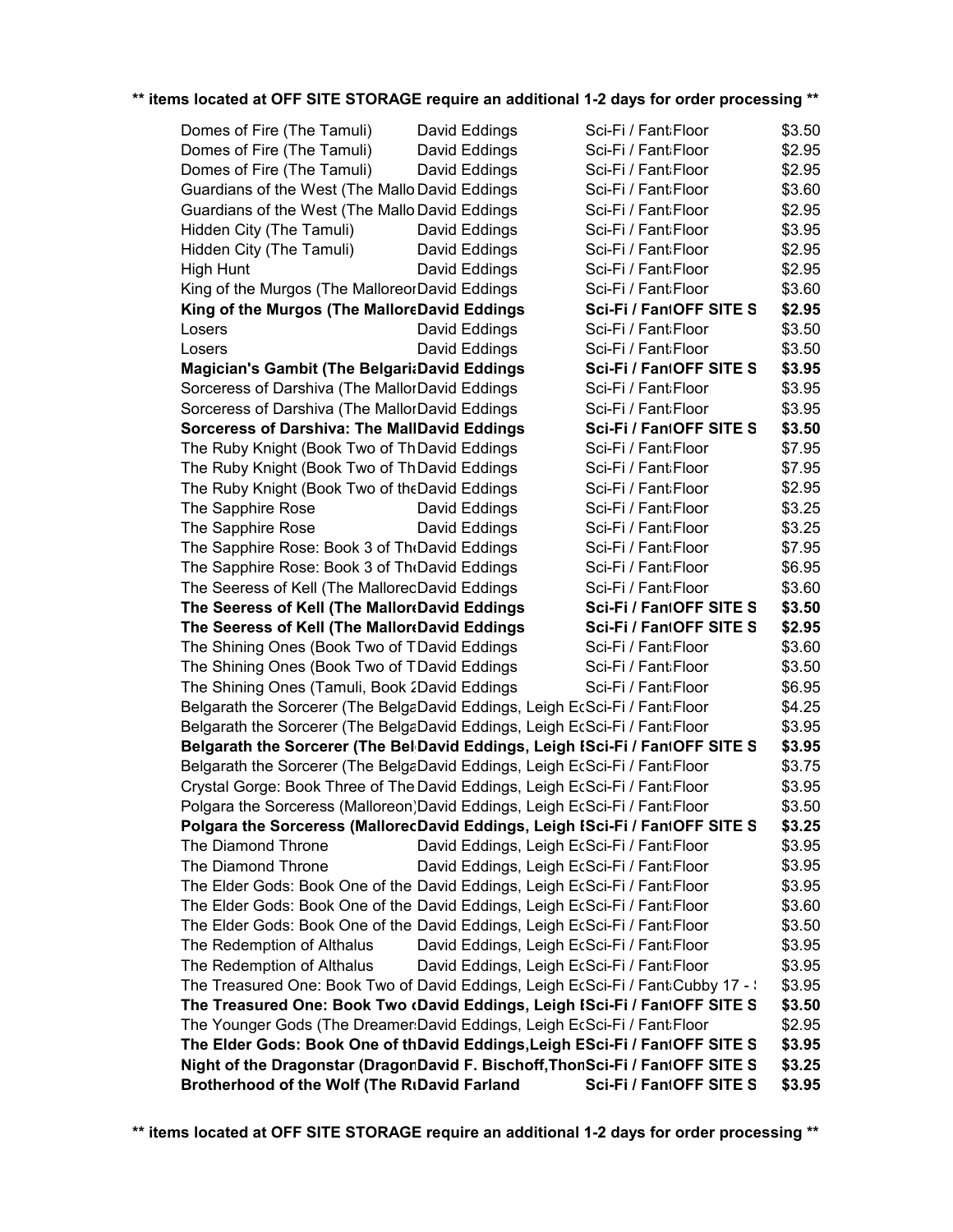**\*\* items located at OFF SITE STORAGE require an additional 1-2 days for order processing \*\***

| Title | Author | Category | Location | Price |
|---|---|---|---|---|
| Domes of Fire (The Tamuli) | David Eddings | Sci-Fi / Fant | Floor | $3.50 |
| Domes of Fire (The Tamuli) | David Eddings | Sci-Fi / Fant | Floor | $2.95 |
| Domes of Fire (The Tamuli) | David Eddings | Sci-Fi / Fant | Floor | $2.95 |
| Guardians of the West (The Mallo | David Eddings | Sci-Fi / Fant | Floor | $3.60 |
| Guardians of the West (The Mallo | David Eddings | Sci-Fi / Fant | Floor | $2.95 |
| Hidden City (The Tamuli) | David Eddings | Sci-Fi / Fant | Floor | $3.95 |
| Hidden City (The Tamuli) | David Eddings | Sci-Fi / Fant | Floor | $2.95 |
| High Hunt | David Eddings | Sci-Fi / Fant | Floor | $2.95 |
| King of the Murgos (The Malloreon | David Eddings | Sci-Fi / Fant | Floor | $3.60 |
| **King of the Murgos (The Mallore** | **David Eddings** | **Sci-Fi / Fant** | **OFF SITE S** | **$2.95** |
| Losers | David Eddings | Sci-Fi / Fant | Floor | $3.50 |
| Losers | David Eddings | Sci-Fi / Fant | Floor | $3.50 |
| **Magician's Gambit (The Belgari** | **David Eddings** | **Sci-Fi / Fant** | **OFF SITE S** | **$3.95** |
| Sorceress of Darshiva (The Mallor | David Eddings | Sci-Fi / Fant | Floor | $3.95 |
| Sorceress of Darshiva (The Mallor | David Eddings | Sci-Fi / Fant | Floor | $3.95 |
| **Sorceress of Darshiva: The Mall** | **David Eddings** | **Sci-Fi / Fant** | **OFF SITE S** | **$3.50** |
| The Ruby Knight (Book Two of Th | David Eddings | Sci-Fi / Fant | Floor | $7.95 |
| The Ruby Knight (Book Two of Th | David Eddings | Sci-Fi / Fant | Floor | $7.95 |
| The Ruby Knight (Book Two of the | David Eddings | Sci-Fi / Fant | Floor | $2.95 |
| The Sapphire Rose | David Eddings | Sci-Fi / Fant | Floor | $3.25 |
| The Sapphire Rose | David Eddings | Sci-Fi / Fant | Floor | $3.25 |
| The Sapphire Rose: Book 3 of Th | David Eddings | Sci-Fi / Fant | Floor | $7.95 |
| The Sapphire Rose: Book 3 of Th | David Eddings | Sci-Fi / Fant | Floor | $6.95 |
| The Seeress of Kell (The Mallorea | David Eddings | Sci-Fi / Fant | Floor | $3.60 |
| **The Seeress of Kell (The Mallor** | **David Eddings** | **Sci-Fi / Fant** | **OFF SITE S** | **$3.50** |
| **The Seeress of Kell (The Mallor** | **David Eddings** | **Sci-Fi / Fant** | **OFF SITE S** | **$2.95** |
| The Shining Ones (Book Two of T | David Eddings | Sci-Fi / Fant | Floor | $3.60 |
| The Shining Ones (Book Two of T | David Eddings | Sci-Fi / Fant | Floor | $3.50 |
| The Shining Ones (Tamuli, Book 2 | David Eddings | Sci-Fi / Fant | Floor | $6.95 |
| Belgarath the Sorcerer (The Belga | David Eddings, Leigh Ec | Sci-Fi / Fant | Floor | $4.25 |
| Belgarath the Sorcerer (The Belga | David Eddings, Leigh Ec | Sci-Fi / Fant | Floor | $3.95 |
| **Belgarath the Sorcerer (The Bel** | **David Eddings, Leigh E** | **Sci-Fi / Fant** | **OFF SITE S** | **$3.95** |
| Belgarath the Sorcerer (The Belga | David Eddings, Leigh Ec | Sci-Fi / Fant | Floor | $3.75 |
| Crystal Gorge: Book Three of The | David Eddings, Leigh Ec | Sci-Fi / Fant | Floor | $3.95 |
| Polgara the Sorceress (Malloreon) | David Eddings, Leigh Ec | Sci-Fi / Fant | Floor | $3.50 |
| **Polgara the Sorceress (Mallorea** | **David Eddings, Leigh E** | **Sci-Fi / Fant** | **OFF SITE S** | **$3.25** |
| The Diamond Throne | David Eddings, Leigh Ec | Sci-Fi / Fant | Floor | $3.95 |
| The Diamond Throne | David Eddings, Leigh Ec | Sci-Fi / Fant | Floor | $3.95 |
| The Elder Gods: Book One of the | David Eddings, Leigh Ec | Sci-Fi / Fant | Floor | $3.95 |
| The Elder Gods: Book One of the | David Eddings, Leigh Ec | Sci-Fi / Fant | Floor | $3.60 |
| The Elder Gods: Book One of the | David Eddings, Leigh Ec | Sci-Fi / Fant | Floor | $3.50 |
| The Redemption of Althalus | David Eddings, Leigh Ec | Sci-Fi / Fant | Floor | $3.95 |
| The Redemption of Althalus | David Eddings, Leigh Ec | Sci-Fi / Fant | Floor | $3.95 |
| The Treasured One: Book Two of | David Eddings, Leigh Ec | Sci-Fi / Fant | Cubby 17 - | $3.95 |
| **The Treasured One: Book Two (** | **David Eddings, Leigh E** | **Sci-Fi / Fant** | **OFF SITE S** | **$3.50** |
| The Younger Gods (The Dreamer | David Eddings, Leigh Ec | Sci-Fi / Fant | Floor | $2.95 |
| **The Elder Gods: Book One of th** | **David Eddings,Leigh E** | **Sci-Fi / Fant** | **OFF SITE S** | **$3.95** |
| **Night of the Dragonstar (Dragon** | **David F. Bischoff,Thon** | **Sci-Fi / Fant** | **OFF SITE S** | **$3.25** |
| **Brotherhood of the Wolf (The R** | **David Farland** | **Sci-Fi / Fant** | **OFF SITE S** | **$3.95** |

**\*\* items located at OFF SITE STORAGE require an additional 1-2 days for order processing \*\***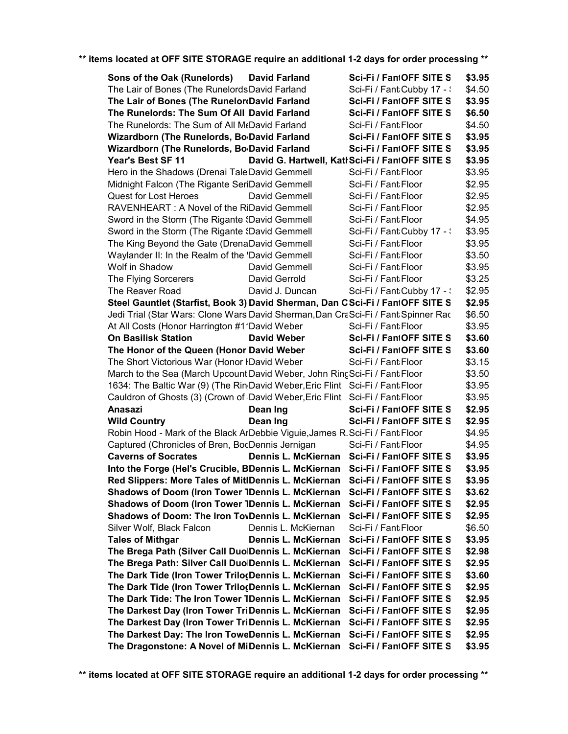** items located at OFF SITE STORAGE require an additional 1-2 days for order processing **

| | | | | |
|---|---|---|---|---|
| **Sons of the Oak (Runelords)** | **David Farland** | **Sci-Fi / Fant** | **OFF SITE S** | **$3.95** |
| The Lair of Bones (The Runelords | David Farland | Sci-Fi / Fant | Cubby 17 - | $4.50 |
| **The Lair of Bones (The Runelor** | **David Farland** | **Sci-Fi / Fant** | **OFF SITE S** | **$3.95** |
| **The Runelords: The Sum Of All** | **David Farland** | **Sci-Fi / Fant** | **OFF SITE S** | **$6.50** |
| The Runelords: The Sum of All M | David Farland | Sci-Fi / Fant | Floor | $4.50 |
| **Wizardborn (The Runelords, Bo** | **David Farland** | **Sci-Fi / Fant** | **OFF SITE S** | **$3.95** |
| **Wizardborn (The Runelords, Bo** | **David Farland** | **Sci-Fi / Fant** | **OFF SITE S** | **$3.95** |
| **Year's Best SF 11** | **David G. Hartwell, Kat** | **Sci-Fi / Fant** | **OFF SITE S** | **$3.95** |
| Hero in the Shadows (Drenai Tale | David Gemmell | Sci-Fi / Fant | Floor | $3.95 |
| Midnight Falcon (The Rigante Seri | David Gemmell | Sci-Fi / Fant | Floor | $2.95 |
| Quest for Lost Heroes | David Gemmell | Sci-Fi / Fant | Floor | $2.95 |
| RAVENHEART : A Novel of the R | David Gemmell | Sci-Fi / Fant | Floor | $2.95 |
| Sword in the Storm (The Rigante | David Gemmell | Sci-Fi / Fant | Floor | $4.95 |
| Sword in the Storm (The Rigante | David Gemmell | Sci-Fi / Fant | Cubby 17 - | $3.95 |
| The King Beyond the Gate (Drena | David Gemmell | Sci-Fi / Fant | Floor | $3.95 |
| Waylander II: In the Realm of the | David Gemmell | Sci-Fi / Fant | Floor | $3.50 |
| Wolf in Shadow | David Gemmell | Sci-Fi / Fant | Floor | $3.95 |
| The Flying Sorcerers | David Gerrold | Sci-Fi / Fant | Floor | $3.25 |
| The Reaver Road | David J. Duncan | Sci-Fi / Fant | Cubby 17 - | $2.95 |
| **Steel Gauntlet (Starfist, Book 3)** | **David Sherman, Dan C** | **Sci-Fi / Fant** | **OFF SITE S** | **$2.95** |
| Jedi Trial (Star Wars: Clone Wars | David Sherman,Dan Cra | Sci-Fi / Fant | Spinner Rac | $6.50 |
| At All Costs (Honor Harrington #1 | David Weber | Sci-Fi / Fant | Floor | $3.95 |
| **On Basilisk Station** | **David Weber** | **Sci-Fi / Fant** | **OFF SITE S** | **$3.60** |
| **The Honor of the Queen (Honor** | **David Weber** | **Sci-Fi / Fant** | **OFF SITE S** | **$3.60** |
| The Short Victorious War (Honor I | David Weber | Sci-Fi / Fant | Floor | $3.15 |
| March to the Sea (March Upcount | David Weber, John Ring | Sci-Fi / Fant | Floor | $3.50 |
| 1634: The Baltic War (9) (The Rin | David Weber,Eric Flint | Sci-Fi / Fant | Floor | $3.95 |
| Cauldron of Ghosts (3) (Crown of | David Weber,Eric Flint | Sci-Fi / Fant | Floor | $3.95 |
| **Anasazi** | **Dean Ing** | **Sci-Fi / Fant** | **OFF SITE S** | **$2.95** |
| **Wild Country** | **Dean Ing** | **Sci-Fi / Fant** | **OFF SITE S** | **$2.95** |
| Robin Hood - Mark of the Black A | Debbie Viguie,James R. | Sci-Fi / Fant | Floor | $4.95 |
| Captured (Chronicles of Bren, Boo | Dennis Jernigan | Sci-Fi / Fant | Floor | $4.95 |
| **Caverns of Socrates** | **Dennis L. McKiernan** | **Sci-Fi / Fant** | **OFF SITE S** | **$3.95** |
| **Into the Forge (Hel's Crucible, B** | **Dennis L. McKiernan** | **Sci-Fi / Fant** | **OFF SITE S** | **$3.95** |
| **Red Slippers: More Tales of Mit** | **Dennis L. McKiernan** | **Sci-Fi / Fant** | **OFF SITE S** | **$3.95** |
| **Shadows of Doom (Iron Tower T** | **Dennis L. McKiernan** | **Sci-Fi / Fant** | **OFF SITE S** | **$3.62** |
| **Shadows of Doom (Iron Tower T** | **Dennis L. McKiernan** | **Sci-Fi / Fant** | **OFF SITE S** | **$2.95** |
| **Shadows of Doom: The Iron To** | **Dennis L. McKiernan** | **Sci-Fi / Fant** | **OFF SITE S** | **$2.95** |
| Silver Wolf, Black Falcon | Dennis L. McKiernan | Sci-Fi / Fant | Floor | $6.50 |
| **Tales of Mithgar** | **Dennis L. McKiernan** | **Sci-Fi / Fant** | **OFF SITE S** | **$3.95** |
| **The Brega Path (Silver Call Duo** | **Dennis L. McKiernan** | **Sci-Fi / Fant** | **OFF SITE S** | **$2.98** |
| **The Brega Path: Silver Call Duo** | **Dennis L. McKiernan** | **Sci-Fi / Fant** | **OFF SITE S** | **$2.95** |
| **The Dark Tide (Iron Tower Trilo** | **Dennis L. McKiernan** | **Sci-Fi / Fant** | **OFF SITE S** | **$3.60** |
| **The Dark Tide (Iron Tower Trilo** | **Dennis L. McKiernan** | **Sci-Fi / Fant** | **OFF SITE S** | **$2.95** |
| **The Dark Tide: The Iron Tower T** | **Dennis L. McKiernan** | **Sci-Fi / Fant** | **OFF SITE S** | **$2.95** |
| **The Darkest Day (Iron Tower Tri** | **Dennis L. McKiernan** | **Sci-Fi / Fant** | **OFF SITE S** | **$2.95** |
| **The Darkest Day (Iron Tower Tri** | **Dennis L. McKiernan** | **Sci-Fi / Fant** | **OFF SITE S** | **$2.95** |
| **The Darkest Day: The Iron Towe** | **Dennis L. McKiernan** | **Sci-Fi / Fant** | **OFF SITE S** | **$2.95** |
| **The Dragonstone: A Novel of Mi** | **Dennis L. McKiernan** | **Sci-Fi / Fant** | **OFF SITE S** | **$3.95** |

** items located at OFF SITE STORAGE require an additional 1-2 days for order processing **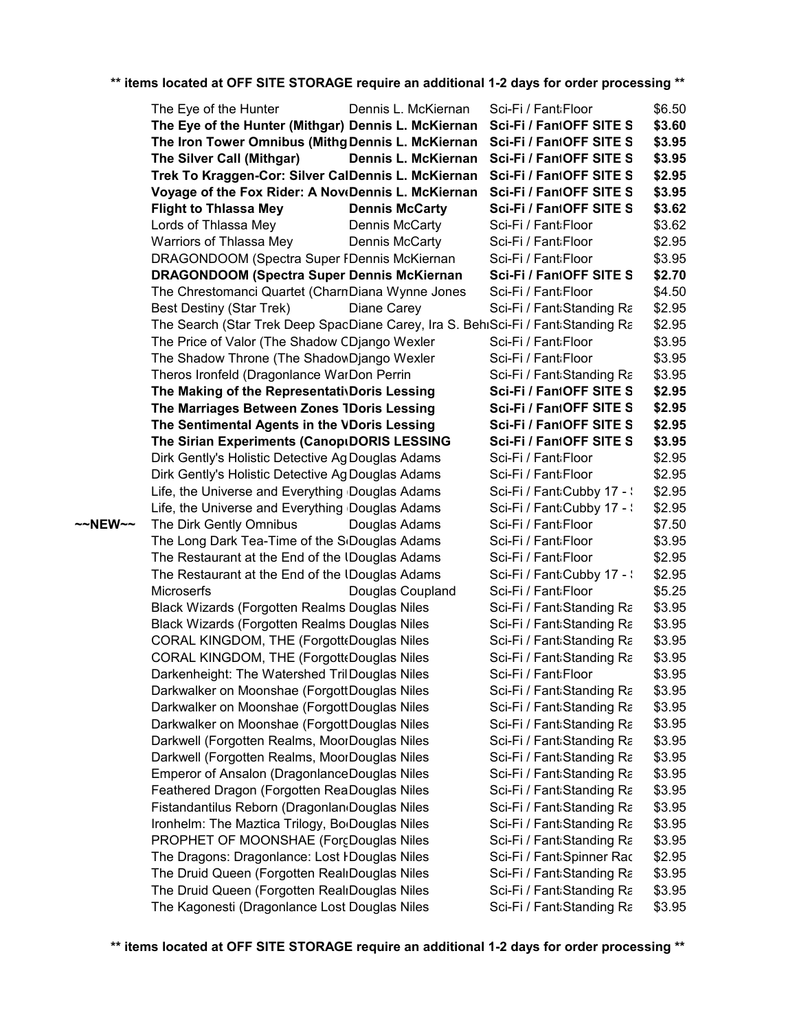**\*\* items located at OFF SITE STORAGE require an additional 1-2 days for order processing \*\***

| | Title | Author | Category / Location | Price |
|---|---|---|---|---|
| | The Eye of the Hunter | Dennis L. McKiernan | Sci-Fi / Fant Floor | $6.50 |
| | **The Eye of the Hunter (Mithgar)** | **Dennis L. McKiernan** | **Sci-Fi / Fant OFF SITE S** | **$3.60** |
| | **The Iron Tower Omnibus (Mithg** | **Dennis L. McKiernan** | **Sci-Fi / Fant OFF SITE S** | **$3.95** |
| | **The Silver Call (Mithgar)** | **Dennis L. McKiernan** | **Sci-Fi / Fant OFF SITE S** | **$3.95** |
| | **Trek To Kraggen-Cor: Silver Cal** | **Dennis L. McKiernan** | **Sci-Fi / Fant OFF SITE S** | **$2.95** |
| | **Voyage of the Fox Rider: A Nov** | **Dennis L. McKiernan** | **Sci-Fi / Fant OFF SITE S** | **$3.95** |
| | **Flight to Thlassa Mey** | **Dennis McCarty** | **Sci-Fi / Fant OFF SITE S** | **$3.62** |
| | Lords of Thlassa Mey | Dennis McCarty | Sci-Fi / Fant Floor | $3.62 |
| | Warriors of Thlassa Mey | Dennis McCarty | Sci-Fi / Fant Floor | $2.95 |
| | DRAGONDOOM (Spectra Super F | Dennis McKiernan | Sci-Fi / Fant Floor | $3.95 |
| | **DRAGONDOOM (Spectra Super** | **Dennis McKiernan** | **Sci-Fi / Fant OFF SITE S** | **$2.70** |
| | The Chrestomanci Quartet (Charn | Diana Wynne Jones | Sci-Fi / Fant Floor | $4.50 |
| | Best Destiny (Star Trek) | Diane Carey | Sci-Fi / Fant Standing Ra | $2.95 |
| | The Search (Star Trek Deep Spac | Diane Carey, Ira S. Beh | Sci-Fi / Fant Standing Ra | $2.95 |
| | The Price of Valor (The Shadow C | Django Wexler | Sci-Fi / Fant Floor | $3.95 |
| | The Shadow Throne (The Shadow | Django Wexler | Sci-Fi / Fant Floor | $3.95 |
| | Theros Ironfeld (Dragonlance War | Don Perrin | Sci-Fi / Fant Standing Ra | $3.95 |
| | **The Making of the Representati** | **Doris Lessing** | **Sci-Fi / Fant OFF SITE S** | **$2.95** |
| | **The Marriages Between Zones T** | **Doris Lessing** | **Sci-Fi / Fant OFF SITE S** | **$2.95** |
| | **The Sentimental Agents in the V** | **Doris Lessing** | **Sci-Fi / Fant OFF SITE S** | **$2.95** |
| | **The Sirian Experiments (Canop** | **DORIS LESSING** | **Sci-Fi / Fant OFF SITE S** | **$3.95** |
| | Dirk Gently's Holistic Detective Ag | Douglas Adams | Sci-Fi / Fant Floor | $2.95 |
| | Dirk Gently's Holistic Detective Ag | Douglas Adams | Sci-Fi / Fant Floor | $2.95 |
| | Life, the Universe and Everything | Douglas Adams | Sci-Fi / Fant Cubby 17 - | $2.95 |
| | Life, the Universe and Everything | Douglas Adams | Sci-Fi / Fant Cubby 17 - | $2.95 |
| ~~NEW~~ | The Dirk Gently Omnibus | Douglas Adams | Sci-Fi / Fant Floor | $7.50 |
| | The Long Dark Tea-Time of the S | Douglas Adams | Sci-Fi / Fant Floor | $3.95 |
| | The Restaurant at the End of the U | Douglas Adams | Sci-Fi / Fant Floor | $2.95 |
| | The Restaurant at the End of the U | Douglas Adams | Sci-Fi / Fant Cubby 17 - | $2.95 |
| | Microserfs | Douglas Coupland | Sci-Fi / Fant Floor | $5.25 |
| | Black Wizards (Forgotten Realms | Douglas Niles | Sci-Fi / Fant Standing Ra | $3.95 |
| | Black Wizards (Forgotten Realms | Douglas Niles | Sci-Fi / Fant Standing Ra | $3.95 |
| | CORAL KINGDOM, THE (Forgotte | Douglas Niles | Sci-Fi / Fant Standing Ra | $3.95 |
| | CORAL KINGDOM, THE (Forgotte | Douglas Niles | Sci-Fi / Fant Standing Ra | $3.95 |
| | Darkenheight: The Watershed Tril | Douglas Niles | Sci-Fi / Fant Floor | $3.95 |
| | Darkwalker on Moonshae (Forgott | Douglas Niles | Sci-Fi / Fant Standing Ra | $3.95 |
| | Darkwalker on Moonshae (Forgott | Douglas Niles | Sci-Fi / Fant Standing Ra | $3.95 |
| | Darkwalker on Moonshae (Forgott | Douglas Niles | Sci-Fi / Fant Standing Ra | $3.95 |
| | Darkwell (Forgotten Realms, Moo | Douglas Niles | Sci-Fi / Fant Standing Ra | $3.95 |
| | Darkwell (Forgotten Realms, Moo | Douglas Niles | Sci-Fi / Fant Standing Ra | $3.95 |
| | Emperor of Ansalon (Dragonlance | Douglas Niles | Sci-Fi / Fant Standing Ra | $3.95 |
| | Feathered Dragon (Forgotten Rea | Douglas Niles | Sci-Fi / Fant Standing Ra | $3.95 |
| | Fistandantilus Reborn (Dragonlan | Douglas Niles | Sci-Fi / Fant Standing Ra | $3.95 |
| | Ironhelm: The Maztica Trilogy, Bo | Douglas Niles | Sci-Fi / Fant Standing Ra | $3.95 |
| | PROPHET OF MOONSHAE (Forg | Douglas Niles | Sci-Fi / Fant Standing Ra | $3.95 |
| | The Dragons: Dragonlance: Lost H | Douglas Niles | Sci-Fi / Fant Spinner Rac | $2.95 |
| | The Druid Queen (Forgotten Real | Douglas Niles | Sci-Fi / Fant Standing Ra | $3.95 |
| | The Druid Queen (Forgotten Real | Douglas Niles | Sci-Fi / Fant Standing Ra | $3.95 |
| | The Kagonesti (Dragonlance Lost | Douglas Niles | Sci-Fi / Fant Standing Ra | $3.95 |

**\*\* items located at OFF SITE STORAGE require an additional 1-2 days for order processing \*\***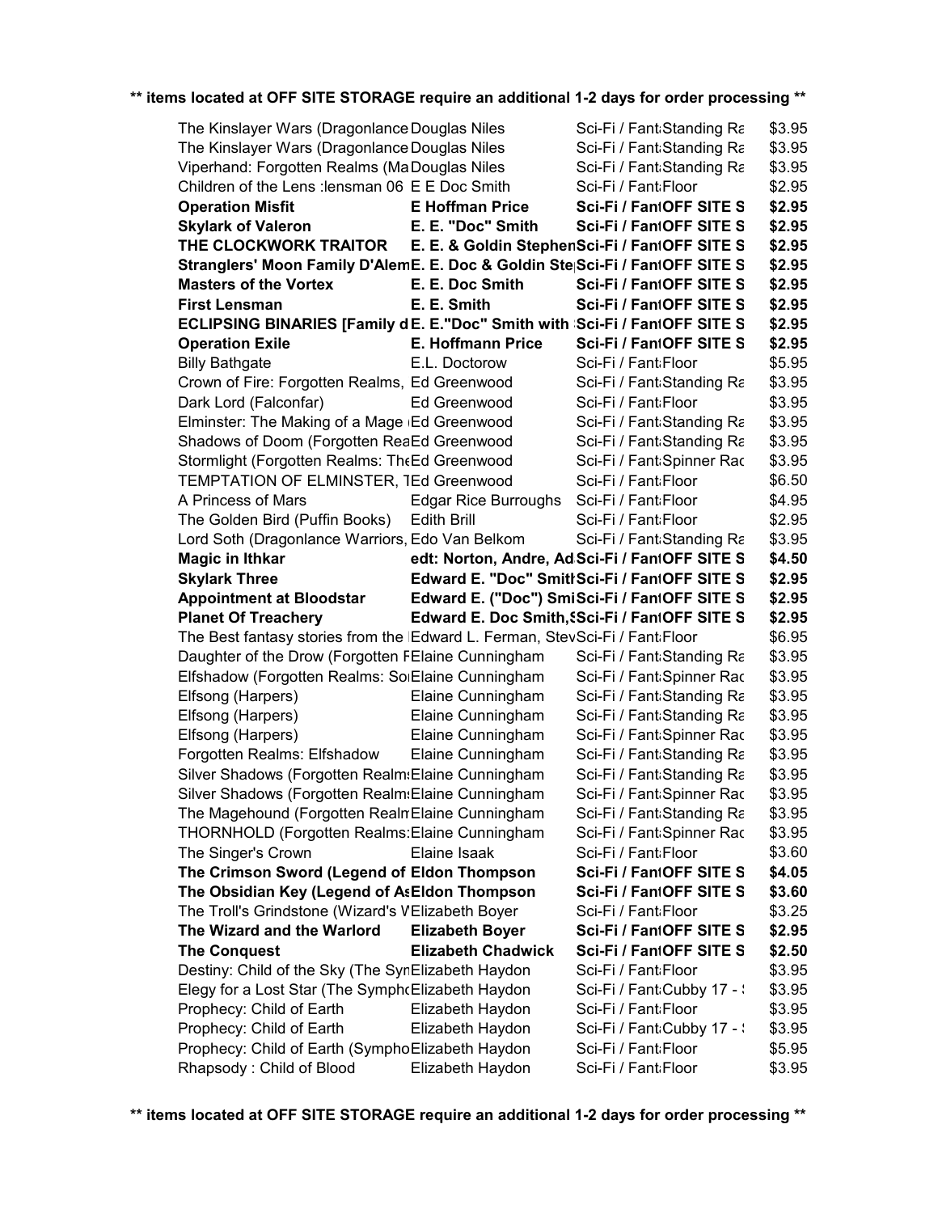**\*\* items located at OFF SITE STORAGE require an additional 1-2 days for order processing \*\***

| Title | Author | Category / Location | Price |
|---|---|---|---|
| The Kinslayer Wars (Dragonlance | Douglas Niles | Sci-Fi / Fant Standing Ra | $3.95 |
| The Kinslayer Wars (Dragonlance | Douglas Niles | Sci-Fi / Fant Standing Ra | $3.95 |
| Viperhand: Forgotten Realms (Ma | Douglas Niles | Sci-Fi / Fant Standing Ra | $3.95 |
| Children of the Lens :lensman 06 | E E Doc Smith | Sci-Fi / Fant Floor | $2.95 |
| **Operation Misfit** | **E Hoffman Price** | **Sci-Fi / Fant OFF SITE S** | **$2.95** |
| **Skylark of Valeron** | **E. E. "Doc" Smith** | **Sci-Fi / Fant OFF SITE S** | **$2.95** |
| **THE CLOCKWORK TRAITOR** | **E. E. & Goldin Stephen** | **Sci-Fi / Fant OFF SITE S** | **$2.95** |
| **Stranglers' Moon Family D'Alem** | **E. E. Doc & Goldin Ste** | **Sci-Fi / Fant OFF SITE S** | **$2.95** |
| **Masters of the Vortex** | **E. E. Doc Smith** | **Sci-Fi / Fant OFF SITE S** | **$2.95** |
| **First Lensman** | **E. E. Smith** | **Sci-Fi / Fant OFF SITE S** | **$2.95** |
| **ECLIPSING BINARIES [Family d** | **E. E."Doc" Smith with** | **Sci-Fi / Fant OFF SITE S** | **$2.95** |
| **Operation Exile** | **E. Hoffmann Price** | **Sci-Fi / Fant OFF SITE S** | **$2.95** |
| Billy Bathgate | E.L. Doctorow | Sci-Fi / Fant Floor | $5.95 |
| Crown of Fire: Forgotten Realms, | Ed Greenwood | Sci-Fi / Fant Standing Ra | $3.95 |
| Dark Lord (Falconfar) | Ed Greenwood | Sci-Fi / Fant Floor | $3.95 |
| Elminster: The Making of a Mage | Ed Greenwood | Sci-Fi / Fant Standing Ra | $3.95 |
| Shadows of Doom (Forgotten Rea | Ed Greenwood | Sci-Fi / Fant Standing Ra | $3.95 |
| Stormlight (Forgotten Realms: The | Ed Greenwood | Sci-Fi / Fant Spinner Rac | $3.95 |
| TEMPTATION OF ELMINSTER, T | Ed Greenwood | Sci-Fi / Fant Floor | $6.50 |
| A Princess of Mars | Edgar Rice Burroughs | Sci-Fi / Fant Floor | $4.95 |
| The Golden Bird (Puffin Books) | Edith Brill | Sci-Fi / Fant Floor | $2.95 |
| Lord Soth (Dragonlance Warriors, | Edo Van Belkom | Sci-Fi / Fant Standing Ra | $3.95 |
| **Magic in Ithkar** | **edt: Norton, Andre, Ad** | **Sci-Fi / Fant OFF SITE S** | **$4.50** |
| **Skylark Three** | **Edward E. "Doc" Smith** | **Sci-Fi / Fant OFF SITE S** | **$2.95** |
| **Appointment at Bloodstar** | **Edward E. ("Doc") Smi** | **Sci-Fi / Fant OFF SITE S** | **$2.95** |
| **Planet Of Treachery** | **Edward E. Doc Smith,S** | **Sci-Fi / Fant OFF SITE S** | **$2.95** |
| The Best fantasy stories from the | Edward L. Ferman, Stev | Sci-Fi / Fant Floor | $6.95 |
| Daughter of the Drow (Forgotten F | Elaine Cunningham | Sci-Fi / Fant Standing Ra | $3.95 |
| Elfshadow (Forgotten Realms: So | Elaine Cunningham | Sci-Fi / Fant Spinner Rac | $3.95 |
| Elfsong (Harpers) | Elaine Cunningham | Sci-Fi / Fant Standing Ra | $3.95 |
| Elfsong (Harpers) | Elaine Cunningham | Sci-Fi / Fant Standing Ra | $3.95 |
| Elfsong (Harpers) | Elaine Cunningham | Sci-Fi / Fant Spinner Rac | $3.95 |
| Forgotten Realms: Elfshadow | Elaine Cunningham | Sci-Fi / Fant Standing Ra | $3.95 |
| Silver Shadows (Forgotten Realms | Elaine Cunningham | Sci-Fi / Fant Standing Ra | $3.95 |
| Silver Shadows (Forgotten Realms | Elaine Cunningham | Sci-Fi / Fant Spinner Rac | $3.95 |
| The Magehound (Forgotten Realm | Elaine Cunningham | Sci-Fi / Fant Standing Ra | $3.95 |
| THORNHOLD (Forgotten Realms: | Elaine Cunningham | Sci-Fi / Fant Spinner Rac | $3.95 |
| The Singer's Crown | Elaine Isaak | Sci-Fi / Fant Floor | $3.60 |
| **The Crimson Sword (Legend of** | **Eldon Thompson** | **Sci-Fi / Fant OFF SITE S** | **$4.05** |
| **The Obsidian Key (Legend of As** | **Eldon Thompson** | **Sci-Fi / Fant OFF SITE S** | **$3.60** |
| The Troll's Grindstone (Wizard's V | Elizabeth Boyer | Sci-Fi / Fant Floor | $3.25 |
| **The Wizard and the Warlord** | **Elizabeth Boyer** | **Sci-Fi / Fant OFF SITE S** | **$2.95** |
| **The Conquest** | **Elizabeth Chadwick** | **Sci-Fi / Fant OFF SITE S** | **$2.50** |
| Destiny: Child of the Sky (The Syn | Elizabeth Haydon | Sci-Fi / Fant Floor | $3.95 |
| Elegy for a Lost Star (The Symph | Elizabeth Haydon | Sci-Fi / Fant Cubby 17 - | $3.95 |
| Prophecy: Child of Earth | Elizabeth Haydon | Sci-Fi / Fant Floor | $3.95 |
| Prophecy: Child of Earth | Elizabeth Haydon | Sci-Fi / Fant Cubby 17 - | $3.95 |
| Prophecy: Child of Earth (Sympho | Elizabeth Haydon | Sci-Fi / Fant Floor | $5.95 |
| Rhapsody : Child of Blood | Elizabeth Haydon | Sci-Fi / Fant Floor | $3.95 |

**\*\* items located at OFF SITE STORAGE require an additional 1-2 days for order processing \*\***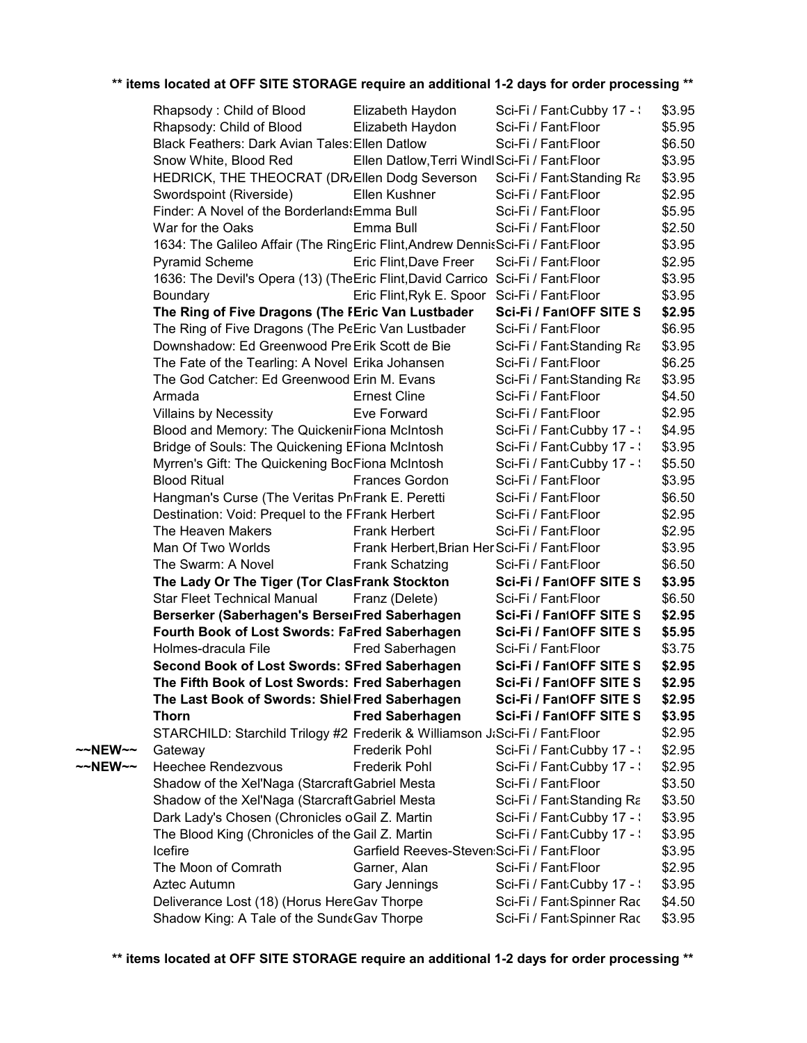**\*\* items located at OFF SITE STORAGE require an additional 1-2 days for order processing \*\***

| | Title | Author | Category / Location | Price |
|---|---|---|---|---|
| | Rhapsody : Child of Blood | Elizabeth Haydon | Sci-Fi / Fant Cubby 17 - | $3.95 |
| | Rhapsody: Child of Blood | Elizabeth Haydon | Sci-Fi / Fant Floor | $5.95 |
| | Black Feathers: Dark Avian Tales: | Ellen Datlow | Sci-Fi / Fant Floor | $6.50 |
| | Snow White, Blood Red | Ellen Datlow,Terri Windl | Sci-Fi / Fant Floor | $3.95 |
| | HEDRICK, THE THEOCRAT (DR | Ellen Dodg Severson | Sci-Fi / Fant Standing Ra | $3.95 |
| | Swordspoint (Riverside) | Ellen Kushner | Sci-Fi / Fant Floor | $2.95 |
| | Finder: A Novel of the Borderlands | Emma Bull | Sci-Fi / Fant Floor | $5.95 |
| | War for the Oaks | Emma Bull | Sci-Fi / Fant Floor | $2.50 |
| | 1634: The Galileo Affair (The Ring | Eric Flint,Andrew Dennis | Sci-Fi / Fant Floor | $3.95 |
| | Pyramid Scheme | Eric Flint,Dave Freer | Sci-Fi / Fant Floor | $2.95 |
| | 1636: The Devil's Opera (13) (The | Eric Flint,David Carrico | Sci-Fi / Fant Floor | $3.95 |
| | Boundary | Eric Flint,Ryk E. Spoor | Sci-Fi / Fant Floor | $3.95 |
| | **The Ring of Five Dragons (The I** | **Eric Van Lustbader** | **Sci-Fi / Fant OFF SITE S** | **$2.95** |
| | The Ring of Five Dragons (The Pe | Eric Van Lustbader | Sci-Fi / Fant Floor | $6.95 |
| | Downshadow: Ed Greenwood Pre | Erik Scott de Bie | Sci-Fi / Fant Standing Ra | $3.95 |
| | The Fate of the Tearling: A Novel | Erika Johansen | Sci-Fi / Fant Floor | $6.25 |
| | The God Catcher: Ed Greenwood | Erin M. Evans | Sci-Fi / Fant Standing Ra | $3.95 |
| | Armada | Ernest Cline | Sci-Fi / Fant Floor | $4.50 |
| | Villains by Necessity | Eve Forward | Sci-Fi / Fant Floor | $2.95 |
| | Blood and Memory: The Quickenin | Fiona McIntosh | Sci-Fi / Fant Cubby 17 - | $4.95 |
| | Bridge of Souls: The Quickening E | Fiona McIntosh | Sci-Fi / Fant Cubby 17 - | $3.95 |
| | Myrren's Gift: The Quickening Boc | Fiona McIntosh | Sci-Fi / Fant Cubby 17 - | $5.50 |
| | Blood Ritual | Frances Gordon | Sci-Fi / Fant Floor | $3.95 |
| | Hangman's Curse (The Veritas Pr | Frank E. Peretti | Sci-Fi / Fant Floor | $6.50 |
| | Destination: Void: Prequel to the F | Frank Herbert | Sci-Fi / Fant Floor | $2.95 |
| | The Heaven Makers | Frank Herbert | Sci-Fi / Fant Floor | $2.95 |
| | Man Of Two Worlds | Frank Herbert,Brian Her | Sci-Fi / Fant Floor | $3.95 |
| | The Swarm: A Novel | Frank Schatzing | Sci-Fi / Fant Floor | $6.50 |
| | **The Lady Or The Tiger (Tor Clas** | **Frank Stockton** | **Sci-Fi / Fant OFF SITE S** | **$3.95** |
| | Star Fleet Technical Manual | Franz (Delete) | Sci-Fi / Fant Floor | $6.50 |
| | **Berserker (Saberhagen's Berse** | **Fred Saberhagen** | **Sci-Fi / Fant OFF SITE S** | **$2.95** |
| | **Fourth Book of Lost Swords: Fa** | **Fred Saberhagen** | **Sci-Fi / Fant OFF SITE S** | **$5.95** |
| | Holmes-dracula File | Fred Saberhagen | Sci-Fi / Fant Floor | $3.75 |
| | **Second Book of Lost Swords: S** | **Fred Saberhagen** | **Sci-Fi / Fant OFF SITE S** | **$2.95** |
| | **The Fifth Book of Lost Swords:** | **Fred Saberhagen** | **Sci-Fi / Fant OFF SITE S** | **$2.95** |
| | **The Last Book of Swords: Shiel** | **Fred Saberhagen** | **Sci-Fi / Fant OFF SITE S** | **$2.95** |
| | **Thorn** | **Fred Saberhagen** | **Sci-Fi / Fant OFF SITE S** | **$3.95** |
| | STARCHILD: Starchild Trilogy #2 | Frederik & Williamson J. | Sci-Fi / Fant Floor | $2.95 |
| ~~NEW~~ | Gateway | Frederik Pohl | Sci-Fi / Fant Cubby 17 - | $2.95 |
| ~~NEW~~ | Heechee Rendezvous | Frederik Pohl | Sci-Fi / Fant Cubby 17 - | $2.95 |
| | Shadow of the Xel'Naga (Starcraft | Gabriel Mesta | Sci-Fi / Fant Floor | $3.50 |
| | Shadow of the Xel'Naga (Starcraft | Gabriel Mesta | Sci-Fi / Fant Standing Ra | $3.50 |
| | Dark Lady's Chosen (Chronicles o | Gail Z. Martin | Sci-Fi / Fant Cubby 17 - | $3.95 |
| | The Blood King (Chronicles of the | Gail Z. Martin | Sci-Fi / Fant Cubby 17 - | $3.95 |
| | Icefire | Garfield Reeves-Steven | Sci-Fi / Fant Floor | $3.95 |
| | The Moon of Comrath | Garner, Alan | Sci-Fi / Fant Floor | $2.95 |
| | Aztec Autumn | Gary Jennings | Sci-Fi / Fant Cubby 17 - | $3.95 |
| | Deliverance Lost (18) (Horus Here | Gav Thorpe | Sci-Fi / Fant Spinner Rac | $4.50 |
| | Shadow King: A Tale of the Sunde | Gav Thorpe | Sci-Fi / Fant Spinner Rac | $3.95 |

**\*\* items located at OFF SITE STORAGE require an additional 1-2 days for order processing \*\***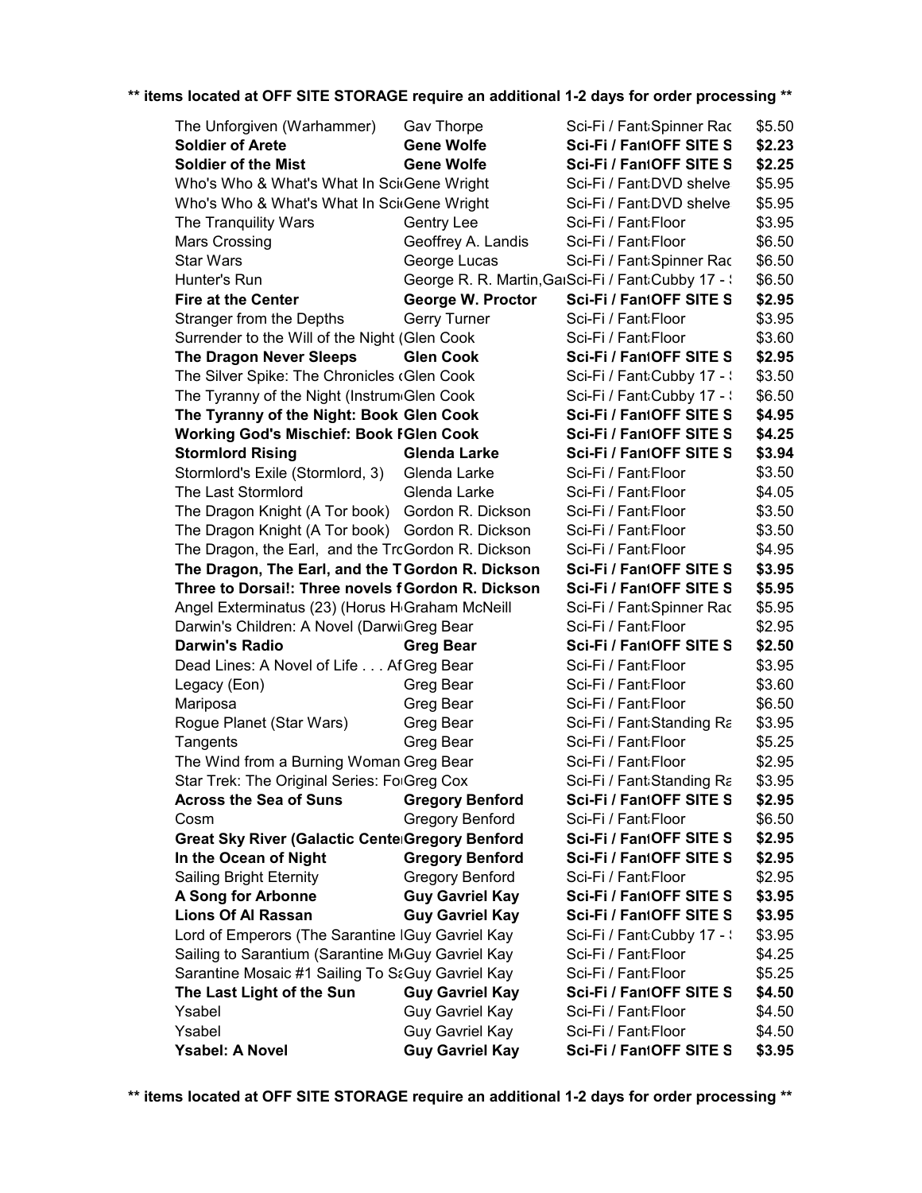**\*\* items located at OFF SITE STORAGE require an additional 1-2 days for order processing \*\***

| | | | |
|---|---|---|---|
| The Unforgiven (Warhammer) | Gav Thorpe | Sci-Fi / Fant:Spinner Rac | $5.50 |
| **Soldier of Arete** | **Gene Wolfe** | **Sci-Fi / FantOFF SITE S** | **$2.23** |
| **Soldier of the Mist** | **Gene Wolfe** | **Sci-Fi / FantOFF SITE S** | **$2.25** |
| Who's Who & What's What In Sci Gene Wright | | Sci-Fi / Fant:DVD shelve | $5.95 |
| Who's Who & What's What In Sci Gene Wright | | Sci-Fi / Fant:DVD shelve | $5.95 |
| The Tranquility Wars | Gentry Lee | Sci-Fi / Fant:Floor | $3.95 |
| Mars Crossing | Geoffrey A. Landis | Sci-Fi / Fant:Floor | $6.50 |
| Star Wars | George Lucas | Sci-Fi / Fant:Spinner Rac | $6.50 |
| Hunter's Run | George R. R. Martin, Ga | Sci-Fi / Fant:Cubby 17 - | $6.50 |
| **Fire at the Center** | **George W. Proctor** | **Sci-Fi / FantOFF SITE S** | **$2.95** |
| Stranger from the Depths | Gerry Turner | Sci-Fi / Fant:Floor | $3.95 |
| Surrender to the Will of the Night (Glen Cook | | Sci-Fi / Fant:Floor | $3.60 |
| **The Dragon Never Sleeps** | **Glen Cook** | **Sci-Fi / FantOFF SITE S** | **$2.95** |
| The Silver Spike: The Chronicles (Glen Cook | | Sci-Fi / Fant:Cubby 17 - | $3.50 |
| The Tyranny of the Night (Instrum Glen Cook | | Sci-Fi / Fant:Cubby 17 - | $6.50 |
| **The Tyranny of the Night: Book Glen Cook** | | **Sci-Fi / FantOFF SITE S** | **$4.95** |
| **Working God's Mischief: Book Glen Cook** | | **Sci-Fi / FantOFF SITE S** | **$4.25** |
| **Stormlord Rising** | **Glenda Larke** | **Sci-Fi / FantOFF SITE S** | **$3.94** |
| Stormlord's Exile (Stormlord, 3) | Glenda Larke | Sci-Fi / Fant:Floor | $3.50 |
| The Last Stormlord | Glenda Larke | Sci-Fi / Fant:Floor | $4.05 |
| The Dragon Knight (A Tor book) | Gordon R. Dickson | Sci-Fi / Fant:Floor | $3.50 |
| The Dragon Knight (A Tor book) | Gordon R. Dickson | Sci-Fi / Fant:Floor | $3.50 |
| The Dragon, the Earl, and the Tr Gordon R. Dickson | | Sci-Fi / Fant:Floor | $4.95 |
| **The Dragon, The Earl, and the T Gordon R. Dickson** | | **Sci-Fi / FantOFF SITE S** | **$3.95** |
| **Three to Dorsai!: Three novels f Gordon R. Dickson** | | **Sci-Fi / FantOFF SITE S** | **$5.95** |
| Angel Exterminatus (23) (Horus H Graham McNeill | | Sci-Fi / Fant:Spinner Rac | $5.95 |
| Darwin's Children: A Novel (Darwi Greg Bear | | Sci-Fi / Fant:Floor | $2.95 |
| **Darwin's Radio** | **Greg Bear** | **Sci-Fi / FantOFF SITE S** | **$2.50** |
| Dead Lines: A Novel of Life . . . Af Greg Bear | | Sci-Fi / Fant:Floor | $3.95 |
| Legacy (Eon) | Greg Bear | Sci-Fi / Fant:Floor | $3.60 |
| Mariposa | Greg Bear | Sci-Fi / Fant:Floor | $6.50 |
| Rogue Planet (Star Wars) | Greg Bear | Sci-Fi / Fant:Standing Ra | $3.95 |
| Tangents | Greg Bear | Sci-Fi / Fant:Floor | $5.25 |
| The Wind from a Burning Woman Greg Bear | | Sci-Fi / Fant:Floor | $2.95 |
| Star Trek: The Original Series: Fo Greg Cox | | Sci-Fi / Fant:Standing Ra | $3.95 |
| **Across the Sea of Suns** | **Gregory Benford** | **Sci-Fi / FantOFF SITE S** | **$2.95** |
| Cosm | Gregory Benford | Sci-Fi / Fant:Floor | $6.50 |
| **Great Sky River (Galactic Cente Gregory Benford** | | **Sci-Fi / FantOFF SITE S** | **$2.95** |
| **In the Ocean of Night** | **Gregory Benford** | **Sci-Fi / FantOFF SITE S** | **$2.95** |
| Sailing Bright Eternity | Gregory Benford | Sci-Fi / Fant:Floor | $2.95 |
| **A Song for Arbonne** | **Guy Gavriel Kay** | **Sci-Fi / FantOFF SITE S** | **$3.95** |
| **Lions Of Al Rassan** | **Guy Gavriel Kay** | **Sci-Fi / FantOFF SITE S** | **$3.95** |
| Lord of Emperors (The Sarantine Guy Gavriel Kay | | Sci-Fi / Fant:Cubby 17 - | $3.95 |
| Sailing to Sarantium (Sarantine M Guy Gavriel Kay | | Sci-Fi / Fant:Floor | $4.25 |
| Sarantine Mosaic #1 Sailing To Sa Guy Gavriel Kay | | Sci-Fi / Fant:Floor | $5.25 |
| **The Last Light of the Sun** | **Guy Gavriel Kay** | **Sci-Fi / FantOFF SITE S** | **$4.50** |
| Ysabel | Guy Gavriel Kay | Sci-Fi / Fant:Floor | $4.50 |
| Ysabel | Guy Gavriel Kay | Sci-Fi / Fant:Floor | $4.50 |
| **Ysabel: A Novel** | **Guy Gavriel Kay** | **Sci-Fi / FantOFF SITE S** | **$3.95** |

**\*\* items located at OFF SITE STORAGE require an additional 1-2 days for order processing \*\***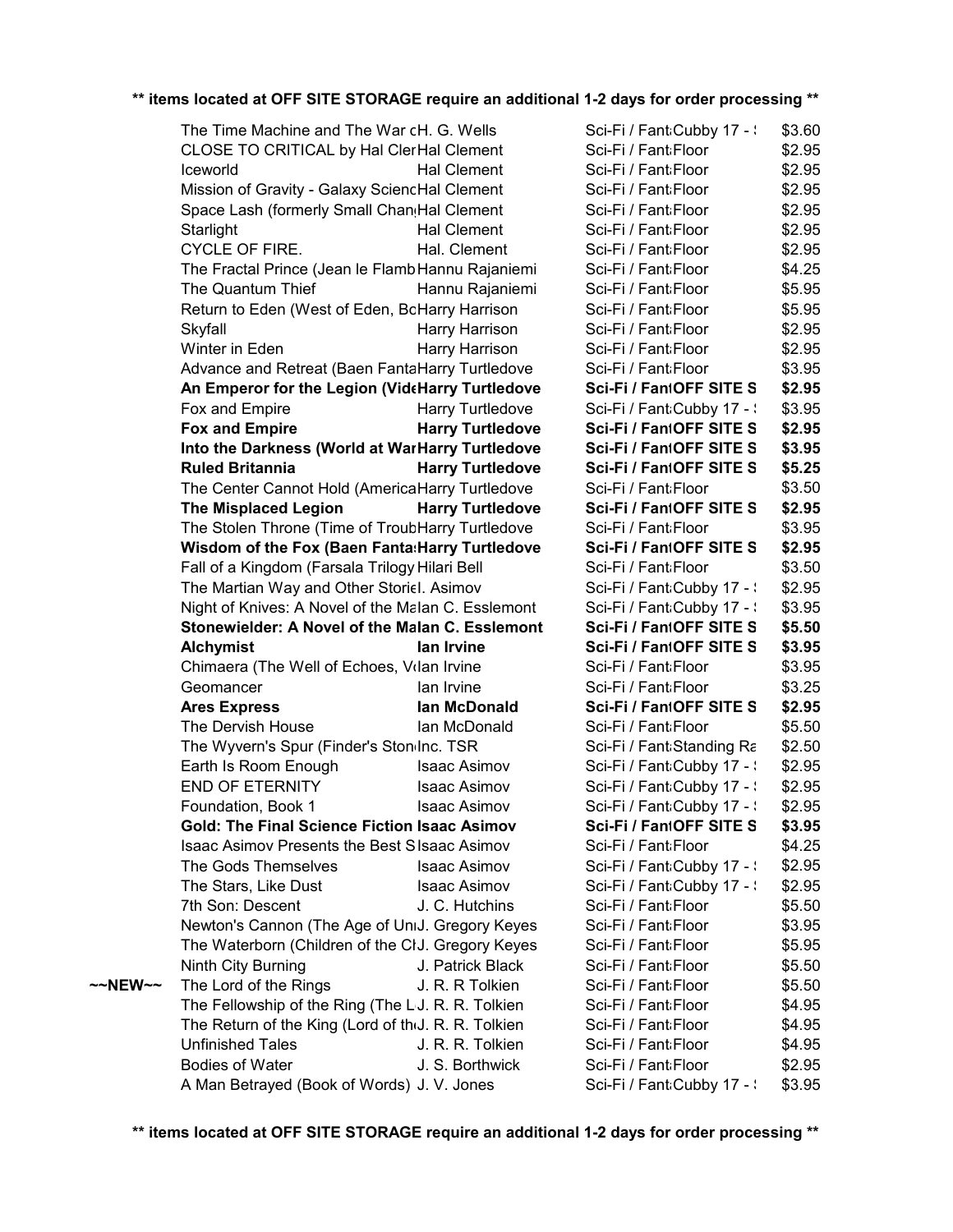** items located at OFF SITE STORAGE require an additional 1-2 days for order processing **

| | Title | Author | Category | Location | Price |
|---|---|---|---|---|---|
| | The Time Machine and The War c | H. G. Wells | Sci-Fi / Fant | Cubby 17 - | $3.60 |
| | CLOSE TO CRITICAL by Hal Cler | Hal Clement | Sci-Fi / Fant | Floor | $2.95 |
| | Iceworld | Hal Clement | Sci-Fi / Fant | Floor | $2.95 |
| | Mission of Gravity - Galaxy Scienc | Hal Clement | Sci-Fi / Fant | Floor | $2.95 |
| | Space Lash (formerly Small Chan | Hal Clement | Sci-Fi / Fant | Floor | $2.95 |
| | Starlight | Hal Clement | Sci-Fi / Fant | Floor | $2.95 |
| | CYCLE OF FIRE. | Hal. Clement | Sci-Fi / Fant | Floor | $2.95 |
| | The Fractal Prince (Jean le Flamb | Hannu Rajaniemi | Sci-Fi / Fant | Floor | $4.25 |
| | The Quantum Thief | Hannu Rajaniemi | Sci-Fi / Fant | Floor | $5.95 |
| | Return to Eden (West of Eden, Bo | Harry Harrison | Sci-Fi / Fant | Floor | $5.95 |
| | Skyfall | Harry Harrison | Sci-Fi / Fant | Floor | $2.95 |
| | Winter in Eden | Harry Harrison | Sci-Fi / Fant | Floor | $2.95 |
| | Advance and Retreat (Baen Fanta | Harry Turtledove | Sci-Fi / Fant | Floor | $3.95 |
| | **An Emperor for the Legion (Vide** | **Harry Turtledove** | **Sci-Fi / Fant** | **OFF SITE S** | **$2.95** |
| | Fox and Empire | Harry Turtledove | Sci-Fi / Fant | Cubby 17 - | $3.95 |
| | **Fox and Empire** | **Harry Turtledove** | **Sci-Fi / Fant** | **OFF SITE S** | **$2.95** |
| | **Into the Darkness (World at War** | **Harry Turtledove** | **Sci-Fi / Fant** | **OFF SITE S** | **$3.95** |
| | **Ruled Britannia** | **Harry Turtledove** | **Sci-Fi / Fant** | **OFF SITE S** | **$5.25** |
| | The Center Cannot Hold (America | Harry Turtledove | Sci-Fi / Fant | Floor | $3.50 |
| | **The Misplaced Legion** | **Harry Turtledove** | **Sci-Fi / Fant** | **OFF SITE S** | **$2.95** |
| | The Stolen Throne (Time of Troub | Harry Turtledove | Sci-Fi / Fant | Floor | $3.95 |
| | **Wisdom of the Fox (Baen Fanta** | **Harry Turtledove** | **Sci-Fi / Fant** | **OFF SITE S** | **$2.95** |
| | Fall of a Kingdom (Farsala Trilogy | Hilari Bell | Sci-Fi / Fant | Floor | $3.50 |
| | The Martian Way and Other Storie | I. Asimov | Sci-Fi / Fant | Cubby 17 - | $2.95 |
| | Night of Knives: A Novel of the Ma | Ian C. Esslemont | Sci-Fi / Fant | Cubby 17 - | $3.95 |
| | **Stonewielder: A Novel of the Ma** | **Ian C. Esslemont** | **Sci-Fi / Fant** | **OFF SITE S** | **$5.50** |
| | **Alchymist** | **Ian Irvine** | **Sci-Fi / Fant** | **OFF SITE S** | **$3.95** |
| | Chimaera (The Well of Echoes, V | Ian Irvine | Sci-Fi / Fant | Floor | $3.95 |
| | Geomancer | Ian Irvine | Sci-Fi / Fant | Floor | $3.25 |
| | **Ares Express** | **Ian McDonald** | **Sci-Fi / Fant** | **OFF SITE S** | **$2.95** |
| | The Dervish House | Ian McDonald | Sci-Fi / Fant | Floor | $5.50 |
| | The Wyvern's Spur (Finder's Ston | Inc. TSR | Sci-Fi / Fant | Standing Ra | $2.50 |
| | Earth Is Room Enough | Isaac Asimov | Sci-Fi / Fant | Cubby 17 - | $2.95 |
| | END OF ETERNITY | Isaac Asimov | Sci-Fi / Fant | Cubby 17 - | $2.95 |
| | Foundation, Book 1 | Isaac Asimov | Sci-Fi / Fant | Cubby 17 - | $2.95 |
| | **Gold: The Final Science Fiction** | **Isaac Asimov** | **Sci-Fi / Fant** | **OFF SITE S** | **$3.95** |
| | Isaac Asimov Presents the Best S | Isaac Asimov | Sci-Fi / Fant | Floor | $4.25 |
| | The Gods Themselves | Isaac Asimov | Sci-Fi / Fant | Cubby 17 - | $2.95 |
| | The Stars, Like Dust | Isaac Asimov | Sci-Fi / Fant | Cubby 17 - | $2.95 |
| | 7th Son: Descent | J. C. Hutchins | Sci-Fi / Fant | Floor | $5.50 |
| | Newton's Cannon (The Age of Un | J. Gregory Keyes | Sci-Fi / Fant | Floor | $3.95 |
| | The Waterborn (Children of the Cl | J. Gregory Keyes | Sci-Fi / Fant | Floor | $5.95 |
| | Ninth City Burning | J. Patrick Black | Sci-Fi / Fant | Floor | $5.50 |
| ~~NEW~~ | The Lord of the Rings | J. R. R Tolkien | Sci-Fi / Fant | Floor | $5.50 |
| | The Fellowship of the Ring (The L | J. R. R. Tolkien | Sci-Fi / Fant | Floor | $4.95 |
| | The Return of the King (Lord of th | J. R. R. Tolkien | Sci-Fi / Fant | Floor | $4.95 |
| | Unfinished Tales | J. R. R. Tolkien | Sci-Fi / Fant | Floor | $4.95 |
| | Bodies of Water | J. S. Borthwick | Sci-Fi / Fant | Floor | $2.95 |
| | A Man Betrayed (Book of Words) | J. V. Jones | Sci-Fi / Fant | Cubby 17 - | $3.95 |

** items located at OFF SITE STORAGE require an additional 1-2 days for order processing **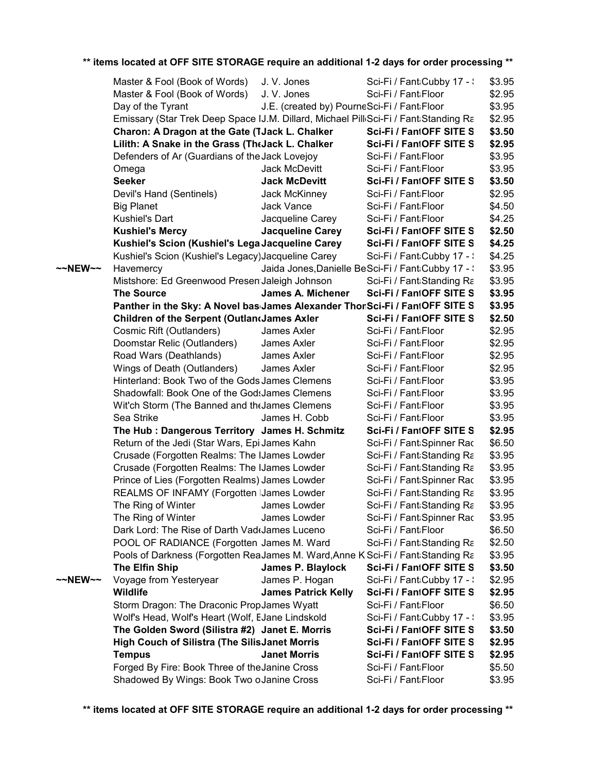**\*\* items located at OFF SITE STORAGE require an additional 1-2 days for order processing \*\***

| | Title | Author | Category / Location | Price |
|---|---|---|---|---|
| | Master & Fool (Book of Words) | J. V. Jones | Sci-Fi / Fant Cubby 17 - | $3.95 |
| | Master & Fool (Book of Words) | J. V. Jones | Sci-Fi / Fant Floor | $2.95 |
| | Day of the Tyrant | J.E. (created by) Pourne | Sci-Fi / Fant Floor | $3.95 |
| | Emissary (Star Trek Deep Space I | J.M. Dillard, Michael Pill | Sci-Fi / Fant Standing Ra | $2.95 |
| | **Charon: A Dragon at the Gate (T** | **Jack L. Chalker** | **Sci-Fi / Fant OFF SITE S** | **$3.50** |
| | **Lilith: A Snake in the Grass (Th** | **Jack L. Chalker** | **Sci-Fi / Fant OFF SITE S** | **$2.95** |
| | Defenders of Ar (Guardians of the | Jack Lovejoy | Sci-Fi / Fant Floor | $3.95 |
| | Omega | Jack McDevitt | Sci-Fi / Fant Floor | $3.95 |
| | **Seeker** | **Jack McDevitt** | **Sci-Fi / Fant OFF SITE S** | **$3.50** |
| | Devil's Hand (Sentinels) | Jack McKinney | Sci-Fi / Fant Floor | $2.95 |
| | Big Planet | Jack Vance | Sci-Fi / Fant Floor | $4.50 |
| | Kushiel's Dart | Jacqueline Carey | Sci-Fi / Fant Floor | $4.25 |
| | **Kushiel's Mercy** | **Jacqueline Carey** | **Sci-Fi / Fant OFF SITE S** | **$2.50** |
| | **Kushiel's Scion (Kushiel's Lega** | **Jacqueline Carey** | **Sci-Fi / Fant OFF SITE S** | **$4.25** |
| | Kushiel's Scion (Kushiel's Legacy) | Jacqueline Carey | Sci-Fi / Fant Cubby 17 - | $4.25 |
| ~~NEW~~ | Havemercy | Jaida Jones,Danielle Be | Sci-Fi / Fant Cubby 17 - | $3.95 |
| | Mistshore: Ed Greenwood Presen | Jaleigh Johnson | Sci-Fi / Fant Standing Ra | $3.95 |
| | **The Source** | **James A. Michener** | **Sci-Fi / Fant OFF SITE S** | **$3.95** |
| | **Panther in the Sky: A Novel bas** | **James Alexander Thor** | **Sci-Fi / Fant OFF SITE S** | **$3.95** |
| | **Children of the Serpent (Outlan** | **James Axler** | **Sci-Fi / Fant OFF SITE S** | **$2.50** |
| | Cosmic Rift (Outlanders) | James Axler | Sci-Fi / Fant Floor | $2.95 |
| | Doomstar Relic (Outlanders) | James Axler | Sci-Fi / Fant Floor | $2.95 |
| | Road Wars (Deathlands) | James Axler | Sci-Fi / Fant Floor | $2.95 |
| | Wings of Death (Outlanders) | James Axler | Sci-Fi / Fant Floor | $2.95 |
| | Hinterland: Book Two of the Gods | James Clemens | Sci-Fi / Fant Floor | $3.95 |
| | Shadowfall: Book One of the Gods | James Clemens | Sci-Fi / Fant Floor | $3.95 |
| | Wit'ch Storm (The Banned and th | James Clemens | Sci-Fi / Fant Floor | $3.95 |
| | Sea Strike | James H. Cobb | Sci-Fi / Fant Floor | $3.95 |
| | **The Hub : Dangerous Territory** | **James H. Schmitz** | **Sci-Fi / Fant OFF SITE S** | **$2.95** |
| | Return of the Jedi (Star Wars, Epi | James Kahn | Sci-Fi / Fant Spinner Rac | $6.50 |
| | Crusade (Forgotten Realms: The I | James Lowder | Sci-Fi / Fant Standing Ra | $3.95 |
| | Crusade (Forgotten Realms: The I | James Lowder | Sci-Fi / Fant Standing Ra | $3.95 |
| | Prince of Lies (Forgotten Realms) | James Lowder | Sci-Fi / Fant Spinner Rac | $3.95 |
| | REALMS OF INFAMY (Forgotten I | James Lowder | Sci-Fi / Fant Standing Ra | $3.95 |
| | The Ring of Winter | James Lowder | Sci-Fi / Fant Standing Ra | $3.95 |
| | The Ring of Winter | James Lowder | Sci-Fi / Fant Spinner Rac | $3.95 |
| | Dark Lord: The Rise of Darth Vad | James Luceno | Sci-Fi / Fant Floor | $6.50 |
| | POOL OF RADIANCE (Forgotten | James M. Ward | Sci-Fi / Fant Standing Ra | $2.50 |
| | Pools of Darkness (Forgotten Rea | James M. Ward,Anne K | Sci-Fi / Fant Standing Ra | $3.95 |
| | **The Elfin Ship** | **James P. Blaylock** | **Sci-Fi / Fant OFF SITE S** | **$3.50** |
| ~~NEW~~ | Voyage from Yesteryear | James P. Hogan | Sci-Fi / Fant Cubby 17 - | $2.95 |
| | **Wildlife** | **James Patrick Kelly** | **Sci-Fi / Fant OFF SITE S** | **$2.95** |
| | Storm Dragon: The Draconic Prop | James Wyatt | Sci-Fi / Fant Floor | $6.50 |
| | Wolf's Head, Wolf's Heart (Wolf, E | Jane Lindskold | Sci-Fi / Fant Cubby 17 - | $3.95 |
| | **The Golden Sword (Silistra #2)** | **Janet E. Morris** | **Sci-Fi / Fant OFF SITE S** | **$3.50** |
| | **High Couch of Silistra (The Silis** | **Janet Morris** | **Sci-Fi / Fant OFF SITE S** | **$2.95** |
| | **Tempus** | **Janet Morris** | **Sci-Fi / Fant OFF SITE S** | **$2.95** |
| | Forged By Fire: Book Three of the | Janine Cross | Sci-Fi / Fant Floor | $5.50 |
| | Shadowed By Wings: Book Two o | Janine Cross | Sci-Fi / Fant Floor | $3.95 |

**\*\* items located at OFF SITE STORAGE require an additional 1-2 days for order processing \*\***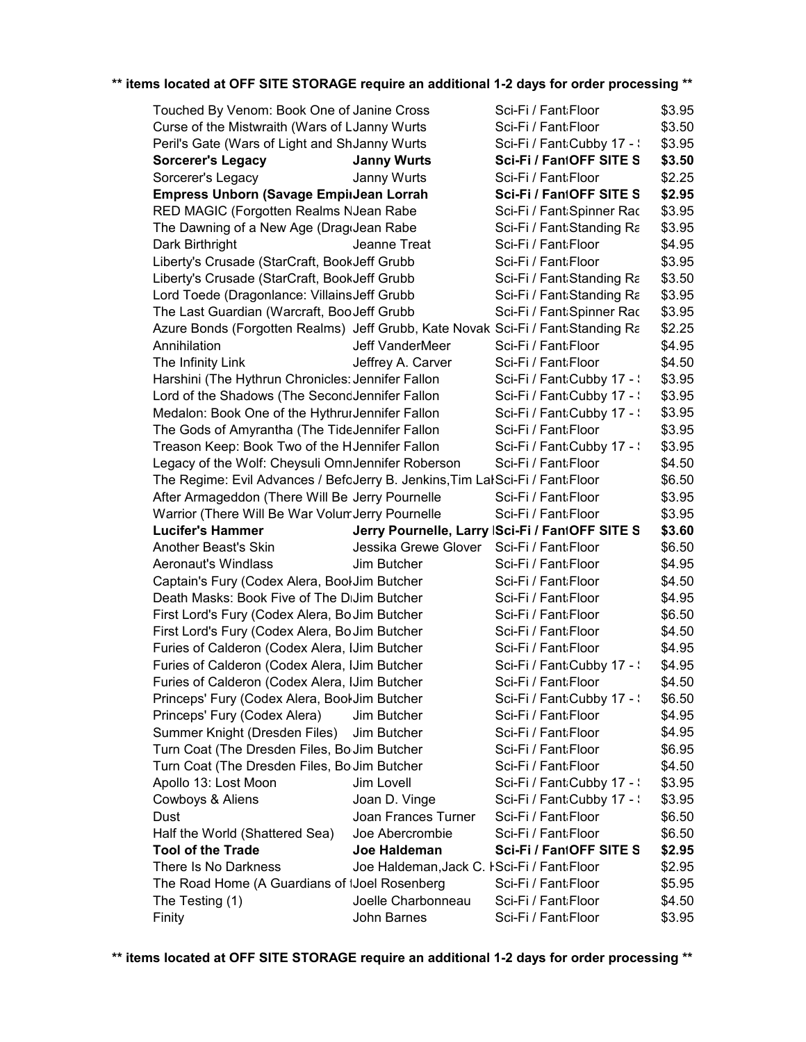**\*\* items located at OFF SITE STORAGE require an additional 1-2 days for order processing \*\***

| | | | |
|---|---|---|---|
| Touched By Venom: Book One of | Janine Cross | Sci-Fi / Fant | Floor | $3.95 |
| Curse of the Mistwraith (Wars of L | Janny Wurts | Sci-Fi / Fant | Floor | $3.50 |
| Peril's Gate (Wars of Light and Sh | Janny Wurts | Sci-Fi / Fant | Cubby 17 - ! | $3.95 |
| **Sorcerer's Legacy** | **Janny Wurts** | **Sci-Fi / Fant** | **OFF SITE S** | **$3.50** |
| Sorcerer's Legacy | Janny Wurts | Sci-Fi / Fant | Floor | $2.25 |
| **Empress Unborn (Savage Empi** | **Jean Lorrah** | **Sci-Fi / Fant** | **OFF SITE S** | **$2.95** |
| RED MAGIC (Forgotten Realms N | Jean Rabe | Sci-Fi / Fant | Spinner Rac | $3.95 |
| The Dawning of a New Age (Drag | Jean Rabe | Sci-Fi / Fant | Standing Ra | $3.95 |
| Dark Birthright | Jeanne Treat | Sci-Fi / Fant | Floor | $4.95 |
| Liberty's Crusade (StarCraft, Book | Jeff Grubb | Sci-Fi / Fant | Floor | $3.95 |
| Liberty's Crusade (StarCraft, Book | Jeff Grubb | Sci-Fi / Fant | Standing Ra | $3.50 |
| Lord Toede (Dragonlance: Villains | Jeff Grubb | Sci-Fi / Fant | Standing Ra | $3.95 |
| The Last Guardian (Warcraft, Boo | Jeff Grubb | Sci-Fi / Fant | Spinner Rac | $3.95 |
| Azure Bonds (Forgotten Realms) | Jeff Grubb, Kate Novak | Sci-Fi / Fant | Standing Ra | $2.25 |
| Annihilation | Jeff VanderMeer | Sci-Fi / Fant | Floor | $4.95 |
| The Infinity Link | Jeffrey A. Carver | Sci-Fi / Fant | Floor | $4.50 |
| Harshini (The Hythrun Chronicles: | Jennifer Fallon | Sci-Fi / Fant | Cubby 17 - ! | $3.95 |
| Lord of the Shadows (The Second | Jennifer Fallon | Sci-Fi / Fant | Cubby 17 - ! | $3.95 |
| Medalon: Book One of the Hythru | Jennifer Fallon | Sci-Fi / Fant | Cubby 17 - ! | $3.95 |
| The Gods of Amyrantha (The Tide | Jennifer Fallon | Sci-Fi / Fant | Floor | $3.95 |
| Treason Keep: Book Two of the H | Jennifer Fallon | Sci-Fi / Fant | Cubby 17 - ! | $3.95 |
| Legacy of the Wolf: Cheysuli Omn | Jennifer Roberson | Sci-Fi / Fant | Floor | $4.50 |
| The Regime: Evil Advances / Befo | Jerry B. Jenkins,Tim Lal | Sci-Fi / Fant | Floor | $6.50 |
| After Armageddon (There Will Be | Jerry Pournelle | Sci-Fi / Fant | Floor | $3.95 |
| Warrior (There Will Be War Volum | Jerry Pournelle | Sci-Fi / Fant | Floor | $3.95 |
| **Lucifer's Hammer** | **Jerry Pournelle, Larry** | **Sci-Fi / Fant** | **OFF SITE S** | **$3.60** |
| Another Beast's Skin | Jessika Grewe Glover | Sci-Fi / Fant | Floor | $6.50 |
| Aeronaut's Windlass | Jim Butcher | Sci-Fi / Fant | Floor | $4.95 |
| Captain's Fury (Codex Alera, Bool | Jim Butcher | Sci-Fi / Fant | Floor | $4.50 |
| Death Masks: Book Five of The D | Jim Butcher | Sci-Fi / Fant | Floor | $4.95 |
| First Lord's Fury (Codex Alera, Bo | Jim Butcher | Sci-Fi / Fant | Floor | $6.50 |
| First Lord's Fury (Codex Alera, Bo | Jim Butcher | Sci-Fi / Fant | Floor | $4.50 |
| Furies of Calderon (Codex Alera, I | Jim Butcher | Sci-Fi / Fant | Floor | $4.95 |
| Furies of Calderon (Codex Alera, I | Jim Butcher | Sci-Fi / Fant | Cubby 17 - ! | $4.95 |
| Furies of Calderon (Codex Alera, I | Jim Butcher | Sci-Fi / Fant | Floor | $4.50 |
| Princeps' Fury (Codex Alera, Bool | Jim Butcher | Sci-Fi / Fant | Cubby 17 - ! | $6.50 |
| Princeps' Fury (Codex Alera) | Jim Butcher | Sci-Fi / Fant | Floor | $4.95 |
| Summer Knight (Dresden Files) | Jim Butcher | Sci-Fi / Fant | Floor | $4.95 |
| Turn Coat (The Dresden Files, Bo | Jim Butcher | Sci-Fi / Fant | Floor | $6.95 |
| Turn Coat (The Dresden Files, Bo | Jim Butcher | Sci-Fi / Fant | Floor | $4.50 |
| Apollo 13: Lost Moon | Jim Lovell | Sci-Fi / Fant | Cubby 17 - ! | $3.95 |
| Cowboys & Aliens | Joan D. Vinge | Sci-Fi / Fant | Cubby 17 - ! | $3.95 |
| Dust | Joan Frances Turner | Sci-Fi / Fant | Floor | $6.50 |
| Half the World (Shattered Sea) | Joe Abercrombie | Sci-Fi / Fant | Floor | $6.50 |
| **Tool of the Trade** | **Joe Haldeman** | **Sci-Fi / Fant** | **OFF SITE S** | **$2.95** |
| There Is No Darkness | Joe Haldeman,Jack C. I | Sci-Fi / Fant | Floor | $2.95 |
| The Road Home (A Guardians of t | Joel Rosenberg | Sci-Fi / Fant | Floor | $5.95 |
| The Testing (1) | Joelle Charbonneau | Sci-Fi / Fant | Floor | $4.50 |
| Finity | John Barnes | Sci-Fi / Fant | Floor | $3.95 |

**\*\* items located at OFF SITE STORAGE require an additional 1-2 days for order processing \*\***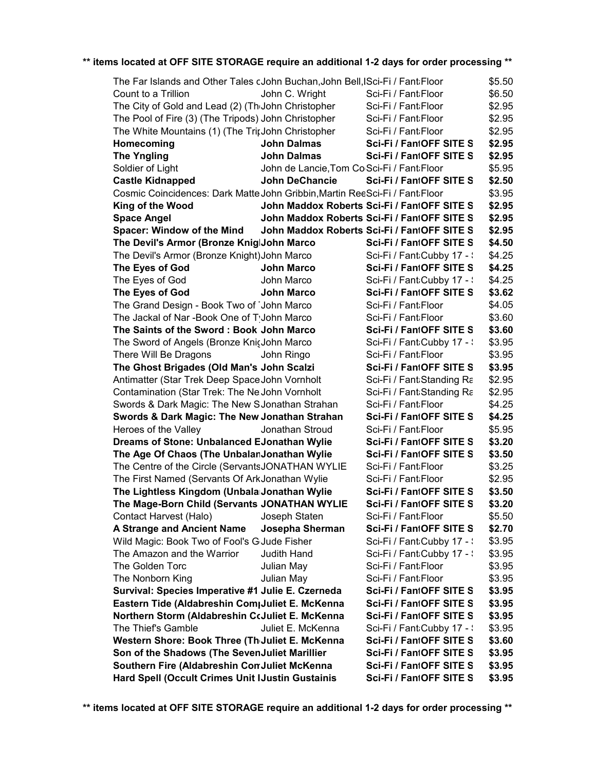**\*\* items located at OFF SITE STORAGE require an additional 1-2 days for order processing \*\***

| Title | Author | Category | Location | Price |
|---|---|---|---|---|
| The Far Islands and Other Tales c | John Buchan,John Bell,I | Sci-Fi / Fant | Floor | $5.50 |
| Count to a Trillion | John C. Wright | Sci-Fi / Fant | Floor | $6.50 |
| The City of Gold and Lead (2) (Th | John Christopher | Sci-Fi / Fant | Floor | $2.95 |
| The Pool of Fire (3) (The Tripods) | John Christopher | Sci-Fi / Fant | Floor | $2.95 |
| The White Mountains (1) (The Trip | John Christopher | Sci-Fi / Fant | Floor | $2.95 |
| **Homecoming** | **John Dalmas** | **Sci-Fi / Fant** | **OFF SITE S** | **$2.95** |
| **The Yngling** | **John Dalmas** | **Sci-Fi / Fant** | **OFF SITE S** | **$2.95** |
| Soldier of Light | John de Lancie,Tom Co | Sci-Fi / Fant | Floor | $5.95 |
| **Castle Kidnapped** | **John DeChancie** | **Sci-Fi / Fant** | **OFF SITE S** | **$2.50** |
| Cosmic Coincidences: Dark Matte | John Gribbin,Martin Ree | Sci-Fi / Fant | Floor | $3.95 |
| **King of the Wood** | **John Maddox Roberts** | **Sci-Fi / Fant** | **OFF SITE S** | **$2.95** |
| **Space Angel** | **John Maddox Roberts** | **Sci-Fi / Fant** | **OFF SITE S** | **$2.95** |
| **Spacer: Window of the Mind** | **John Maddox Roberts** | **Sci-Fi / Fant** | **OFF SITE S** | **$2.95** |
| **The Devil's Armor (Bronze Knig** | **John Marco** | **Sci-Fi / Fant** | **OFF SITE S** | **$4.50** |
| The Devil's Armor (Bronze Knight) | John Marco | Sci-Fi / Fant | Cubby 17 - | $4.25 |
| **The Eyes of God** | **John Marco** | **Sci-Fi / Fant** | **OFF SITE S** | **$4.25** |
| The Eyes of God | John Marco | Sci-Fi / Fant | Cubby 17 - | $4.25 |
| **The Eyes of God** | **John Marco** | **Sci-Fi / Fant** | **OFF SITE S** | **$3.62** |
| The Grand Design - Book Two of | John Marco | Sci-Fi / Fant | Floor | $4.05 |
| The Jackal of Nar -Book One of T | John Marco | Sci-Fi / Fant | Floor | $3.60 |
| **The Saints of the Sword : Book** | **John Marco** | **Sci-Fi / Fant** | **OFF SITE S** | **$3.60** |
| The Sword of Angels (Bronze Knig | John Marco | Sci-Fi / Fant | Cubby 17 - | $3.95 |
| There Will Be Dragons | John Ringo | Sci-Fi / Fant | Floor | $3.95 |
| **The Ghost Brigades (Old Man's** | **John Scalzi** | **Sci-Fi / Fant** | **OFF SITE S** | **$3.95** |
| Antimatter (Star Trek Deep Space | John Vornholt | Sci-Fi / Fant | Standing Ra | $2.95 |
| Contamination (Star Trek: The Ne | John Vornholt | Sci-Fi / Fant | Standing Ra | $2.95 |
| Swords & Dark Magic: The New S | Jonathan Strahan | Sci-Fi / Fant | Floor | $4.25 |
| **Swords & Dark Magic: The New** | **Jonathan Strahan** | **Sci-Fi / Fant** | **OFF SITE S** | **$4.25** |
| Heroes of the Valley | Jonathan Stroud | Sci-Fi / Fant | Floor | $5.95 |
| **Dreams of Stone: Unbalanced E** | **Jonathan Wylie** | **Sci-Fi / Fant** | **OFF SITE S** | **$3.20** |
| **The Age Of Chaos (The Unbalan** | **Jonathan Wylie** | **Sci-Fi / Fant** | **OFF SITE S** | **$3.50** |
| The Centre of the Circle (Servants | JONATHAN WYLIE | Sci-Fi / Fant | Floor | $3.25 |
| The First Named (Servants Of Ark | Jonathan Wylie | Sci-Fi / Fant | Floor | $2.95 |
| **The Lightless Kingdom (Unbala** | **Jonathan Wylie** | **Sci-Fi / Fant** | **OFF SITE S** | **$3.50** |
| **The Mage-Born Child (Servants** | **JONATHAN WYLIE** | **Sci-Fi / Fant** | **OFF SITE S** | **$3.20** |
| Contact Harvest (Halo) | Joseph Staten | Sci-Fi / Fant | Floor | $5.50 |
| **A Strange and Ancient Name** | **Josepha Sherman** | **Sci-Fi / Fant** | **OFF SITE S** | **$2.70** |
| Wild Magic: Book Two of Fool's G | Jude Fisher | Sci-Fi / Fant | Cubby 17 - | $3.95 |
| The Amazon and the Warrior | Judith Hand | Sci-Fi / Fant | Cubby 17 - | $3.95 |
| The Golden Torc | Julian May | Sci-Fi / Fant | Floor | $3.95 |
| The Nonborn King | Julian May | Sci-Fi / Fant | Floor | $3.95 |
| **Survival: Species Imperative #1** | **Julie E. Czerneda** | **Sci-Fi / Fant** | **OFF SITE S** | **$3.95** |
| **Eastern Tide (Aldabreshin Comp** | **Juliet E. McKenna** | **Sci-Fi / Fant** | **OFF SITE S** | **$3.95** |
| **Northern Storm (Aldabreshin Co** | **Juliet E. McKenna** | **Sci-Fi / Fant** | **OFF SITE S** | **$3.95** |
| The Thief's Gamble | Juliet E. McKenna | Sci-Fi / Fant | Cubby 17 - | $3.95 |
| **Western Shore: Book Three (Th** | **Juliet E. McKenna** | **Sci-Fi / Fant** | **OFF SITE S** | **$3.60** |
| **Son of the Shadows (The Seven** | **Juliet Marillier** | **Sci-Fi / Fant** | **OFF SITE S** | **$3.95** |
| **Southern Fire (Aldabreshin Com** | **Juliet McKenna** | **Sci-Fi / Fant** | **OFF SITE S** | **$3.95** |
| **Hard Spell (Occult Crimes Unit I** | **Justin Gustainis** | **Sci-Fi / Fant** | **OFF SITE S** | **$3.95** |

**\*\* items located at OFF SITE STORAGE require an additional 1-2 days for order processing \*\***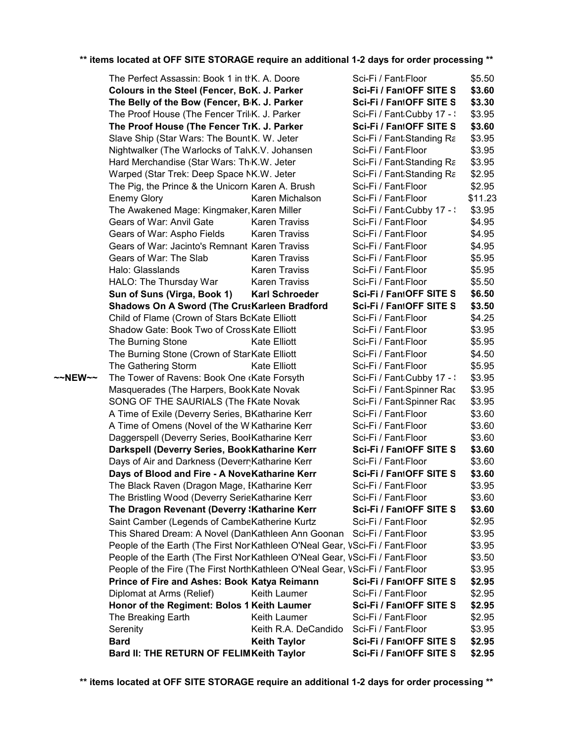**\*\* items located at OFF SITE STORAGE require an additional 1-2 days for order processing \*\***

| | Title | Author | Category / Location | Price |
|---|---|---|---|---|
| | The Perfect Assassin: Book 1 in th | K. A. Doore | Sci-Fi / Fant Floor | $5.50 |
| | **Colours in the Steel (Fencer, Bo** | **K. J. Parker** | **Sci-Fi / Fant OFF SITE S** | **$3.60** |
| | **The Belly of the Bow (Fencer, B** | **K. J. Parker** | **Sci-Fi / Fant OFF SITE S** | **$3.30** |
| | The Proof House (The Fencer Tril | K. J. Parker | Sci-Fi / Fant Cubby 17 - | $3.95 |
| | **The Proof House (The Fencer Tr** | **K. J. Parker** | **Sci-Fi / Fant OFF SITE S** | **$3.60** |
| | Slave Ship (Star Wars: The Bount | K. W. Jeter | Sci-Fi / Fant Standing Ra | $3.95 |
| | Nightwalker (The Warlocks of Tal | K.V. Johansen | Sci-Fi / Fant Floor | $3.95 |
| | Hard Merchandise (Star Wars: Th | K.W. Jeter | Sci-Fi / Fant Standing Ra | $3.95 |
| | Warped (Star Trek: Deep Space N | K.W. Jeter | Sci-Fi / Fant Standing Ra | $2.95 |
| | The Pig, the Prince & the Unicorn | Karen A. Brush | Sci-Fi / Fant Floor | $2.95 |
| | Enemy Glory | Karen Michalson | Sci-Fi / Fant Floor | $11.23 |
| | The Awakened Mage: Kingmaker, | Karen Miller | Sci-Fi / Fant Cubby 17 - | $3.95 |
| | Gears of War: Anvil Gate | Karen Traviss | Sci-Fi / Fant Floor | $4.95 |
| | Gears of War: Aspho Fields | Karen Traviss | Sci-Fi / Fant Floor | $4.95 |
| | Gears of War: Jacinto's Remnant | Karen Traviss | Sci-Fi / Fant Floor | $4.95 |
| | Gears of War: The Slab | Karen Traviss | Sci-Fi / Fant Floor | $5.95 |
| | Halo: Glasslands | Karen Traviss | Sci-Fi / Fant Floor | $5.95 |
| | HALO: The Thursday War | Karen Traviss | Sci-Fi / Fant Floor | $5.50 |
| | **Sun of Suns (Virga, Book 1)** | **Karl Schroeder** | **Sci-Fi / Fant OFF SITE S** | **$6.50** |
| | **Shadows On A Sword (The Crus** | **Karleen Bradford** | **Sci-Fi / Fant OFF SITE S** | **$3.50** |
| | Child of Flame (Crown of Stars Bo | Kate Elliott | Sci-Fi / Fant Floor | $4.25 |
| | Shadow Gate: Book Two of Cross | Kate Elliott | Sci-Fi / Fant Floor | $3.95 |
| | The Burning Stone | Kate Elliott | Sci-Fi / Fant Floor | $5.95 |
| | The Burning Stone (Crown of Star | Kate Elliott | Sci-Fi / Fant Floor | $4.50 |
| | The Gathering Storm | Kate Elliott | Sci-Fi / Fant Floor | $5.95 |
| ~~NEW~~ | The Tower of Ravens: Book One ( | Kate Forsyth | Sci-Fi / Fant Cubby 17 - | $3.95 |
| | Masquerades (The Harpers, Book | Kate Novak | Sci-Fi / Fant Spinner Rac | $3.95 |
| | SONG OF THE SAURIALS (The F | Kate Novak | Sci-Fi / Fant Spinner Rac | $3.95 |
| | A Time of Exile (Deverry Series, B | Katharine Kerr | Sci-Fi / Fant Floor | $3.60 |
| | A Time of Omens (Novel of the W | Katharine Kerr | Sci-Fi / Fant Floor | $3.60 |
| | Daggerspell (Deverry Series, Boo | Katharine Kerr | Sci-Fi / Fant Floor | $3.60 |
| | **Darkspell (Deverry Series, Book** | **Katharine Kerr** | **Sci-Fi / Fant OFF SITE S** | **$3.60** |
| | Days of Air and Darkness (Deverr | Katharine Kerr | Sci-Fi / Fant Floor | $3.60 |
| | **Days of Blood and Fire - A Nove** | **Katharine Kerr** | **Sci-Fi / Fant OFF SITE S** | **$3.60** |
| | The Black Raven (Dragon Mage, I | Katharine Kerr | Sci-Fi / Fant Floor | $3.95 |
| | The Bristling Wood (Deverry Serie | Katharine Kerr | Sci-Fi / Fant Floor | $3.60 |
| | **The Dragon Revenant (Deverry** | **Katharine Kerr** | **Sci-Fi / Fant OFF SITE S** | **$3.60** |
| | Saint Camber (Legends of Cambe | Katherine Kurtz | Sci-Fi / Fant Floor | $2.95 |
| | This Shared Dream: A Novel (Dan | Kathleen Ann Goonan | Sci-Fi / Fant Floor | $3.95 |
| | People of the Earth (The First Nor | Kathleen O'Neal Gear, V | Sci-Fi / Fant Floor | $3.95 |
| | People of the Earth (The First Nor | Kathleen O'Neal Gear, V | Sci-Fi / Fant Floor | $3.50 |
| | People of the Fire (The First North | Kathleen O'Neal Gear, V | Sci-Fi / Fant Floor | $3.95 |
| | **Prince of Fire and Ashes: Book** | **Katya Reimann** | **Sci-Fi / Fant OFF SITE S** | **$2.95** |
| | Diplomat at Arms (Relief) | Keith Laumer | Sci-Fi / Fant Floor | $2.95 |
| | **Honor of the Regiment: Bolos 1** | **Keith Laumer** | **Sci-Fi / Fant OFF SITE S** | **$2.95** |
| | The Breaking Earth | Keith Laumer | Sci-Fi / Fant Floor | $2.95 |
| | Serenity | Keith R.A. DeCandido | Sci-Fi / Fant Floor | $3.95 |
| | **Bard** | **Keith Taylor** | **Sci-Fi / Fant OFF SITE S** | **$2.95** |
| | **Bard II: THE RETURN OF FELIM** | **Keith Taylor** | **Sci-Fi / Fant OFF SITE S** | **$2.95** |

**\*\* items located at OFF SITE STORAGE require an additional 1-2 days for order processing \*\***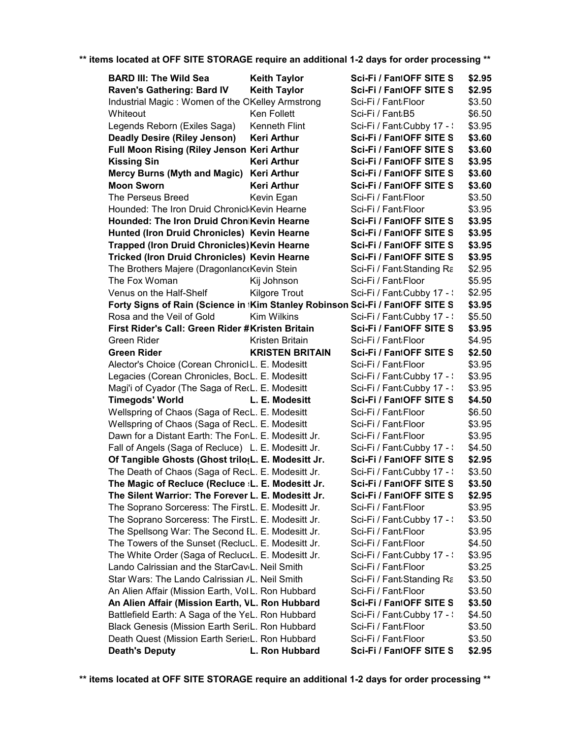** items located at OFF SITE STORAGE require an additional 1-2 days for order processing **

| | | | |
|---|---|---|---|
| **BARD III: The Wild Sea** | **Keith Taylor** | **Sci-Fi / FantOFF SITE S** | **$2.95** |
| **Raven's Gathering: Bard IV** | **Keith Taylor** | **Sci-Fi / FantOFF SITE S** | **$2.95** |
| Industrial Magic : Women of the OKelley Armstrong | | Sci-Fi / Fant Floor | $3.50 |
| Whiteout | Ken Follett | Sci-Fi / Fant B5 | $6.50 |
| Legends Reborn (Exiles Saga) | Kenneth Flint | Sci-Fi / Fant Cubby 17 - ! | $3.95 |
| **Deadly Desire (Riley Jenson)** | **Keri Arthur** | **Sci-Fi / FantOFF SITE S** | **$3.60** |
| **Full Moon Rising (Riley Jenson** | **Keri Arthur** | **Sci-Fi / FantOFF SITE S** | **$3.60** |
| **Kissing Sin** | **Keri Arthur** | **Sci-Fi / FantOFF SITE S** | **$3.95** |
| **Mercy Burns (Myth and Magic)** | **Keri Arthur** | **Sci-Fi / FantOFF SITE S** | **$3.60** |
| **Moon Sworn** | **Keri Arthur** | **Sci-Fi / FantOFF SITE S** | **$3.60** |
| The Perseus Breed | Kevin Egan | Sci-Fi / Fant Floor | $3.50 |
| Hounded: The Iron Druid ChroniclKevin Hearne | | Sci-Fi / Fant Floor | $3.95 |
| **Hounded: The Iron Druid Chron** | **Kevin Hearne** | **Sci-Fi / FantOFF SITE S** | **$3.95** |
| **Hunted (Iron Druid Chronicles)** | **Kevin Hearne** | **Sci-Fi / FantOFF SITE S** | **$3.95** |
| **Trapped (Iron Druid Chronicles)** | **Kevin Hearne** | **Sci-Fi / FantOFF SITE S** | **$3.95** |
| **Tricked (Iron Druid Chronicles)** | **Kevin Hearne** | **Sci-Fi / FantOFF SITE S** | **$3.95** |
| The Brothers Majere (DragonlancKevin Stein | | Sci-Fi / Fant Standing Ra | $2.95 |
| The Fox Woman | Kij Johnson | Sci-Fi / Fant Floor | $5.95 |
| Venus on the Half-Shelf | Kilgore Trout | Sci-Fi / Fant Cubby 17 - ! | $2.95 |
| **Forty Signs of Rain (Science in** | **Kim Stanley Robinson** | **Sci-Fi / FantOFF SITE S** | **$3.95** |
| Rosa and the Veil of Gold | Kim Wilkins | Sci-Fi / Fant Cubby 17 - ! | $5.50 |
| **First Rider's Call: Green Rider #** | **Kristen Britain** | **Sci-Fi / FantOFF SITE S** | **$3.95** |
| Green Rider | Kristen Britain | Sci-Fi / Fant Floor | $4.95 |
| **Green Rider** | **KRISTEN BRITAIN** | **Sci-Fi / FantOFF SITE S** | **$2.50** |
| Alector's Choice (Corean Chronicl | L. E. Modesitt | Sci-Fi / Fant Floor | $3.95 |
| Legacies (Corean Chronicles, Boc | L. E. Modesitt | Sci-Fi / Fant Cubby 17 - ! | $3.95 |
| Magi'i of Cyador (The Saga of Re | L. E. Modesitt | Sci-Fi / Fant Cubby 17 - ! | $3.95 |
| **Timegods' World** | **L. E. Modesitt** | **Sci-Fi / FantOFF SITE S** | **$4.50** |
| Wellspring of Chaos (Saga of Rec | L. E. Modesitt | Sci-Fi / Fant Floor | $6.50 |
| Wellspring of Chaos (Saga of Rec | L. E. Modesitt | Sci-Fi / Fant Floor | $3.95 |
| Dawn for a Distant Earth: The For | L. E. Modesitt Jr. | Sci-Fi / Fant Floor | $3.95 |
| Fall of Angels (Saga of Recluce) | L. E. Modesitt Jr. | Sci-Fi / Fant Cubby 17 - ! | $4.50 |
| **Of Tangible Ghosts (Ghost trilo** | **L. E. Modesitt Jr.** | **Sci-Fi / FantOFF SITE S** | **$2.95** |
| The Death of Chaos (Saga of Rec | L. E. Modesitt Jr. | Sci-Fi / Fant Cubby 17 - ! | $3.50 |
| **The Magic of Recluce (Recluce** | **L. E. Modesitt Jr.** | **Sci-Fi / FantOFF SITE S** | **$3.50** |
| **The Silent Warrior: The Forever** | **L. E. Modesitt Jr.** | **Sci-Fi / FantOFF SITE S** | **$2.95** |
| The Soprano Sorceress: The First | L. E. Modesitt Jr. | Sci-Fi / Fant Floor | $3.95 |
| The Soprano Sorceress: The First | L. E. Modesitt Jr. | Sci-Fi / Fant Cubby 17 - ! | $3.50 |
| The Spellsong War: The Second I | L. E. Modesitt Jr. | Sci-Fi / Fant Floor | $3.95 |
| The Towers of the Sunset (Recluc | L. E. Modesitt Jr. | Sci-Fi / Fant Floor | $4.50 |
| The White Order (Saga of Recluc | L. E. Modesitt Jr. | Sci-Fi / Fant Cubby 17 - ! | $3.95 |
| Lando Calrissian and the StarCav | L. Neil Smith | Sci-Fi / Fant Floor | $3.25 |
| Star Wars: The Lando Calrissian / | L. Neil Smith | Sci-Fi / Fant Standing Ra | $3.50 |
| An Alien Affair (Mission Earth, Vol | L. Ron Hubbard | Sci-Fi / Fant Floor | $3.50 |
| **An Alien Affair (Mission Earth, V** | **L. Ron Hubbard** | **Sci-Fi / FantOFF SITE S** | **$3.50** |
| Battlefield Earth: A Saga of the Ye | L. Ron Hubbard | Sci-Fi / Fant Cubby 17 - ! | $4.50 |
| Black Genesis (Mission Earth Seri | L. Ron Hubbard | Sci-Fi / Fant Floor | $3.50 |
| Death Quest (Mission Earth Serie | L. Ron Hubbard | Sci-Fi / Fant Floor | $3.50 |
| **Death's Deputy** | **L. Ron Hubbard** | **Sci-Fi / FantOFF SITE S** | **$2.95** |

** items located at OFF SITE STORAGE require an additional 1-2 days for order processing **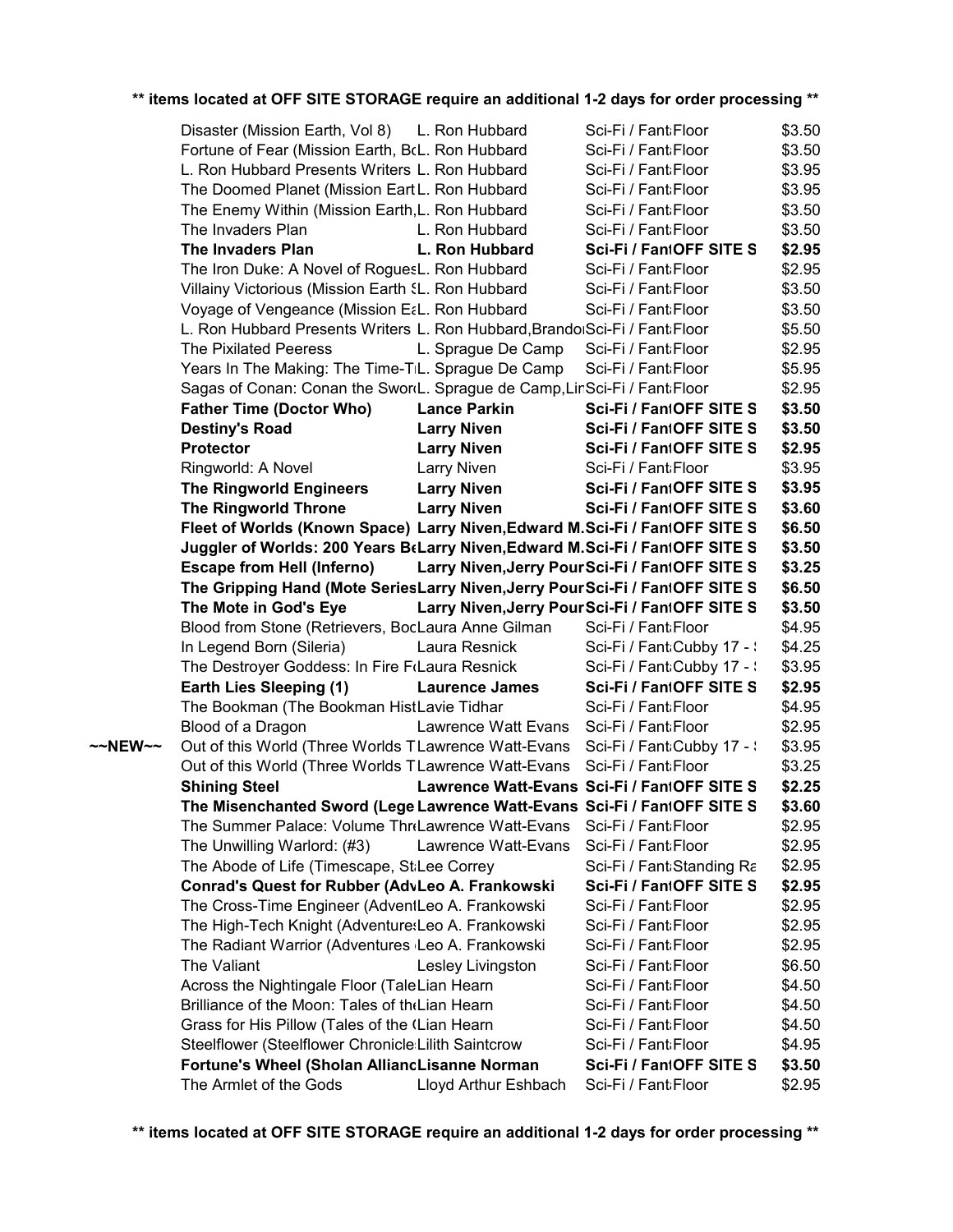**\*\* items located at OFF SITE STORAGE require an additional 1-2 days for order processing \*\***

| | Title | Author | Category / Location | Price |
|---|---|---|---|---|
| | Disaster (Mission Earth, Vol 8) | L. Ron Hubbard | Sci-Fi / Fant Floor | $3.50 |
| | Fortune of Fear (Mission Earth, Bo | L. Ron Hubbard | Sci-Fi / Fant Floor | $3.50 |
| | L. Ron Hubbard Presents Writers | L. Ron Hubbard | Sci-Fi / Fant Floor | $3.95 |
| | The Doomed Planet (Mission Eart | L. Ron Hubbard | Sci-Fi / Fant Floor | $3.95 |
| | The Enemy Within (Mission Earth, | L. Ron Hubbard | Sci-Fi / Fant Floor | $3.50 |
| | The Invaders Plan | L. Ron Hubbard | Sci-Fi / Fant Floor | $3.50 |
| | **The Invaders Plan** | **L. Ron Hubbard** | **Sci-Fi / Fant OFF SITE S** | **$2.95** |
| | The Iron Duke: A Novel of Rogues | L. Ron Hubbard | Sci-Fi / Fant Floor | $2.95 |
| | Villainy Victorious (Mission Earth ( | L. Ron Hubbard | Sci-Fi / Fant Floor | $3.50 |
| | Voyage of Vengeance (Mission Ea | L. Ron Hubbard | Sci-Fi / Fant Floor | $3.50 |
| | L. Ron Hubbard Presents Writers | L. Ron Hubbard,Brando | Sci-Fi / Fant Floor | $5.50 |
| | The Pixilated Peeress | L. Sprague De Camp | Sci-Fi / Fant Floor | $2.95 |
| | Years In The Making: The Time-T | L. Sprague De Camp | Sci-Fi / Fant Floor | $5.95 |
| | Sagas of Conan: Conan the Swor | L. Sprague de Camp,Lin | Sci-Fi / Fant Floor | $2.95 |
| | **Father Time (Doctor Who)** | **Lance Parkin** | **Sci-Fi / Fant OFF SITE S** | **$3.50** |
| | **Destiny's Road** | **Larry Niven** | **Sci-Fi / Fant OFF SITE S** | **$3.50** |
| | **Protector** | **Larry Niven** | **Sci-Fi / Fant OFF SITE S** | **$2.95** |
| | Ringworld: A Novel | Larry Niven | Sci-Fi / Fant Floor | $3.95 |
| | **The Ringworld Engineers** | **Larry Niven** | **Sci-Fi / Fant OFF SITE S** | **$3.95** |
| | **The Ringworld Throne** | **Larry Niven** | **Sci-Fi / Fant OFF SITE S** | **$3.60** |
| | **Fleet of Worlds (Known Space)** | **Larry Niven,Edward M.** | **Sci-Fi / Fant OFF SITE S** | **$6.50** |
| | **Juggler of Worlds: 200 Years Be** | **Larry Niven,Edward M.** | **Sci-Fi / Fant OFF SITE S** | **$3.50** |
| | **Escape from Hell (Inferno)** | **Larry Niven,Jerry Pour** | **Sci-Fi / Fant OFF SITE S** | **$3.25** |
| | **The Gripping Hand (Mote Series** | **Larry Niven,Jerry Pour** | **Sci-Fi / Fant OFF SITE S** | **$6.50** |
| | **The Mote in God's Eye** | **Larry Niven,Jerry Pour** | **Sci-Fi / Fant OFF SITE S** | **$3.50** |
| | Blood from Stone (Retrievers, Boo | Laura Anne Gilman | Sci-Fi / Fant Floor | $4.95 |
| | In Legend Born (Sileria) | Laura Resnick | Sci-Fi / Fant Cubby 17 - | $4.25 |
| | The Destroyer Goddess: In Fire Fo | Laura Resnick | Sci-Fi / Fant Cubby 17 - | $3.95 |
| | **Earth Lies Sleeping (1)** | **Laurence James** | **Sci-Fi / Fant OFF SITE S** | **$2.95** |
| | The Bookman (The Bookman Hist | Lavie Tidhar | Sci-Fi / Fant Floor | $4.95 |
| | Blood of a Dragon | Lawrence Watt Evans | Sci-Fi / Fant Floor | $2.95 |
| ~~NEW~~ | Out of this World (Three Worlds T | Lawrence Watt-Evans | Sci-Fi / Fant Cubby 17 - | $3.95 |
| | Out of this World (Three Worlds T | Lawrence Watt-Evans | Sci-Fi / Fant Floor | $3.25 |
| | **Shining Steel** | **Lawrence Watt-Evans** | **Sci-Fi / Fant OFF SITE S** | **$2.25** |
| | **The Misenchanted Sword (Lege** | **Lawrence Watt-Evans** | **Sci-Fi / Fant OFF SITE S** | **$3.60** |
| | The Summer Palace: Volume Thr | Lawrence Watt-Evans | Sci-Fi / Fant Floor | $2.95 |
| | The Unwilling Warlord: (#3) | Lawrence Watt-Evans | Sci-Fi / Fant Floor | $2.95 |
| | The Abode of Life (Timescape, St | Lee Correy | Sci-Fi / Fant Standing Ra | $2.95 |
| | **Conrad's Quest for Rubber (Adv** | **Leo A. Frankowski** | **Sci-Fi / Fant OFF SITE S** | **$2.95** |
| | The Cross-Time Engineer (Advent | Leo A. Frankowski | Sci-Fi / Fant Floor | $2.95 |
| | The High-Tech Knight (Adventures | Leo A. Frankowski | Sci-Fi / Fant Floor | $2.95 |
| | The Radiant Warrior (Adventures | Leo A. Frankowski | Sci-Fi / Fant Floor | $2.95 |
| | The Valiant | Lesley Livingston | Sci-Fi / Fant Floor | $6.50 |
| | Across the Nightingale Floor (Tale | Lian Hearn | Sci-Fi / Fant Floor | $4.50 |
| | Brilliance of the Moon: Tales of th | Lian Hearn | Sci-Fi / Fant Floor | $4.50 |
| | Grass for His Pillow (Tales of the ( | Lian Hearn | Sci-Fi / Fant Floor | $4.50 |
| | Steelflower (Steelflower Chronicle | Lilith Saintcrow | Sci-Fi / Fant Floor | $4.95 |
| | **Fortune's Wheel (Sholan Allianc** | **Lisanne Norman** | **Sci-Fi / Fant OFF SITE S** | **$3.50** |
| | The Armlet of the Gods | Lloyd Arthur Eshbach | Sci-Fi / Fant Floor | $2.95 |

**\*\* items located at OFF SITE STORAGE require an additional 1-2 days for order processing \*\***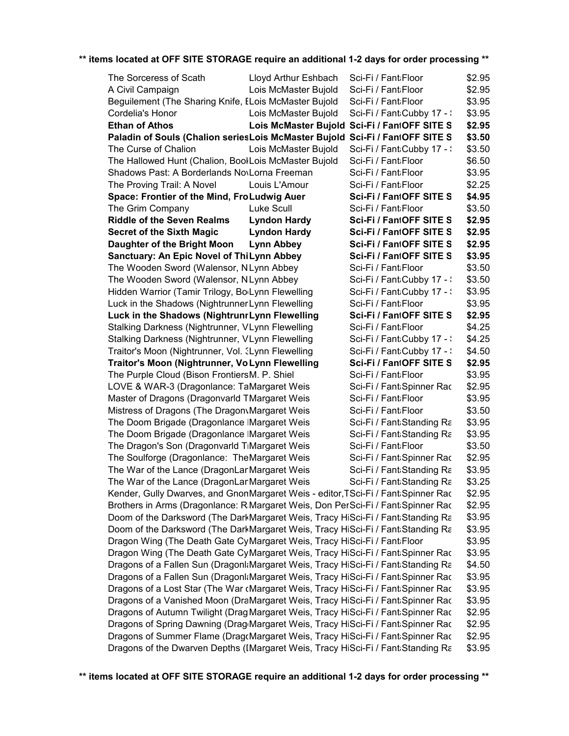**** items located at OFF SITE STORAGE require an additional 1-2 days for order processing ****

| | | | |
|---|---|---|---|
| The Sorceress of Scath | Lloyd Arthur Eshbach | Sci-Fi / Fant Floor | $2.95 |
| A Civil Campaign | Lois McMaster Bujold | Sci-Fi / Fant Floor | $2.95 |
| Beguilement (The Sharing Knife, E | Lois McMaster Bujold | Sci-Fi / Fant Floor | $3.95 |
| Cordelia's Honor | Lois McMaster Bujold | Sci-Fi / Fant Cubby 17 - ! | $3.95 |
| **Ethan of Athos** | **Lois McMaster Bujold** | **Sci-Fi / Fant OFF SITE S** | **$2.95** |
| **Paladin of Souls (Chalion series** | **Lois McMaster Bujold** | **Sci-Fi / Fant OFF SITE S** | **$3.50** |
| The Curse of Chalion | Lois McMaster Bujold | Sci-Fi / Fant Cubby 17 - ! | $3.50 |
| The Hallowed Hunt (Chalion, Book | Lois McMaster Bujold | Sci-Fi / Fant Floor | $6.50 |
| Shadows Past: A Borderlands Nov | Lorna Freeman | Sci-Fi / Fant Floor | $3.95 |
| The Proving Trail: A Novel | Louis L'Amour | Sci-Fi / Fant Floor | $2.25 |
| **Space: Frontier of the Mind, Fro** | **Ludwig Auer** | **Sci-Fi / Fant OFF SITE S** | **$4.95** |
| The Grim Company | Luke Scull | Sci-Fi / Fant Floor | $3.50 |
| **Riddle of the Seven Realms** | **Lyndon Hardy** | **Sci-Fi / Fant OFF SITE S** | **$2.95** |
| **Secret of the Sixth Magic** | **Lyndon Hardy** | **Sci-Fi / Fant OFF SITE S** | **$2.95** |
| **Daughter of the Bright Moon** | **Lynn Abbey** | **Sci-Fi / Fant OFF SITE S** | **$2.95** |
| **Sanctuary: An Epic Novel of Thi** | **Lynn Abbey** | **Sci-Fi / Fant OFF SITE S** | **$3.95** |
| The Wooden Sword (Walensor, N | Lynn Abbey | Sci-Fi / Fant Floor | $3.50 |
| The Wooden Sword (Walensor, N | Lynn Abbey | Sci-Fi / Fant Cubby 17 - ! | $3.50 |
| Hidden Warrior (Tamir Trilogy, Bo | Lynn Flewelling | Sci-Fi / Fant Cubby 17 - ! | $3.95 |
| Luck in the Shadows (Nightrunner | Lynn Flewelling | Sci-Fi / Fant Floor | $3.95 |
| **Luck in the Shadows (Nightrunn** | **Lynn Flewelling** | **Sci-Fi / Fant OFF SITE S** | **$2.95** |
| Stalking Darkness (Nightrunner, V | Lynn Flewelling | Sci-Fi / Fant Floor | $4.25 |
| Stalking Darkness (Nightrunner, V | Lynn Flewelling | Sci-Fi / Fant Cubby 17 - ! | $4.25 |
| Traitor's Moon (Nightrunner, Vol. 3 | Lynn Flewelling | Sci-Fi / Fant Cubby 17 - ! | $4.50 |
| **Traitor's Moon (Nightrunner, Vo** | **Lynn Flewelling** | **Sci-Fi / Fant OFF SITE S** | **$2.95** |
| The Purple Cloud (Bison Frontiers | M. P. Shiel | Sci-Fi / Fant Floor | $3.95 |
| LOVE & WAR-3 (Dragonlance: Ta | Margaret Weis | Sci-Fi / Fant Spinner Rac | $2.95 |
| Master of Dragons (Dragonvarld T | Margaret Weis | Sci-Fi / Fant Floor | $3.95 |
| Mistress of Dragons (The Dragon | Margaret Weis | Sci-Fi / Fant Floor | $3.50 |
| The Doom Brigade (Dragonlance | Margaret Weis | Sci-Fi / Fant Standing Ra | $3.95 |
| The Doom Brigade (Dragonlance | Margaret Weis | Sci-Fi / Fant Standing Ra | $3.95 |
| The Dragon's Son (Dragonvarld T | Margaret Weis | Sci-Fi / Fant Floor | $3.50 |
| The Soulforge (Dragonlance: The | Margaret Weis | Sci-Fi / Fant Spinner Rac | $2.95 |
| The War of the Lance (DragonLar | Margaret Weis | Sci-Fi / Fant Standing Ra | $3.95 |
| The War of the Lance (DragonLar | Margaret Weis | Sci-Fi / Fant Standing Ra | $3.25 |
| Kender, Gully Dwarves, and Gnon | Margaret Weis - editor, T | Sci-Fi / Fant Spinner Rac | $2.95 |
| Brothers in Arms (Dragonlance: R | Margaret Weis, Don Per | Sci-Fi / Fant Spinner Rac | $2.95 |
| Doom of the Darksword (The Dark | Margaret Weis, Tracy Hi | Sci-Fi / Fant Standing Ra | $3.95 |
| Doom of the Darksword (The Dark | Margaret Weis, Tracy Hi | Sci-Fi / Fant Standing Ra | $3.95 |
| Dragon Wing (The Death Gate Cy | Margaret Weis, Tracy Hi | Sci-Fi / Fant Floor | $3.95 |
| Dragon Wing (The Death Gate Cy | Margaret Weis, Tracy Hi | Sci-Fi / Fant Spinner Rac | $3.95 |
| Dragons of a Fallen Sun (Dragonl | Margaret Weis, Tracy Hi | Sci-Fi / Fant Standing Ra | $4.50 |
| Dragons of a Fallen Sun (Dragonl | Margaret Weis, Tracy Hi | Sci-Fi / Fant Spinner Rac | $3.95 |
| Dragons of a Lost Star (The War c | Margaret Weis, Tracy Hi | Sci-Fi / Fant Spinner Rac | $3.95 |
| Dragons of a Vanished Moon (Dra | Margaret Weis, Tracy Hi | Sci-Fi / Fant Spinner Rac | $3.95 |
| Dragons of Autumn Twilight (Drag | Margaret Weis, Tracy Hi | Sci-Fi / Fant Spinner Rac | $2.95 |
| Dragons of Spring Dawning (Drag | Margaret Weis, Tracy Hi | Sci-Fi / Fant Spinner Rac | $2.95 |
| Dragons of Summer Flame (Drag | Margaret Weis, Tracy Hi | Sci-Fi / Fant Spinner Rac | $2.95 |
| Dragons of the Dwarven Depths (I | Margaret Weis, Tracy Hi | Sci-Fi / Fant Standing Ra | $3.95 |

**** items located at OFF SITE STORAGE require an additional 1-2 days for order processing ****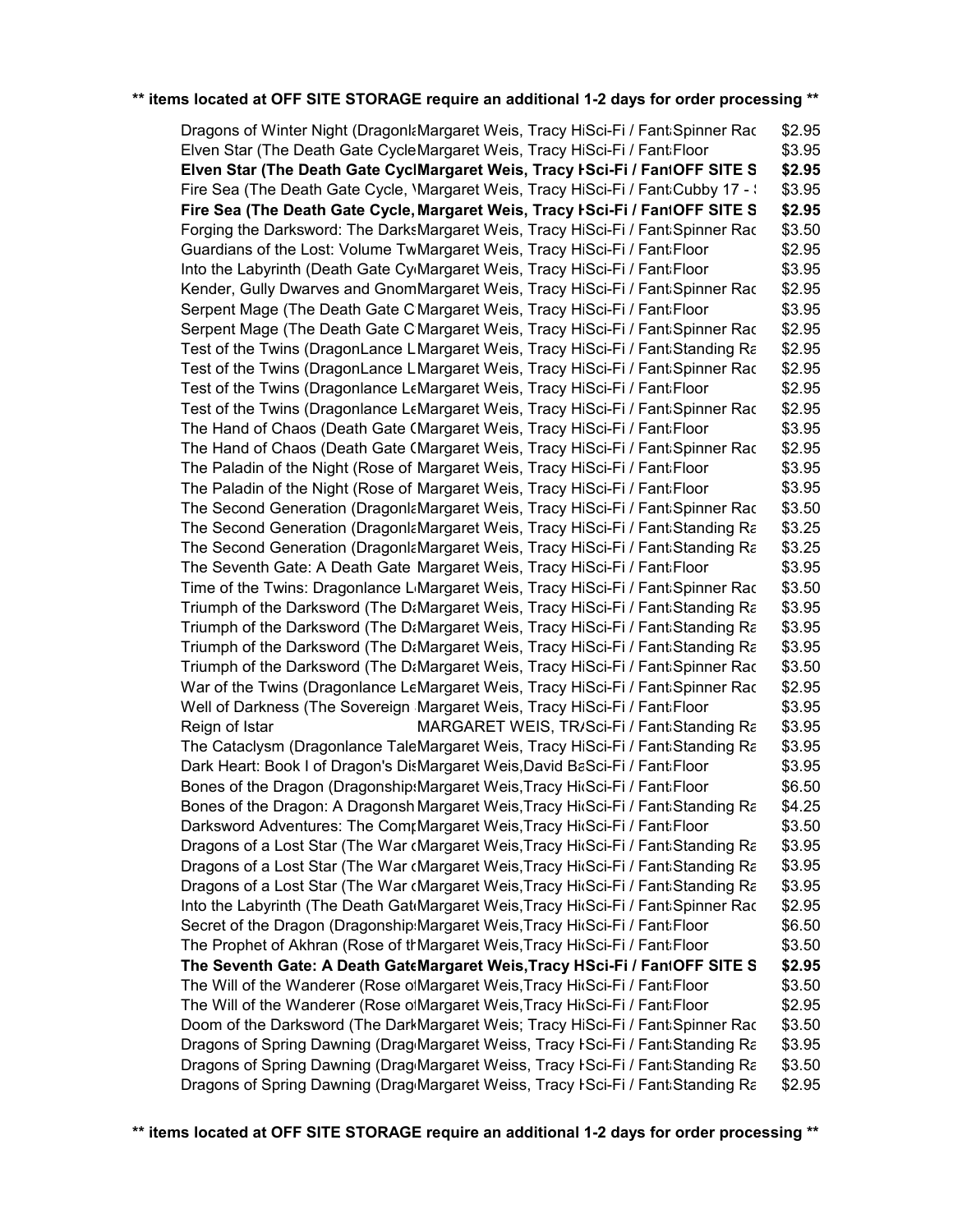**\*\* items located at OFF SITE STORAGE require an additional 1-2 days for order processing \*\***

| Title | Author | Category | Location | Price |
|---|---|---|---|---|
| Dragons of Winter Night (Dragonla | Margaret Weis, Tracy Hi | Sci-Fi / Fant | Spinner Rac | $2.95 |
| Elven Star (The Death Gate Cycle | Margaret Weis, Tracy Hi | Sci-Fi / Fant | Floor | $3.95 |
| **Elven Star (The Death Gate Cycl** | **Margaret Weis, Tracy H** | **Sci-Fi / Fant** | **OFF SITE S** | **$2.95** |
| Fire Sea (The Death Gate Cycle, \ | Margaret Weis, Tracy Hi | Sci-Fi / Fant | Cubby 17 - ! | $3.95 |
| **Fire Sea (The Death Gate Cycle,** | **Margaret Weis, Tracy H** | **Sci-Fi / Fant** | **OFF SITE S** | **$2.95** |
| Forging the Darksword: The Darks | Margaret Weis, Tracy Hi | Sci-Fi / Fant | Spinner Rac | $3.50 |
| Guardians of the Lost: Volume Tw | Margaret Weis, Tracy Hi | Sci-Fi / Fant | Floor | $2.95 |
| Into the Labyrinth (Death Gate Cy | Margaret Weis, Tracy Hi | Sci-Fi / Fant | Floor | $3.95 |
| Kender, Gully Dwarves and Gnom | Margaret Weis, Tracy Hi | Sci-Fi / Fant | Spinner Rac | $2.95 |
| Serpent Mage (The Death Gate C | Margaret Weis, Tracy Hi | Sci-Fi / Fant | Floor | $3.95 |
| Serpent Mage (The Death Gate C | Margaret Weis, Tracy Hi | Sci-Fi / Fant | Spinner Rac | $2.95 |
| Test of the Twins (DragonLance L | Margaret Weis, Tracy Hi | Sci-Fi / Fant | Standing Ra | $2.95 |
| Test of the Twins (DragonLance L | Margaret Weis, Tracy Hi | Sci-Fi / Fant | Spinner Rac | $2.95 |
| Test of the Twins (Dragonlance Le | Margaret Weis, Tracy Hi | Sci-Fi / Fant | Floor | $2.95 |
| Test of the Twins (Dragonlance Le | Margaret Weis, Tracy Hi | Sci-Fi / Fant | Spinner Rac | $2.95 |
| The Hand of Chaos (Death Gate ( | Margaret Weis, Tracy Hi | Sci-Fi / Fant | Floor | $3.95 |
| The Hand of Chaos (Death Gate ( | Margaret Weis, Tracy Hi | Sci-Fi / Fant | Spinner Rac | $2.95 |
| The Paladin of the Night (Rose of | Margaret Weis, Tracy Hi | Sci-Fi / Fant | Floor | $3.95 |
| The Paladin of the Night (Rose of | Margaret Weis, Tracy Hi | Sci-Fi / Fant | Floor | $3.95 |
| The Second Generation (Dragonla | Margaret Weis, Tracy Hi | Sci-Fi / Fant | Spinner Rac | $3.50 |
| The Second Generation (Dragonla | Margaret Weis, Tracy Hi | Sci-Fi / Fant | Standing Ra | $3.25 |
| The Second Generation (Dragonla | Margaret Weis, Tracy Hi | Sci-Fi / Fant | Standing Ra | $3.25 |
| The Seventh Gate: A Death Gate | Margaret Weis, Tracy Hi | Sci-Fi / Fant | Floor | $3.95 |
| Time of the Twins: Dragonlance L | Margaret Weis, Tracy Hi | Sci-Fi / Fant | Spinner Rac | $3.50 |
| Triumph of the Darksword (The Da | Margaret Weis, Tracy Hi | Sci-Fi / Fant | Standing Ra | $3.95 |
| Triumph of the Darksword (The Da | Margaret Weis, Tracy Hi | Sci-Fi / Fant | Standing Ra | $3.95 |
| Triumph of the Darksword (The Da | Margaret Weis, Tracy Hi | Sci-Fi / Fant | Standing Ra | $3.95 |
| Triumph of the Darksword (The Da | Margaret Weis, Tracy Hi | Sci-Fi / Fant | Spinner Rac | $3.50 |
| War of the Twins (Dragonlance Le | Margaret Weis, Tracy Hi | Sci-Fi / Fant | Spinner Rac | $2.95 |
| Well of Darkness (The Sovereign | Margaret Weis, Tracy Hi | Sci-Fi / Fant | Floor | $3.95 |
| Reign of Istar | MARGARET WEIS, TR/ | Sci-Fi / Fant | Standing Ra | $3.95 |
| The Cataclysm (Dragonlance Tale | Margaret Weis, Tracy Hi | Sci-Fi / Fant | Standing Ra | $3.95 |
| Dark Heart: Book I of Dragon's Di | Margaret Weis,David Ba | Sci-Fi / Fant | Floor | $3.95 |
| Bones of the Dragon (Dragonship | Margaret Weis,Tracy Hi | Sci-Fi / Fant | Floor | $6.50 |
| Bones of the Dragon: A Dragonsh | Margaret Weis,Tracy Hi | Sci-Fi / Fant | Standing Ra | $4.25 |
| Darksword Adventures: The Comp | Margaret Weis,Tracy Hi | Sci-Fi / Fant | Floor | $3.50 |
| Dragons of a Lost Star (The War ( | Margaret Weis,Tracy Hi | Sci-Fi / Fant | Standing Ra | $3.95 |
| Dragons of a Lost Star (The War ( | Margaret Weis,Tracy Hi | Sci-Fi / Fant | Standing Ra | $3.95 |
| Dragons of a Lost Star (The War ( | Margaret Weis,Tracy Hi | Sci-Fi / Fant | Standing Ra | $3.95 |
| Into the Labyrinth (The Death Gat | Margaret Weis,Tracy Hi | Sci-Fi / Fant | Spinner Rac | $2.95 |
| Secret of the Dragon (Dragonship | Margaret Weis,Tracy Hi | Sci-Fi / Fant | Floor | $6.50 |
| The Prophet of Akhran (Rose of th | Margaret Weis,Tracy Hi | Sci-Fi / Fant | Floor | $3.50 |
| **The Seventh Gate: A Death Gate** | **Margaret Weis,Tracy H** | **Sci-Fi / Fant** | **OFF SITE S** | **$2.95** |
| The Will of the Wanderer (Rose o | Margaret Weis,Tracy Hi | Sci-Fi / Fant | Floor | $3.50 |
| The Will of the Wanderer (Rose o | Margaret Weis,Tracy Hi | Sci-Fi / Fant | Floor | $2.95 |
| Doom of the Darksword (The Dark | Margaret Weis; Tracy Hi | Sci-Fi / Fant | Spinner Rac | $3.50 |
| Dragons of Spring Dawning (Drag | Margaret Weiss, Tracy H | Sci-Fi / Fant | Standing Ra | $3.95 |
| Dragons of Spring Dawning (Drag | Margaret Weiss, Tracy H | Sci-Fi / Fant | Standing Ra | $3.50 |
| Dragons of Spring Dawning (Drag | Margaret Weiss, Tracy H | Sci-Fi / Fant | Standing Ra | $2.95 |

**\*\* items located at OFF SITE STORAGE require an additional 1-2 days for order processing \*\***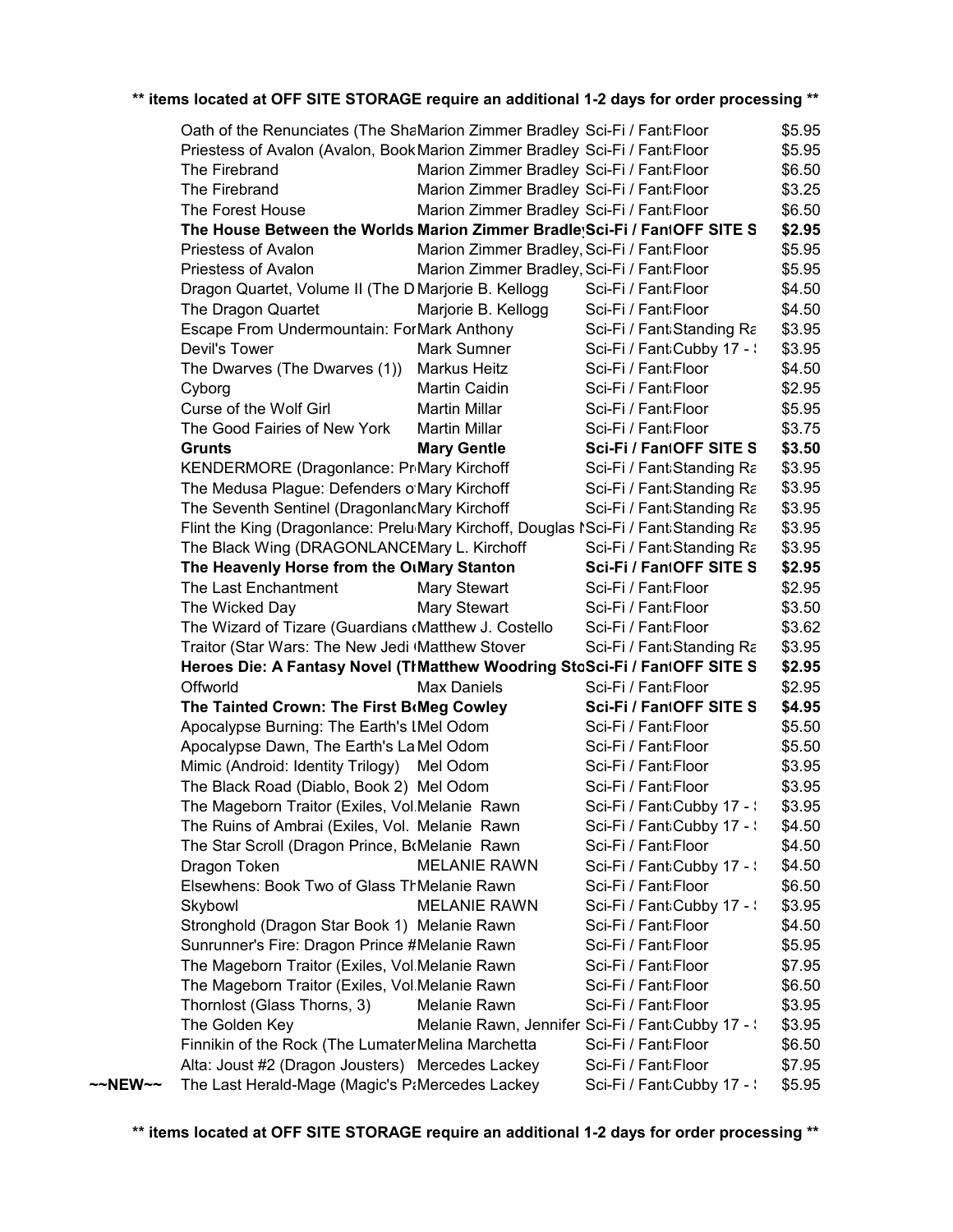**** items located at OFF SITE STORAGE require an additional 1-2 days for order processing ****

| | Title | Author | Category | Location | Price |
|---|---|---|---|---|---|
| | Oath of the Renunciates (The Sha | Marion Zimmer Bradley | Sci-Fi / Fant | Floor | $5.95 |
| | Priestess of Avalon (Avalon, Book | Marion Zimmer Bradley | Sci-Fi / Fant | Floor | $5.95 |
| | The Firebrand | Marion Zimmer Bradley | Sci-Fi / Fant | Floor | $6.50 |
| | The Firebrand | Marion Zimmer Bradley | Sci-Fi / Fant | Floor | $3.25 |
| | The Forest House | Marion Zimmer Bradley | Sci-Fi / Fant | Floor | $6.50 |
| | **The House Between the Worlds** | **Marion Zimmer Bradle** | **Sci-Fi / Fant** | **OFF SITE S** | **$2.95** |
| | Priestess of Avalon | Marion Zimmer Bradley, | Sci-Fi / Fant | Floor | $5.95 |
| | Priestess of Avalon | Marion Zimmer Bradley, | Sci-Fi / Fant | Floor | $5.95 |
| | Dragon Quartet, Volume II (The D | Marjorie B. Kellogg | Sci-Fi / Fant | Floor | $4.50 |
| | The Dragon Quartet | Marjorie B. Kellogg | Sci-Fi / Fant | Floor | $4.50 |
| | Escape From Undermountain: For | Mark Anthony | Sci-Fi / Fant | Standing Ra | $3.95 |
| | Devil's Tower | Mark Sumner | Sci-Fi / Fant | Cubby 17 - | $3.95 |
| | The Dwarves (The Dwarves (1)) | Markus Heitz | Sci-Fi / Fant | Floor | $4.50 |
| | Cyborg | Martin Caidin | Sci-Fi / Fant | Floor | $2.95 |
| | Curse of the Wolf Girl | Martin Millar | Sci-Fi / Fant | Floor | $5.95 |
| | The Good Fairies of New York | Martin Millar | Sci-Fi / Fant | Floor | $3.75 |
| | **Grunts** | **Mary Gentle** | **Sci-Fi / Fant** | **OFF SITE S** | **$3.50** |
| | KENDERMORE (Dragonlance: Pr | Mary Kirchoff | Sci-Fi / Fant | Standing Ra | $3.95 |
| | The Medusa Plague: Defenders o | Mary Kirchoff | Sci-Fi / Fant | Standing Ra | $3.95 |
| | The Seventh Sentinel (Dragonlan | Mary Kirchoff | Sci-Fi / Fant | Standing Ra | $3.95 |
| | Flint the King (Dragonlance: Prelu | Mary Kirchoff, Douglas N | Sci-Fi / Fant | Standing Ra | $3.95 |
| | The Black Wing (DRAGONLANCE | Mary L. Kirchoff | Sci-Fi / Fant | Standing Ra | $3.95 |
| | **The Heavenly Horse from the O** | **Mary Stanton** | **Sci-Fi / Fant** | **OFF SITE S** | **$2.95** |
| | The Last Enchantment | Mary Stewart | Sci-Fi / Fant | Floor | $2.95 |
| | The Wicked Day | Mary Stewart | Sci-Fi / Fant | Floor | $3.50 |
| | The Wizard of Tizare (Guardians ( | Matthew J. Costello | Sci-Fi / Fant | Floor | $3.62 |
| | Traitor (Star Wars: The New Jedi | Matthew Stover | Sci-Fi / Fant | Standing Ra | $3.95 |
| | **Heroes Die: A Fantasy Novel (T** | **Matthew Woodring Sto** | **Sci-Fi / Fant** | **OFF SITE S** | **$2.95** |
| | Offworld | Max Daniels | Sci-Fi / Fant | Floor | $2.95 |
| | **The Tainted Crown: The First B** | **Meg Cowley** | **Sci-Fi / Fant** | **OFF SITE S** | **$4.95** |
| | Apocalypse Burning: The Earth's L | Mel Odom | Sci-Fi / Fant | Floor | $5.50 |
| | Apocalypse Dawn, The Earth's La | Mel Odom | Sci-Fi / Fant | Floor | $5.50 |
| | Mimic (Android: Identity Trilogy) | Mel Odom | Sci-Fi / Fant | Floor | $3.95 |
| | The Black Road (Diablo, Book 2) | Mel Odom | Sci-Fi / Fant | Floor | $3.95 |
| | The Mageborn Traitor (Exiles, Vol. | Melanie Rawn | Sci-Fi / Fant | Cubby 17 - | $3.95 |
| | The Ruins of Ambrai (Exiles, Vol. | Melanie Rawn | Sci-Fi / Fant | Cubby 17 - | $4.50 |
| | The Star Scroll (Dragon Prince, B | Melanie Rawn | Sci-Fi / Fant | Floor | $4.50 |
| | Dragon Token | MELANIE RAWN | Sci-Fi / Fant | Cubby 17 - | $4.50 |
| | Elsewhens: Book Two of Glass Th | Melanie Rawn | Sci-Fi / Fant | Floor | $6.50 |
| | Skybowl | MELANIE RAWN | Sci-Fi / Fant | Cubby 17 - | $3.95 |
| | Stronghold (Dragon Star Book 1) | Melanie Rawn | Sci-Fi / Fant | Floor | $4.50 |
| | Sunrunner's Fire: Dragon Prince # | Melanie Rawn | Sci-Fi / Fant | Floor | $5.95 |
| | The Mageborn Traitor (Exiles, Vol. | Melanie Rawn | Sci-Fi / Fant | Floor | $7.95 |
| | The Mageborn Traitor (Exiles, Vol. | Melanie Rawn | Sci-Fi / Fant | Floor | $6.50 |
| | Thornlost (Glass Thorns, 3) | Melanie Rawn | Sci-Fi / Fant | Floor | $3.95 |
| | The Golden Key | Melanie Rawn, Jennifer | Sci-Fi / Fant | Cubby 17 - | $3.95 |
| | Finnikin of the Rock (The Lumater | Melina Marchetta | Sci-Fi / Fant | Floor | $6.50 |
| | Alta: Joust #2 (Dragon Jousters) | Mercedes Lackey | Sci-Fi / Fant | Floor | $7.95 |
| ~~NEW~~ | The Last Herald-Mage (Magic's P | Mercedes Lackey | Sci-Fi / Fant | Cubby 17 - | $5.95 |

**** items located at OFF SITE STORAGE require an additional 1-2 days for order processing ****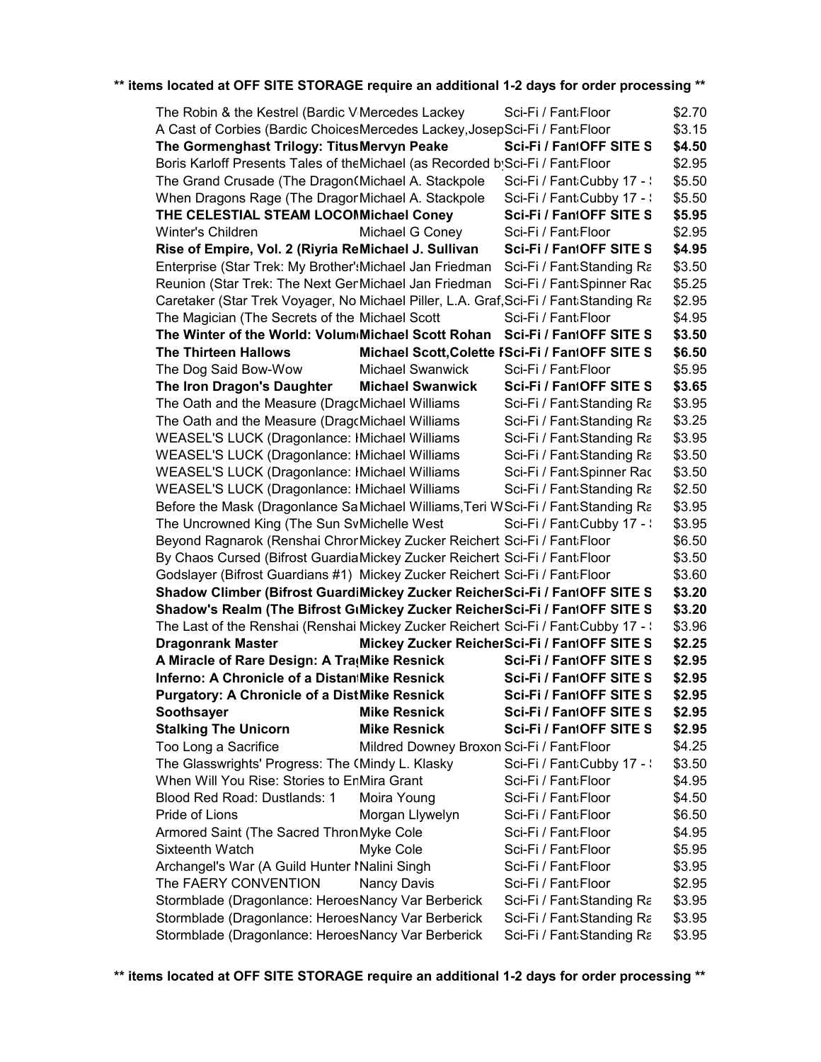**\*\* items located at OFF SITE STORAGE require an additional 1-2 days for order processing \*\***

| Title | Author | Category / Location | Price |
|---|---|---|---|
| The Robin & the Kestrel (Bardic V | Mercedes Lackey | Sci-Fi / Fant Floor | $2.70 |
| A Cast of Corbies (Bardic Choices | Mercedes Lackey,Josep | Sci-Fi / Fant Floor | $3.15 |
| **The Gormenghast Trilogy: Titus** | **Mervyn Peake** | **Sci-Fi / Fant OFF SITE S** | **$4.50** |
| Boris Karloff Presents Tales of the | Michael (as Recorded b | Sci-Fi / Fant Floor | $2.95 |
| The Grand Crusade (The Dragon( | Michael A. Stackpole | Sci-Fi / Fant Cubby 17 - | $5.50 |
| When Dragons Rage (The Dragon | Michael A. Stackpole | Sci-Fi / Fant Cubby 17 - | $5.50 |
| **THE CELESTIAL STEAM LOCO** | **Michael Coney** | **Sci-Fi / Fant OFF SITE S** | **$5.95** |
| Winter's Children | Michael G Coney | Sci-Fi / Fant Floor | $2.95 |
| **Rise of Empire, Vol. 2 (Riyria Re** | **Michael J. Sullivan** | **Sci-Fi / Fant OFF SITE S** | **$4.95** |
| Enterprise (Star Trek: My Brother's | Michael Jan Friedman | Sci-Fi / Fant Standing Ra | $3.50 |
| Reunion (Star Trek: The Next Ger | Michael Jan Friedman | Sci-Fi / Fant Spinner Rac | $5.25 |
| Caretaker (Star Trek Voyager, No | Michael Piller, L.A. Graf, | Sci-Fi / Fant Standing Ra | $2.95 |
| The Magician (The Secrets of the | Michael Scott | Sci-Fi / Fant Floor | $4.95 |
| **The Winter of the World: Volum** | **Michael Scott Rohan** | **Sci-Fi / Fant OFF SITE S** | **$3.50** |
| **The Thirteen Hallows** | **Michael Scott,Colette F** | **Sci-Fi / Fant OFF SITE S** | **$6.50** |
| The Dog Said Bow-Wow | Michael Swanwick | Sci-Fi / Fant Floor | $5.95 |
| **The Iron Dragon's Daughter** | **Michael Swanwick** | **Sci-Fi / Fant OFF SITE S** | **$3.65** |
| The Oath and the Measure (Drag | Michael Williams | Sci-Fi / Fant Standing Ra | $3.95 |
| The Oath and the Measure (Drag | Michael Williams | Sci-Fi / Fant Standing Ra | $3.25 |
| WEASEL'S LUCK (Dragonlance: I | Michael Williams | Sci-Fi / Fant Standing Ra | $3.95 |
| WEASEL'S LUCK (Dragonlance: I | Michael Williams | Sci-Fi / Fant Standing Ra | $3.50 |
| WEASEL'S LUCK (Dragonlance: I | Michael Williams | Sci-Fi / Fant Spinner Rac | $3.50 |
| WEASEL'S LUCK (Dragonlance: I | Michael Williams | Sci-Fi / Fant Standing Ra | $2.50 |
| Before the Mask (Dragonlance Sa | Michael Williams,Teri W | Sci-Fi / Fant Standing Ra | $3.95 |
| The Uncrowned King (The Sun Sv | Michelle West | Sci-Fi / Fant Cubby 17 - | $3.95 |
| Beyond Ragnarok (Renshai Chror | Mickey Zucker Reichert | Sci-Fi / Fant Floor | $6.50 |
| By Chaos Cursed (Bifrost Guardia | Mickey Zucker Reichert | Sci-Fi / Fant Floor | $3.50 |
| Godslayer (Bifrost Guardians #1) | Mickey Zucker Reichert | Sci-Fi / Fant Floor | $3.60 |
| **Shadow Climber (Bifrost Guardi** | **Mickey Zucker Reicher** | **Sci-Fi / Fant OFF SITE S** | **$3.20** |
| **Shadow's Realm (The Bifrost G** | **Mickey Zucker Reicher** | **Sci-Fi / Fant OFF SITE S** | **$3.20** |
| The Last of the Renshai (Renshai | Mickey Zucker Reichert | Sci-Fi / Fant Cubby 17 - | $3.96 |
| **Dragonrank Master** | **Mickey Zucker Reicher** | **Sci-Fi / Fant OFF SITE S** | **$2.25** |
| **A Miracle of Rare Design: A Tra** | **Mike Resnick** | **Sci-Fi / Fant OFF SITE S** | **$2.95** |
| **Inferno: A Chronicle of a Distan** | **Mike Resnick** | **Sci-Fi / Fant OFF SITE S** | **$2.95** |
| **Purgatory: A Chronicle of a Dist** | **Mike Resnick** | **Sci-Fi / Fant OFF SITE S** | **$2.95** |
| **Soothsayer** | **Mike Resnick** | **Sci-Fi / Fant OFF SITE S** | **$2.95** |
| **Stalking The Unicorn** | **Mike Resnick** | **Sci-Fi / Fant OFF SITE S** | **$2.95** |
| Too Long a Sacrifice | Mildred Downey Broxon | Sci-Fi / Fant Floor | $4.25 |
| The Glasswrights' Progress: The ( | Mindy L. Klasky | Sci-Fi / Fant Cubby 17 - | $3.50 |
| When Will You Rise: Stories to Er | Mira Grant | Sci-Fi / Fant Floor | $4.95 |
| Blood Red Road: Dustlands: 1 | Moira Young | Sci-Fi / Fant Floor | $4.50 |
| Pride of Lions | Morgan Llywelyn | Sci-Fi / Fant Floor | $6.50 |
| Armored Saint (The Sacred Thron | Myke Cole | Sci-Fi / Fant Floor | $4.95 |
| Sixteenth Watch | Myke Cole | Sci-Fi / Fant Floor | $5.95 |
| Archangel's War (A Guild Hunter I | Nalini Singh | Sci-Fi / Fant Floor | $3.95 |
| The FAERY CONVENTION | Nancy Davis | Sci-Fi / Fant Floor | $2.95 |
| Stormblade (Dragonlance: Heroes | Nancy Var Berberick | Sci-Fi / Fant Standing Ra | $3.95 |
| Stormblade (Dragonlance: Heroes | Nancy Var Berberick | Sci-Fi / Fant Standing Ra | $3.95 |
| Stormblade (Dragonlance: Heroes | Nancy Var Berberick | Sci-Fi / Fant Standing Ra | $3.95 |

**\*\* items located at OFF SITE STORAGE require an additional 1-2 days for order processing \*\***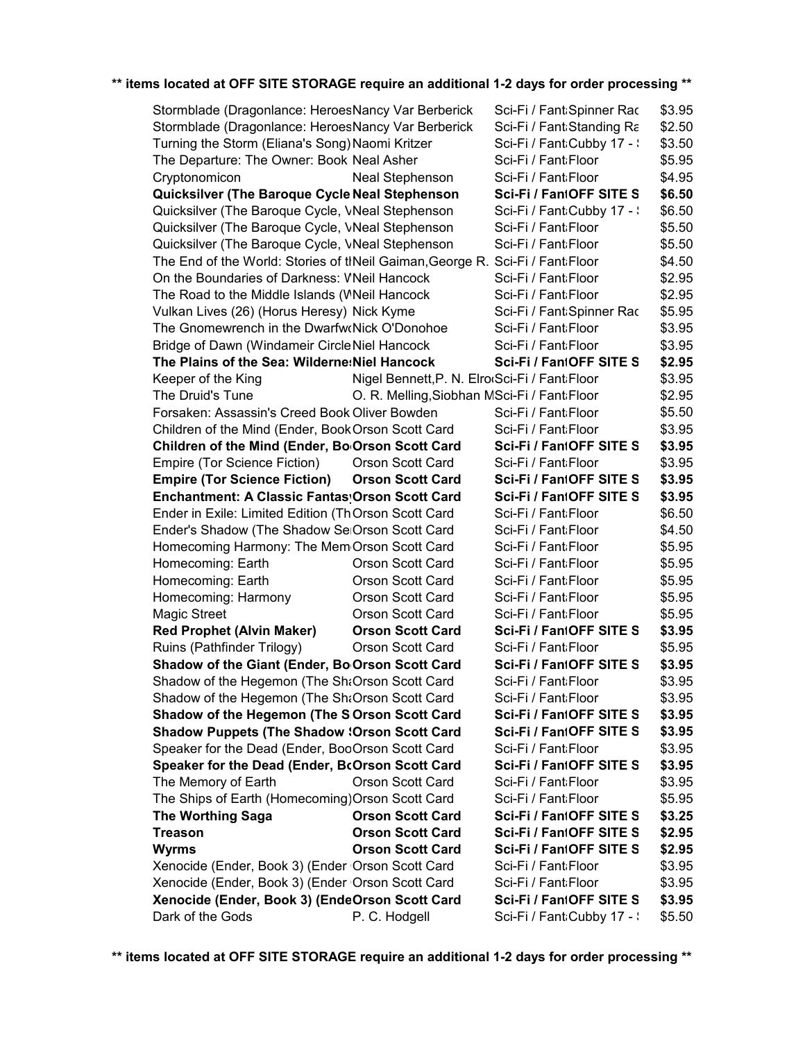**\*\* items located at OFF SITE STORAGE require an additional 1-2 days for order processing \*\***

| | | | |
|---|---|---|---|
| Stormblade (Dragonlance: Heroes | Nancy Var Berberick | Sci-Fi / Fant | Spinner Rac | $3.95 |
| Stormblade (Dragonlance: Heroes | Nancy Var Berberick | Sci-Fi / Fant | Standing Ra | $2.50 |
| Turning the Storm (Eliana's Song) | Naomi Kritzer | Sci-Fi / Fant | Cubby 17 - | $3.50 |
| The Departure: The Owner: Book | Neal Asher | Sci-Fi / Fant | Floor | $5.95 |
| Cryptonomicon | Neal Stephenson | Sci-Fi / Fant | Floor | $4.95 |
| **Quicksilver (The Baroque Cycle** | **Neal Stephenson** | **Sci-Fi / Fant** | **OFF SITE S** | **$6.50** |
| Quicksilver (The Baroque Cycle, V | Neal Stephenson | Sci-Fi / Fant | Cubby 17 - | $6.50 |
| Quicksilver (The Baroque Cycle, V | Neal Stephenson | Sci-Fi / Fant | Floor | $5.50 |
| Quicksilver (The Baroque Cycle, V | Neal Stephenson | Sci-Fi / Fant | Floor | $5.50 |
| The End of the World: Stories of t | Neil Gaiman,George R. | Sci-Fi / Fant | Floor | $4.50 |
| On the Boundaries of Darkness: V | Neil Hancock | Sci-Fi / Fant | Floor | $2.95 |
| The Road to the Middle Islands (W | Neil Hancock | Sci-Fi / Fant | Floor | $2.95 |
| Vulkan Lives (26) (Horus Heresy) | Nick Kyme | Sci-Fi / Fant | Spinner Rac | $5.95 |
| The Gnomewrench in the Dwarfw | Nick O'Donohoe | Sci-Fi / Fant | Floor | $3.95 |
| Bridge of Dawn (Windameir Circle | Niel Hancock | Sci-Fi / Fant | Floor | $3.95 |
| **The Plains of the Sea: Wilderne** | **Niel Hancock** | **Sci-Fi / Fant** | **OFF SITE S** | **$2.95** |
| Keeper of the King | Nigel Bennett,P. N. Elro | Sci-Fi / Fant | Floor | $3.95 |
| The Druid's Tune | O. R. Melling,Siobhan M | Sci-Fi / Fant | Floor | $2.95 |
| Forsaken: Assassin's Creed Book | Oliver Bowden | Sci-Fi / Fant | Floor | $5.50 |
| Children of the Mind (Ender, Book | Orson Scott Card | Sci-Fi / Fant | Floor | $3.95 |
| **Children of the Mind (Ender, Bo** | **Orson Scott Card** | **Sci-Fi / Fant** | **OFF SITE S** | **$3.95** |
| Empire (Tor Science Fiction) | Orson Scott Card | Sci-Fi / Fant | Floor | $3.95 |
| **Empire (Tor Science Fiction)** | **Orson Scott Card** | **Sci-Fi / Fant** | **OFF SITE S** | **$3.95** |
| **Enchantment: A Classic Fantas** | **Orson Scott Card** | **Sci-Fi / Fant** | **OFF SITE S** | **$3.95** |
| Ender in Exile: Limited Edition (Th | Orson Scott Card | Sci-Fi / Fant | Floor | $6.50 |
| Ender's Shadow (The Shadow Se | Orson Scott Card | Sci-Fi / Fant | Floor | $4.50 |
| Homecoming Harmony: The Mem | Orson Scott Card | Sci-Fi / Fant | Floor | $5.95 |
| Homecoming: Earth | Orson Scott Card | Sci-Fi / Fant | Floor | $5.95 |
| Homecoming: Earth | Orson Scott Card | Sci-Fi / Fant | Floor | $5.95 |
| Homecoming: Harmony | Orson Scott Card | Sci-Fi / Fant | Floor | $5.95 |
| Magic Street | Orson Scott Card | Sci-Fi / Fant | Floor | $5.95 |
| **Red Prophet (Alvin Maker)** | **Orson Scott Card** | **Sci-Fi / Fant** | **OFF SITE S** | **$3.95** |
| Ruins (Pathfinder Trilogy) | Orson Scott Card | Sci-Fi / Fant | Floor | $5.95 |
| **Shadow of the Giant (Ender, Bo** | **Orson Scott Card** | **Sci-Fi / Fant** | **OFF SITE S** | **$3.95** |
| Shadow of the Hegemon (The Sh | Orson Scott Card | Sci-Fi / Fant | Floor | $3.95 |
| Shadow of the Hegemon (The Sh | Orson Scott Card | Sci-Fi / Fant | Floor | $3.95 |
| **Shadow of the Hegemon (The S** | **Orson Scott Card** | **Sci-Fi / Fant** | **OFF SITE S** | **$3.95** |
| **Shadow Puppets (The Shadow** | **Orson Scott Card** | **Sci-Fi / Fant** | **OFF SITE S** | **$3.95** |
| Speaker for the Dead (Ender, Boo | Orson Scott Card | Sci-Fi / Fant | Floor | $3.95 |
| **Speaker for the Dead (Ender, B** | **Orson Scott Card** | **Sci-Fi / Fant** | **OFF SITE S** | **$3.95** |
| The Memory of Earth | Orson Scott Card | Sci-Fi / Fant | Floor | $3.95 |
| The Ships of Earth (Homecoming) | Orson Scott Card | Sci-Fi / Fant | Floor | $5.95 |
| **The Worthing Saga** | **Orson Scott Card** | **Sci-Fi / Fant** | **OFF SITE S** | **$3.25** |
| **Treason** | **Orson Scott Card** | **Sci-Fi / Fant** | **OFF SITE S** | **$2.95** |
| **Wyrms** | **Orson Scott Card** | **Sci-Fi / Fant** | **OFF SITE S** | **$2.95** |
| Xenocide (Ender, Book 3) (Ender | Orson Scott Card | Sci-Fi / Fant | Floor | $3.95 |
| Xenocide (Ender, Book 3) (Ender | Orson Scott Card | Sci-Fi / Fant | Floor | $3.95 |
| **Xenocide (Ender, Book 3) (Ende** | **Orson Scott Card** | **Sci-Fi / Fant** | **OFF SITE S** | **$3.95** |
| Dark of the Gods | P. C. Hodgell | Sci-Fi / Fant | Cubby 17 - | $5.50 |

**\*\* items located at OFF SITE STORAGE require an additional 1-2 days for order processing \*\***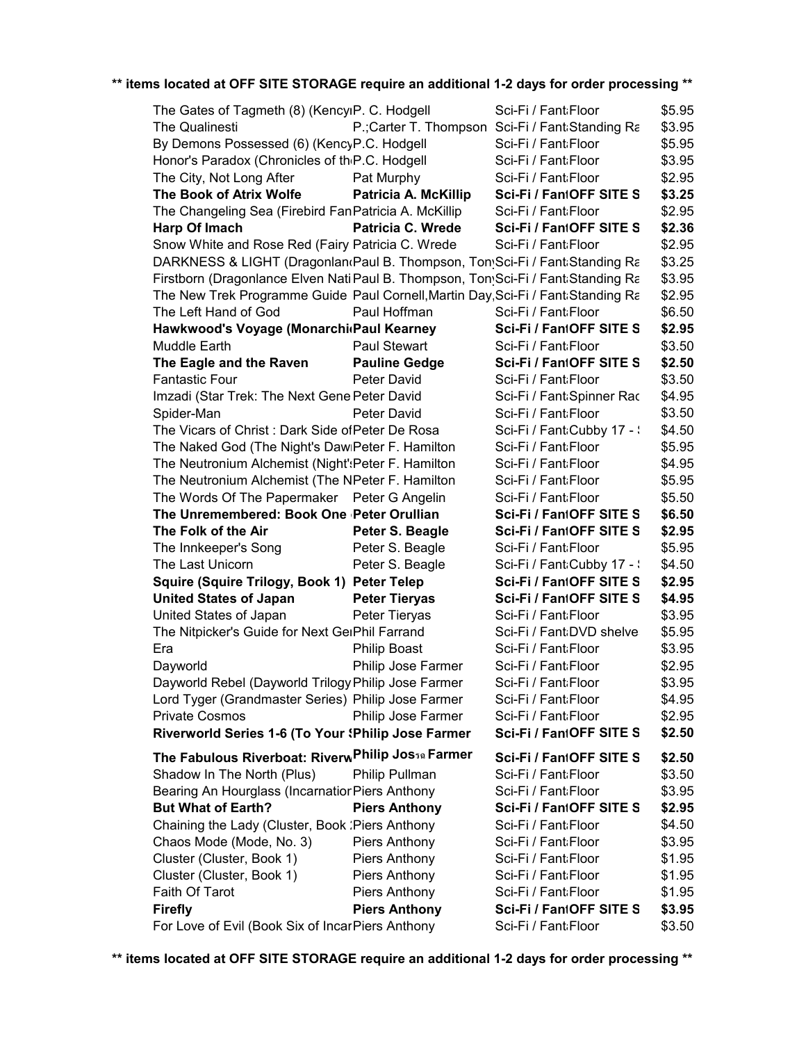**\*\* items located at OFF SITE STORAGE require an additional 1-2 days for order processing \*\***

| | | | |
|---|---|---|---|
| The Gates of Tagmeth (8) (Kency | P. C. Hodgell | Sci-Fi / Fant Floor | $5.95 |
| The Qualinesti | P.;Carter T. Thompson | Sci-Fi / Fant Standing Ra | $3.95 |
| By Demons Possessed (6) (Kency | P.C. Hodgell | Sci-Fi / Fant Floor | $5.95 |
| Honor's Paradox (Chronicles of th | P.C. Hodgell | Sci-Fi / Fant Floor | $3.95 |
| The City, Not Long After | Pat Murphy | Sci-Fi / Fant Floor | $2.95 |
| **The Book of Atrix Wolfe** | **Patricia A. McKillip** | **Sci-Fi / Fant OFF SITE S** | **$3.25** |
| The Changeling Sea (Firebird Fan | Patricia A. McKillip | Sci-Fi / Fant Floor | $2.95 |
| **Harp Of Imach** | **Patricia C. Wrede** | **Sci-Fi / Fant OFF SITE S** | **$2.36** |
| Snow White and Rose Red (Fairy | Patricia C. Wrede | Sci-Fi / Fant Floor | $2.95 |
| DARKNESS & LIGHT (Dragonlan | Paul B. Thompson, Ton | Sci-Fi / Fant Standing Ra | $3.25 |
| Firstborn (Dragonlance Elven Nati | Paul B. Thompson, Ton | Sci-Fi / Fant Standing Ra | $3.95 |
| The New Trek Programme Guide | Paul Cornell,Martin Day, | Sci-Fi / Fant Standing Ra | $2.95 |
| The Left Hand of God | Paul Hoffman | Sci-Fi / Fant Floor | $6.50 |
| **Hawkwood's Voyage (Monarchi** | **Paul Kearney** | **Sci-Fi / Fant OFF SITE S** | **$2.95** |
| Muddle Earth | Paul Stewart | Sci-Fi / Fant Floor | $3.50 |
| **The Eagle and the Raven** | **Pauline Gedge** | **Sci-Fi / Fant OFF SITE S** | **$2.50** |
| Fantastic Four | Peter David | Sci-Fi / Fant Floor | $3.50 |
| Imzadi (Star Trek: The Next Gene | Peter David | Sci-Fi / Fant Spinner Rac | $4.95 |
| Spider-Man | Peter David | Sci-Fi / Fant Floor | $3.50 |
| The Vicars of Christ : Dark Side of | Peter De Rosa | Sci-Fi / Fant Cubby 17 - | $4.50 |
| The Naked God (The Night's Daw | Peter F. Hamilton | Sci-Fi / Fant Floor | $5.95 |
| The Neutronium Alchemist (Night's | Peter F. Hamilton | Sci-Fi / Fant Floor | $4.95 |
| The Neutronium Alchemist (The N | Peter F. Hamilton | Sci-Fi / Fant Floor | $5.95 |
| The Words Of The Papermaker | Peter G Angelin | Sci-Fi / Fant Floor | $5.50 |
| **The Unremembered: Book One** | **Peter Orullian** | **Sci-Fi / Fant OFF SITE S** | **$6.50** |
| **The Folk of the Air** | **Peter S. Beagle** | **Sci-Fi / Fant OFF SITE S** | **$2.95** |
| The Innkeeper's Song | Peter S. Beagle | Sci-Fi / Fant Floor | $5.95 |
| The Last Unicorn | Peter S. Beagle | Sci-Fi / Fant Cubby 17 - | $4.50 |
| **Squire (Squire Trilogy, Book 1)** | **Peter Telep** | **Sci-Fi / Fant OFF SITE S** | **$2.95** |
| **United States of Japan** | **Peter Tieryas** | **Sci-Fi / Fant OFF SITE S** | **$4.95** |
| United States of Japan | Peter Tieryas | Sci-Fi / Fant Floor | $3.95 |
| The Nitpicker's Guide for Next Ge | Phil Farrand | Sci-Fi / Fant DVD shelve | $5.95 |
| Era | Philip Boast | Sci-Fi / Fant Floor | $3.95 |
| Dayworld | Philip Jose Farmer | Sci-Fi / Fant Floor | $2.95 |
| Dayworld Rebel (Dayworld Trilogy | Philip Jose Farmer | Sci-Fi / Fant Floor | $3.95 |
| Lord Tyger (Grandmaster Series) | Philip Jose Farmer | Sci-Fi / Fant Floor | $4.95 |
| Private Cosmos | Philip Jose Farmer | Sci-Fi / Fant Floor | $2.95 |
| **Riverworld Series 1-6 (To Your S** | **Philip Jose Farmer** | **Sci-Fi / Fant OFF SITE S** | **$2.50** |
| **The Fabulous Riverboat: Riverw** | **Philip Jose Farmer** | **Sci-Fi / Fant OFF SITE S** | **$2.50** |
| Shadow In The North (Plus) | Philip Pullman | Sci-Fi / Fant Floor | $3.50 |
| Bearing An Hourglass (Incarnation | Piers Anthony | Sci-Fi / Fant Floor | $3.95 |
| **But What of Earth?** | **Piers Anthony** | **Sci-Fi / Fant OFF SITE S** | **$2.95** |
| Chaining the Lady (Cluster, Book | Piers Anthony | Sci-Fi / Fant Floor | $4.50 |
| Chaos Mode (Mode, No. 3) | Piers Anthony | Sci-Fi / Fant Floor | $3.95 |
| Cluster (Cluster, Book 1) | Piers Anthony | Sci-Fi / Fant Floor | $1.95 |
| Cluster (Cluster, Book 1) | Piers Anthony | Sci-Fi / Fant Floor | $1.95 |
| Faith Of Tarot | Piers Anthony | Sci-Fi / Fant Floor | $1.95 |
| **Firefly** | **Piers Anthony** | **Sci-Fi / Fant OFF SITE S** | **$3.95** |
| For Love of Evil (Book Six of Incar | Piers Anthony | Sci-Fi / Fant Floor | $3.50 |

**\*\* items located at OFF SITE STORAGE require an additional 1-2 days for order processing \*\***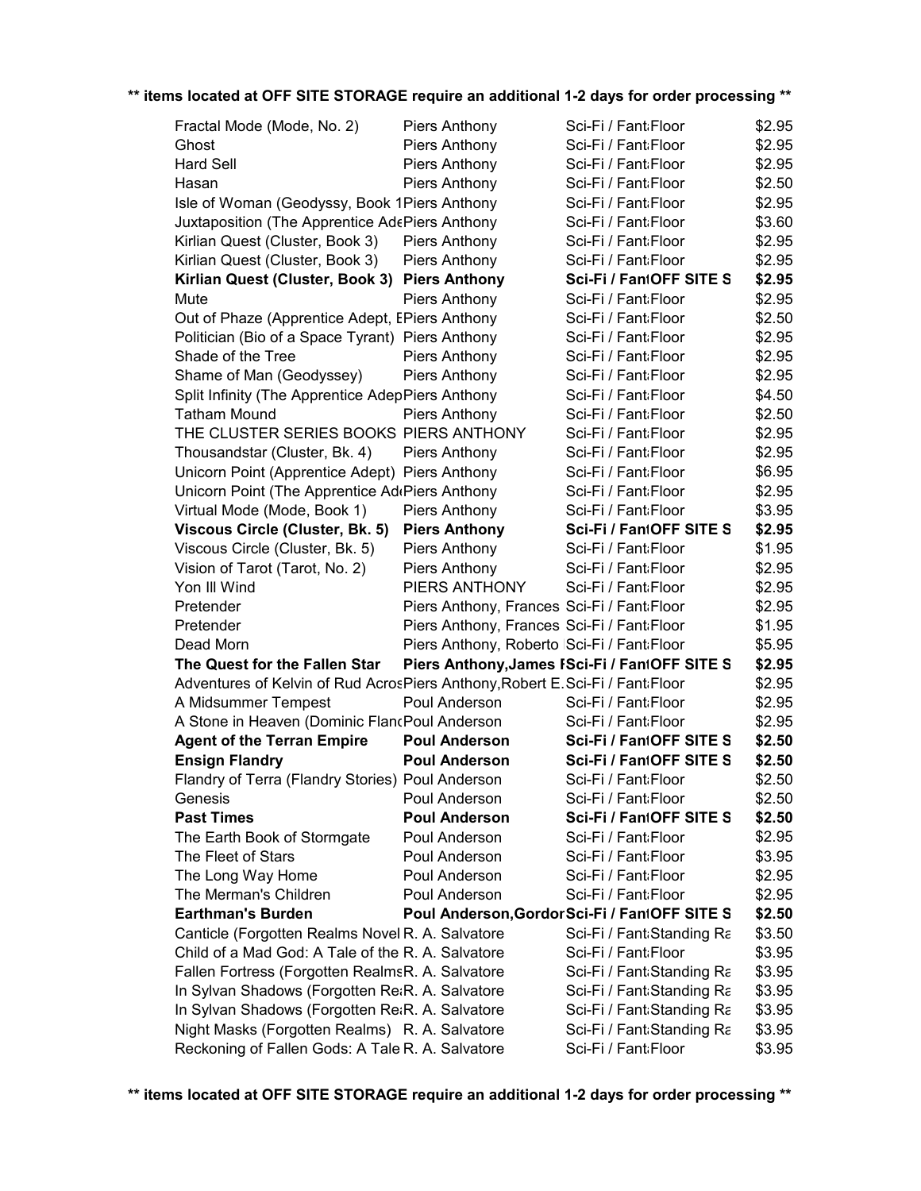**\*\* items located at OFF SITE STORAGE require an additional 1-2 days for order processing \*\***

| | | | | |
|---|---|---|---|---|
| Fractal Mode (Mode, No. 2) | Piers Anthony | Sci-Fi / Fant | Floor | $2.95 |
| Ghost | Piers Anthony | Sci-Fi / Fant | Floor | $2.95 |
| Hard Sell | Piers Anthony | Sci-Fi / Fant | Floor | $2.95 |
| Hasan | Piers Anthony | Sci-Fi / Fant | Floor | $2.50 |
| Isle of Woman (Geodyssy, Book 1 | Piers Anthony | Sci-Fi / Fant | Floor | $2.95 |
| Juxtaposition (The Apprentice Ade | Piers Anthony | Sci-Fi / Fant | Floor | $3.60 |
| Kirlian Quest (Cluster, Book 3) | Piers Anthony | Sci-Fi / Fant | Floor | $2.95 |
| Kirlian Quest (Cluster, Book 3) | Piers Anthony | Sci-Fi / Fant | Floor | $2.95 |
| **Kirlian Quest (Cluster, Book 3)** | **Piers Anthony** | **Sci-Fi / Fant** | **OFF SITE S** | **$2.95** |
| Mute | Piers Anthony | Sci-Fi / Fant | Floor | $2.95 |
| Out of Phaze (Apprentice Adept, E | Piers Anthony | Sci-Fi / Fant | Floor | $2.50 |
| Politician (Bio of a Space Tyrant) | Piers Anthony | Sci-Fi / Fant | Floor | $2.95 |
| Shade of the Tree | Piers Anthony | Sci-Fi / Fant | Floor | $2.95 |
| Shame of Man (Geodyssey) | Piers Anthony | Sci-Fi / Fant | Floor | $2.95 |
| Split Infinity (The Apprentice Adep | Piers Anthony | Sci-Fi / Fant | Floor | $4.50 |
| Tatham Mound | Piers Anthony | Sci-Fi / Fant | Floor | $2.50 |
| THE CLUSTER SERIES BOOKS | PIERS ANTHONY | Sci-Fi / Fant | Floor | $2.95 |
| Thousandstar (Cluster, Bk. 4) | Piers Anthony | Sci-Fi / Fant | Floor | $2.95 |
| Unicorn Point (Apprentice Adept) | Piers Anthony | Sci-Fi / Fant | Floor | $6.95 |
| Unicorn Point (The Apprentice Ad | Piers Anthony | Sci-Fi / Fant | Floor | $2.95 |
| Virtual Mode (Mode, Book 1) | Piers Anthony | Sci-Fi / Fant | Floor | $3.95 |
| **Viscous Circle (Cluster, Bk. 5)** | **Piers Anthony** | **Sci-Fi / Fant** | **OFF SITE S** | **$2.95** |
| Viscous Circle (Cluster, Bk. 5) | Piers Anthony | Sci-Fi / Fant | Floor | $1.95 |
| Vision of Tarot (Tarot, No. 2) | Piers Anthony | Sci-Fi / Fant | Floor | $2.95 |
| Yon Ill Wind | PIERS ANTHONY | Sci-Fi / Fant | Floor | $2.95 |
| Pretender | Piers Anthony, Frances | Sci-Fi / Fant | Floor | $2.95 |
| Pretender | Piers Anthony, Frances | Sci-Fi / Fant | Floor | $1.95 |
| Dead Morn | Piers Anthony, Roberto | Sci-Fi / Fant | Floor | $5.95 |
| **The Quest for the Fallen Star** | **Piers Anthony,James I** | **Sci-Fi / Fant** | **OFF SITE S** | **$2.95** |
| Adventures of Kelvin of Rud Acros | Piers Anthony,Robert E. | Sci-Fi / Fant | Floor | $2.95 |
| A Midsummer Tempest | Poul Anderson | Sci-Fi / Fant | Floor | $2.95 |
| A Stone in Heaven (Dominic Flan | Poul Anderson | Sci-Fi / Fant | Floor | $2.95 |
| **Agent of the Terran Empire** | **Poul Anderson** | **Sci-Fi / Fant** | **OFF SITE S** | **$2.50** |
| **Ensign Flandry** | **Poul Anderson** | **Sci-Fi / Fant** | **OFF SITE S** | **$2.50** |
| Flandry of Terra (Flandry Stories) | Poul Anderson | Sci-Fi / Fant | Floor | $2.50 |
| Genesis | Poul Anderson | Sci-Fi / Fant | Floor | $2.50 |
| **Past Times** | **Poul Anderson** | **Sci-Fi / Fant** | **OFF SITE S** | **$2.50** |
| The Earth Book of Stormgate | Poul Anderson | Sci-Fi / Fant | Floor | $2.95 |
| The Fleet of Stars | Poul Anderson | Sci-Fi / Fant | Floor | $3.95 |
| The Long Way Home | Poul Anderson | Sci-Fi / Fant | Floor | $2.95 |
| The Merman's Children | Poul Anderson | Sci-Fi / Fant | Floor | $2.95 |
| **Earthman's Burden** | **Poul Anderson,Gordor** | **Sci-Fi / Fant** | **OFF SITE S** | **$2.50** |
| Canticle (Forgotten Realms Novel | R. A. Salvatore | Sci-Fi / Fant | Standing Ra | $3.50 |
| Child of a Mad God: A Tale of the | R. A. Salvatore | Sci-Fi / Fant | Floor | $3.95 |
| Fallen Fortress (Forgotten Realms | R. A. Salvatore | Sci-Fi / Fant | Standing Ra | $3.95 |
| In Sylvan Shadows (Forgotten Re | R. A. Salvatore | Sci-Fi / Fant | Standing Ra | $3.95 |
| In Sylvan Shadows (Forgotten Re | R. A. Salvatore | Sci-Fi / Fant | Standing Ra | $3.95 |
| Night Masks (Forgotten Realms) | R. A. Salvatore | Sci-Fi / Fant | Standing Ra | $3.95 |
| Reckoning of Fallen Gods: A Tale | R. A. Salvatore | Sci-Fi / Fant | Floor | $3.95 |

**\*\* items located at OFF SITE STORAGE require an additional 1-2 days for order processing \*\***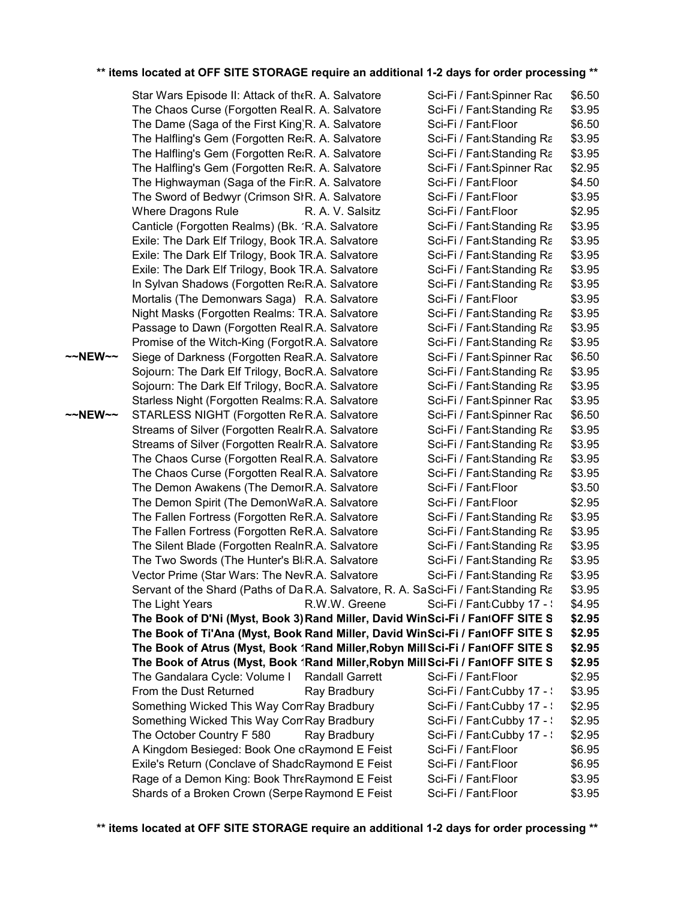**\*\* items located at OFF SITE STORAGE require an additional 1-2 days for order processing \*\***

| | Title | Author | Category / Location | Price |
|---|---|---|---|---|
| | Star Wars Episode II: Attack of th€ | R. A. Salvatore | Sci-Fi / Fant Spinner Rac | $6.50 |
| | The Chaos Curse (Forgotten Real | R. A. Salvatore | Sci-Fi / Fant Standing Ra | $3.95 |
| | The Dame (Saga of the First King) | R. A. Salvatore | Sci-Fi / Fant Floor | $6.50 |
| | The Halfling's Gem (Forgotten Re | R. A. Salvatore | Sci-Fi / Fant Standing Ra | $3.95 |
| | The Halfling's Gem (Forgotten Re | R. A. Salvatore | Sci-Fi / Fant Standing Ra | $3.95 |
| | The Halfling's Gem (Forgotten Re | R. A. Salvatore | Sci-Fi / Fant Spinner Rac | $2.95 |
| | The Highwayman (Saga of the Fir | R. A. Salvatore | Sci-Fi / Fant Floor | $4.50 |
| | The Sword of Bedwyr (Crimson Sh | R. A. Salvatore | Sci-Fi / Fant Floor | $3.95 |
| | Where Dragons Rule | R. A. V. Salsitz | Sci-Fi / Fant Floor | $2.95 |
| | Canticle (Forgotten Realms) (Bk. 1 | R.A. Salvatore | Sci-Fi / Fant Standing Ra | $3.95 |
| | Exile: The Dark Elf Trilogy, Book T | R.A. Salvatore | Sci-Fi / Fant Standing Ra | $3.95 |
| | Exile: The Dark Elf Trilogy, Book T | R.A. Salvatore | Sci-Fi / Fant Standing Ra | $3.95 |
| | Exile: The Dark Elf Trilogy, Book T | R.A. Salvatore | Sci-Fi / Fant Standing Ra | $3.95 |
| | In Sylvan Shadows (Forgotten Re | R.A. Salvatore | Sci-Fi / Fant Standing Ra | $3.95 |
| | Mortalis (The Demonwars Saga) | R.A. Salvatore | Sci-Fi / Fant Floor | $3.95 |
| | Night Masks (Forgotten Realms: T | R.A. Salvatore | Sci-Fi / Fant Standing Ra | $3.95 |
| | Passage to Dawn (Forgotten Real | R.A. Salvatore | Sci-Fi / Fant Standing Ra | $3.95 |
| | Promise of the Witch-King (Forgot | R.A. Salvatore | Sci-Fi / Fant Standing Ra | $3.95 |
| ~~NEW~~ | Siege of Darkness (Forgotten Rea | R.A. Salvatore | Sci-Fi / Fant Spinner Rac | $6.50 |
| | Sojourn: The Dark Elf Trilogy, Boo | R.A. Salvatore | Sci-Fi / Fant Standing Ra | $3.95 |
| | Sojourn: The Dark Elf Trilogy, Boo | R.A. Salvatore | Sci-Fi / Fant Standing Ra | $3.95 |
| | Starless Night (Forgotten Realms: | R.A. Salvatore | Sci-Fi / Fant Spinner Rac | $3.95 |
| ~~NEW~~ | STARLESS NIGHT (Forgotten Re | R.A. Salvatore | Sci-Fi / Fant Spinner Rac | $6.50 |
| | Streams of Silver (Forgotten Real | R.A. Salvatore | Sci-Fi / Fant Standing Ra | $3.95 |
| | Streams of Silver (Forgotten Real | R.A. Salvatore | Sci-Fi / Fant Standing Ra | $3.95 |
| | The Chaos Curse (Forgotten Real | R.A. Salvatore | Sci-Fi / Fant Standing Ra | $3.95 |
| | The Chaos Curse (Forgotten Real | R.A. Salvatore | Sci-Fi / Fant Standing Ra | $3.95 |
| | The Demon Awakens (The Demo | R.A. Salvatore | Sci-Fi / Fant Floor | $3.50 |
| | The Demon Spirit (The DemonWa | R.A. Salvatore | Sci-Fi / Fant Floor | $2.95 |
| | The Fallen Fortress (Forgotten Re | R.A. Salvatore | Sci-Fi / Fant Standing Ra | $3.95 |
| | The Fallen Fortress (Forgotten Re | R.A. Salvatore | Sci-Fi / Fant Standing Ra | $3.95 |
| | The Silent Blade (Forgotten Realm | R.A. Salvatore | Sci-Fi / Fant Standing Ra | $3.95 |
| | The Two Swords (The Hunter's Bl | R.A. Salvatore | Sci-Fi / Fant Standing Ra | $3.95 |
| | Vector Prime (Star Wars: The Nev | R.A. Salvatore | Sci-Fi / Fant Standing Ra | $3.95 |
| | Servant of the Shard (Paths of Da | R.A. Salvatore, R. A. Sa | Sci-Fi / Fant Standing Ra | $3.95 |
| | The Light Years | R.W.W. Greene | Sci-Fi / Fant Cubby 17 - | $4.95 |
| | **The Book of D'Ni (Myst, Book 3)** | **Rand Miller, David Win** | **Sci-Fi / Fant OFF SITE S** | **$2.95** |
| | **The Book of Ti'Ana (Myst, Book** | **Rand Miller, David Win** | **Sci-Fi / Fant OFF SITE S** | **$2.95** |
| | **The Book of Atrus (Myst, Book 1** | **Rand Miller,Robyn Mill** | **Sci-Fi / Fant OFF SITE S** | **$2.95** |
| | **The Book of Atrus (Myst, Book 1** | **Rand Miller,Robyn Mill** | **Sci-Fi / Fant OFF SITE S** | **$2.95** |
| | The Gandalara Cycle: Volume I | Randall Garrett | Sci-Fi / Fant Floor | $2.95 |
| | From the Dust Returned | Ray Bradbury | Sci-Fi / Fant Cubby 17 - | $3.95 |
| | Something Wicked This Way Com | Ray Bradbury | Sci-Fi / Fant Cubby 17 - | $2.95 |
| | Something Wicked This Way Com | Ray Bradbury | Sci-Fi / Fant Cubby 17 - | $2.95 |
| | The October Country F 580 | Ray Bradbury | Sci-Fi / Fant Cubby 17 - | $2.95 |
| | A Kingdom Besieged: Book One o | Raymond E Feist | Sci-Fi / Fant Floor | $6.95 |
| | Exile's Return (Conclave of Shado | Raymond E Feist | Sci-Fi / Fant Floor | $6.95 |
| | Rage of a Demon King: Book Thre | Raymond E Feist | Sci-Fi / Fant Floor | $3.95 |
| | Shards of a Broken Crown (Serpe | Raymond E Feist | Sci-Fi / Fant Floor | $3.95 |

**\*\* items located at OFF SITE STORAGE require an additional 1-2 days for order processing \*\***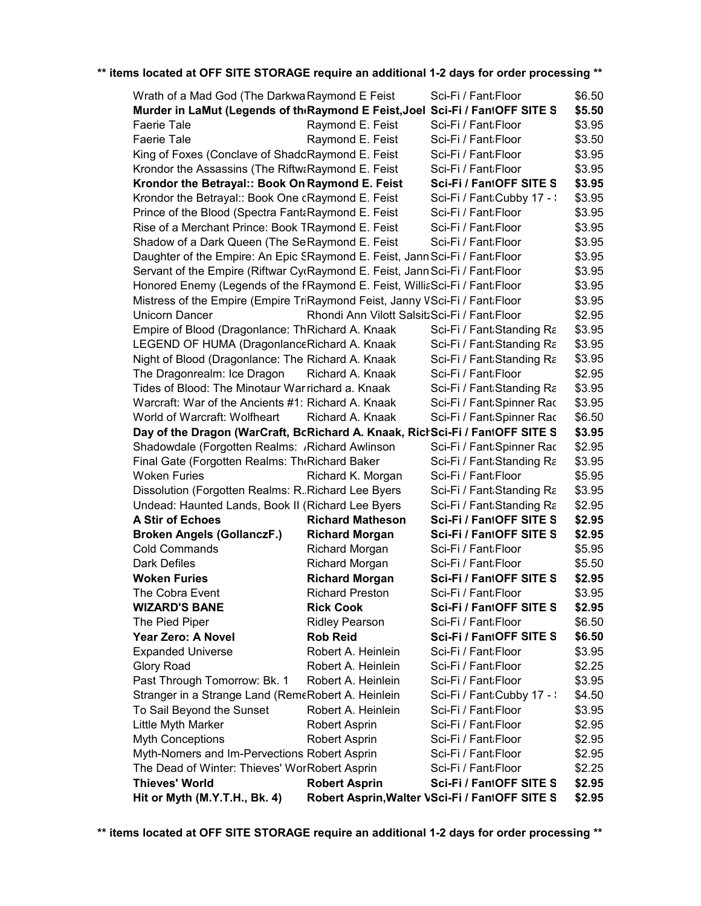**** items located at OFF SITE STORAGE require an additional 1-2 days for order processing ****

| | | | |
|---|---|---|---|
| Wrath of a Mad God (The Darkwa | Raymond E Feist | Sci-Fi / Fant Floor | $6.50 |
| **Murder in LaMut (Legends of th** | **Raymond E Feist,Joel** | **Sci-Fi / Fant OFF SITE S** | **$5.50** |
| Faerie Tale | Raymond E. Feist | Sci-Fi / Fant Floor | $3.95 |
| Faerie Tale | Raymond E. Feist | Sci-Fi / Fant Floor | $3.50 |
| King of Foxes (Conclave of Shado | Raymond E. Feist | Sci-Fi / Fant Floor | $3.95 |
| Krondor the Assassins (The Riftw | Raymond E. Feist | Sci-Fi / Fant Floor | $3.95 |
| **Krondor the Betrayal:: Book On** | **Raymond E. Feist** | **Sci-Fi / Fant OFF SITE S** | **$3.95** |
| Krondor the Betrayal:: Book One ( | Raymond E. Feist | Sci-Fi / Fant Cubby 17 - | $3.95 |
| Prince of the Blood (Spectra Fant | Raymond E. Feist | Sci-Fi / Fant Floor | $3.95 |
| Rise of a Merchant Prince: Book T | Raymond E. Feist | Sci-Fi / Fant Floor | $3.95 |
| Shadow of a Dark Queen (The Se | Raymond E. Feist | Sci-Fi / Fant Floor | $3.95 |
| Daughter of the Empire: An Epic S | Raymond E. Feist, Jann | Sci-Fi / Fant Floor | $3.95 |
| Servant of the Empire (Riftwar Cy | Raymond E. Feist, Jann | Sci-Fi / Fant Floor | $3.95 |
| Honored Enemy (Legends of the F | Raymond E. Feist, Willi | Sci-Fi / Fant Floor | $3.95 |
| Mistress of the Empire (Empire Tr | Raymond Feist, Janny V | Sci-Fi / Fant Floor | $3.95 |
| Unicorn Dancer | Rhondi Ann Vilott Salsitz | Sci-Fi / Fant Floor | $2.95 |
| Empire of Blood (Dragonlance: Th | Richard A. Knaak | Sci-Fi / Fant Standing Ra | $3.95 |
| LEGEND OF HUMA (Dragonlance | Richard A. Knaak | Sci-Fi / Fant Standing Ra | $3.95 |
| Night of Blood (Dragonlance: The | Richard A. Knaak | Sci-Fi / Fant Standing Ra | $3.95 |
| The Dragonrealm: Ice Dragon | Richard A. Knaak | Sci-Fi / Fant Floor | $2.95 |
| Tides of Blood: The Minotaur War | richard a. Knaak | Sci-Fi / Fant Standing Ra | $3.95 |
| Warcraft: War of the Ancients #1: | Richard A. Knaak | Sci-Fi / Fant Spinner Rac | $3.95 |
| World of Warcraft: Wolfheart | Richard A. Knaak | Sci-Fi / Fant Spinner Rac | $6.50 |
| **Day of the Dragon (WarCraft, Bo** | **Richard A. Knaak, Rich** | **Sci-Fi / Fant OFF SITE S** | **$3.95** |
| Shadowdale (Forgotten Realms: | Richard Awlinson | Sci-Fi / Fant Spinner Rac | $2.95 |
| Final Gate (Forgotten Realms: Th | Richard Baker | Sci-Fi / Fant Standing Ra | $3.95 |
| Woken Furies | Richard K. Morgan | Sci-Fi / Fant Floor | $5.95 |
| Dissolution (Forgotten Realms: R | Richard Lee Byers | Sci-Fi / Fant Standing Ra | $3.95 |
| Undead: Haunted Lands, Book II ( | Richard Lee Byers | Sci-Fi / Fant Standing Ra | $2.95 |
| **A Stir of Echoes** | **Richard Matheson** | **Sci-Fi / Fant OFF SITE S** | **$2.95** |
| **Broken Angels (GollanczF.)** | **Richard Morgan** | **Sci-Fi / Fant OFF SITE S** | **$2.95** |
| Cold Commands | Richard Morgan | Sci-Fi / Fant Floor | $5.95 |
| Dark Defiles | Richard Morgan | Sci-Fi / Fant Floor | $5.50 |
| **Woken Furies** | **Richard Morgan** | **Sci-Fi / Fant OFF SITE S** | **$2.95** |
| The Cobra Event | Richard Preston | Sci-Fi / Fant Floor | $3.95 |
| **WIZARD'S BANE** | **Rick Cook** | **Sci-Fi / Fant OFF SITE S** | **$2.95** |
| The Pied Piper | Ridley Pearson | Sci-Fi / Fant Floor | $6.50 |
| **Year Zero: A Novel** | **Rob Reid** | **Sci-Fi / Fant OFF SITE S** | **$6.50** |
| Expanded Universe | Robert A. Heinlein | Sci-Fi / Fant Floor | $3.95 |
| Glory Road | Robert A. Heinlein | Sci-Fi / Fant Floor | $2.25 |
| Past Through Tomorrow: Bk. 1 | Robert A. Heinlein | Sci-Fi / Fant Floor | $3.95 |
| Stranger in a Strange Land (Reme | Robert A. Heinlein | Sci-Fi / Fant Cubby 17 - | $4.50 |
| To Sail Beyond the Sunset | Robert A. Heinlein | Sci-Fi / Fant Floor | $3.95 |
| Little Myth Marker | Robert Asprin | Sci-Fi / Fant Floor | $2.95 |
| Myth Conceptions | Robert Asprin | Sci-Fi / Fant Floor | $2.95 |
| Myth-Nomers and Im-Pervections | Robert Asprin | Sci-Fi / Fant Floor | $2.95 |
| The Dead of Winter: Thieves' Wor | Robert Asprin | Sci-Fi / Fant Floor | $2.25 |
| **Thieves' World** | **Robert Asprin** | **Sci-Fi / Fant OFF SITE S** | **$2.95** |
| **Hit or Myth (M.Y.T.H., Bk. 4)** | **Robert Asprin,Walter V** | **Sci-Fi / Fant OFF SITE S** | **$2.95** |

**** items located at OFF SITE STORAGE require an additional 1-2 days for order processing ****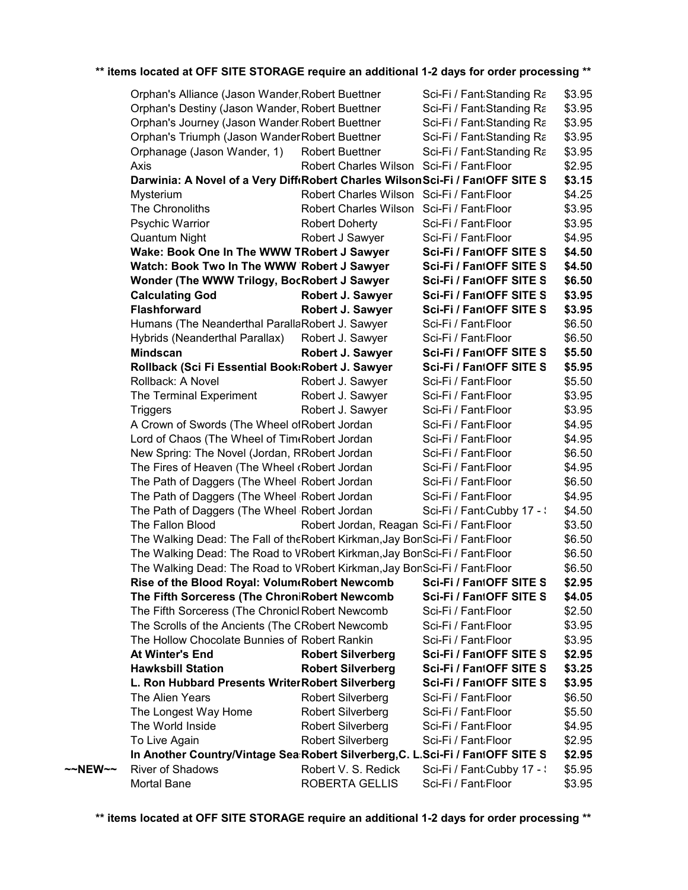**\*\* items located at OFF SITE STORAGE require an additional 1-2 days for order processing \*\***

| | Title | Author | Category / Location | Price |
|---|---|---|---|---|
| | Orphan's Alliance (Jason Wander, | Robert Buettner | Sci-Fi / Fant Standing Ra | $3.95 |
| | Orphan's Destiny (Jason Wander, | Robert Buettner | Sci-Fi / Fant Standing Ra | $3.95 |
| | Orphan's Journey (Jason Wander | Robert Buettner | Sci-Fi / Fant Standing Ra | $3.95 |
| | Orphan's Triumph (Jason Wander | Robert Buettner | Sci-Fi / Fant Standing Ra | $3.95 |
| | Orphanage (Jason Wander, 1) | Robert Buettner | Sci-Fi / Fant Standing Ra | $3.95 |
| | Axis | Robert Charles Wilson | Sci-Fi / Fant Floor | $2.95 |
| | **Darwinia: A Novel of a Very Diff** | **Robert Charles Wilson** | **Sci-Fi / Fant OFF SITE S** | **$3.15** |
| | Mysterium | Robert Charles Wilson | Sci-Fi / Fant Floor | $4.25 |
| | The Chronoliths | Robert Charles Wilson | Sci-Fi / Fant Floor | $3.95 |
| | Psychic Warrior | Robert Doherty | Sci-Fi / Fant Floor | $3.95 |
| | Quantum Night | Robert J Sawyer | Sci-Fi / Fant Floor | $4.95 |
| | **Wake: Book One In The WWW T** | **Robert J Sawyer** | **Sci-Fi / Fant OFF SITE S** | **$4.50** |
| | **Watch: Book Two In The WWW** | **Robert J Sawyer** | **Sci-Fi / Fant OFF SITE S** | **$4.50** |
| | **Wonder (The WWW Trilogy, Boo** | **Robert J Sawyer** | **Sci-Fi / Fant OFF SITE S** | **$6.50** |
| | **Calculating God** | **Robert J. Sawyer** | **Sci-Fi / Fant OFF SITE S** | **$3.95** |
| | **Flashforward** | **Robert J. Sawyer** | **Sci-Fi / Fant OFF SITE S** | **$3.95** |
| | Humans (The Neanderthal Paralla | Robert J. Sawyer | Sci-Fi / Fant Floor | $6.50 |
| | Hybrids (Neanderthal Parallax) | Robert J. Sawyer | Sci-Fi / Fant Floor | $6.50 |
| | **Mindscan** | **Robert J. Sawyer** | **Sci-Fi / Fant OFF SITE S** | **$5.50** |
| | **Rollback (Sci Fi Essential Book** | **Robert J. Sawyer** | **Sci-Fi / Fant OFF SITE S** | **$5.95** |
| | Rollback: A Novel | Robert J. Sawyer | Sci-Fi / Fant Floor | $5.50 |
| | The Terminal Experiment | Robert J. Sawyer | Sci-Fi / Fant Floor | $3.95 |
| | Triggers | Robert J. Sawyer | Sci-Fi / Fant Floor | $3.95 |
| | A Crown of Swords (The Wheel of | Robert Jordan | Sci-Fi / Fant Floor | $4.95 |
| | Lord of Chaos (The Wheel of Tim | Robert Jordan | Sci-Fi / Fant Floor | $4.95 |
| | New Spring: The Novel (Jordan, R | Robert Jordan | Sci-Fi / Fant Floor | $6.50 |
| | The Fires of Heaven (The Wheel | Robert Jordan | Sci-Fi / Fant Floor | $4.95 |
| | The Path of Daggers (The Wheel | Robert Jordan | Sci-Fi / Fant Floor | $6.50 |
| | The Path of Daggers (The Wheel | Robert Jordan | Sci-Fi / Fant Floor | $4.95 |
| | The Path of Daggers (The Wheel | Robert Jordan | Sci-Fi / Fant Cubby 17 - | $4.50 |
| | The Fallon Blood | Robert Jordan, Reagan | Sci-Fi / Fant Floor | $3.50 |
| | The Walking Dead: The Fall of the | Robert Kirkman,Jay Bon | Sci-Fi / Fant Floor | $6.50 |
| | The Walking Dead: The Road to W | Robert Kirkman,Jay Bon | Sci-Fi / Fant Floor | $6.50 |
| | The Walking Dead: The Road to W | Robert Kirkman,Jay Bon | Sci-Fi / Fant Floor | $6.50 |
| | **Rise of the Blood Royal: Volum** | **Robert Newcomb** | **Sci-Fi / Fant OFF SITE S** | **$2.95** |
| | **The Fifth Sorceress (The Chroni** | **Robert Newcomb** | **Sci-Fi / Fant OFF SITE S** | **$4.05** |
| | The Fifth Sorceress (The Chronicl | Robert Newcomb | Sci-Fi / Fant Floor | $2.50 |
| | The Scrolls of the Ancients (The C | Robert Newcomb | Sci-Fi / Fant Floor | $3.95 |
| | The Hollow Chocolate Bunnies of | Robert Rankin | Sci-Fi / Fant Floor | $3.95 |
| | **At Winter's End** | **Robert Silverberg** | **Sci-Fi / Fant OFF SITE S** | **$2.95** |
| | **Hawksbill Station** | **Robert Silverberg** | **Sci-Fi / Fant OFF SITE S** | **$3.25** |
| | **L. Ron Hubbard Presents Writer** | **Robert Silverberg** | **Sci-Fi / Fant OFF SITE S** | **$3.95** |
| | The Alien Years | Robert Silverberg | Sci-Fi / Fant Floor | $6.50 |
| | The Longest Way Home | Robert Silverberg | Sci-Fi / Fant Floor | $5.50 |
| | The World Inside | Robert Silverberg | Sci-Fi / Fant Floor | $4.95 |
| | To Live Again | Robert Silverberg | Sci-Fi / Fant Floor | $2.95 |
| | **In Another Country/Vintage Sea** | **Robert Silverberg,C. L.** | **Sci-Fi / Fant OFF SITE S** | **$2.95** |
| ~~NEW~~ | River of Shadows | Robert V. S. Redick | Sci-Fi / Fant Cubby 17 - | $5.95 |
| | Mortal Bane | ROBERTA GELLIS | Sci-Fi / Fant Floor | $3.95 |

**\*\* items located at OFF SITE STORAGE require an additional 1-2 days for order processing \*\***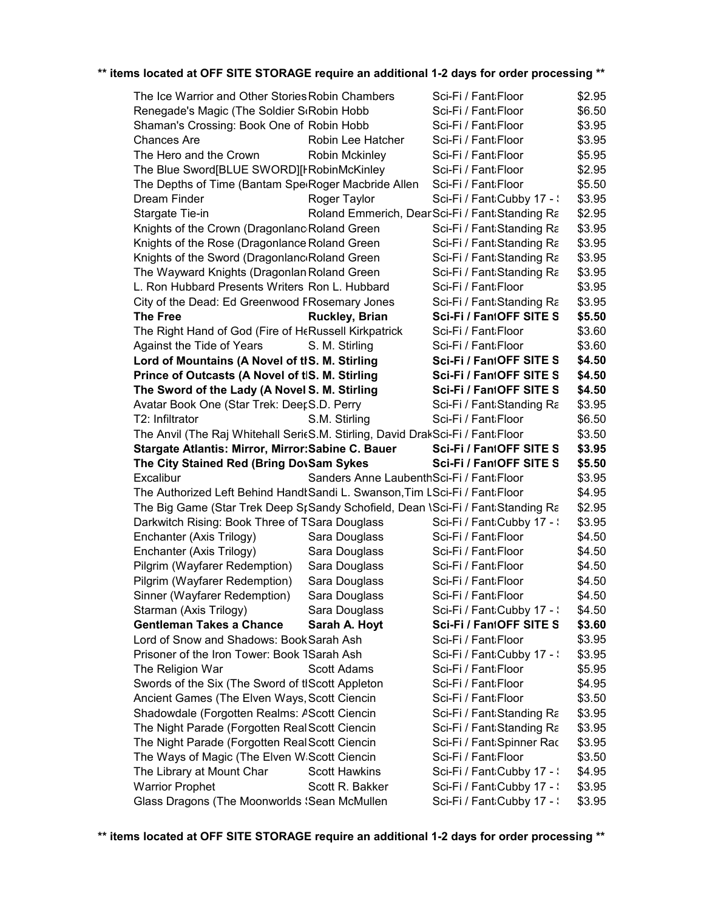**\*\* items located at OFF SITE STORAGE require an additional 1-2 days for order processing \*\***

| | | | |
|---|---|---|---|
| The Ice Warrior and Other Stories | Robin Chambers | Sci-Fi / Fant Floor | $2.95 |
| Renegade's Magic (The Soldier S | Robin Hobb | Sci-Fi / Fant Floor | $6.50 |
| Shaman's Crossing: Book One of | Robin Hobb | Sci-Fi / Fant Floor | $3.95 |
| Chances Are | Robin Lee Hatcher | Sci-Fi / Fant Floor | $3.95 |
| The Hero and the Crown | Robin Mckinley | Sci-Fi / Fant Floor | $5.95 |
| The Blue Sword[BLUE SWORD][ | RobinMcKinley | Sci-Fi / Fant Floor | $2.95 |
| The Depths of Time (Bantam Spe | Roger Macbride Allen | Sci-Fi / Fant Floor | $5.50 |
| Dream Finder | Roger Taylor | Sci-Fi / Fant Cubby 17 - | $3.95 |
| Stargate Tie-in | Roland Emmerich, Dear | Sci-Fi / Fant Standing Ra | $2.95 |
| Knights of the Crown (Dragonlanc | Roland Green | Sci-Fi / Fant Standing Ra | $3.95 |
| Knights of the Rose (Dragonlance | Roland Green | Sci-Fi / Fant Standing Ra | $3.95 |
| Knights of the Sword (Dragonlanc | Roland Green | Sci-Fi / Fant Standing Ra | $3.95 |
| The Wayward Knights (Dragonlan | Roland Green | Sci-Fi / Fant Standing Ra | $3.95 |
| L. Ron Hubbard Presents Writers | Ron L. Hubbard | Sci-Fi / Fant Floor | $3.95 |
| City of the Dead: Ed Greenwood F | Rosemary Jones | Sci-Fi / Fant Standing Ra | $3.95 |
| **The Free** | **Ruckley, Brian** | **Sci-Fi / Fant OFF SITE S** | **$5.50** |
| The Right Hand of God (Fire of He | Russell Kirkpatrick | Sci-Fi / Fant Floor | $3.60 |
| Against the Tide of Years | S. M. Stirling | Sci-Fi / Fant Floor | $3.60 |
| **Lord of Mountains (A Novel of t** | **S. M. Stirling** | **Sci-Fi / Fant OFF SITE S** | **$4.50** |
| **Prince of Outcasts (A Novel of t** | **S. M. Stirling** | **Sci-Fi / Fant OFF SITE S** | **$4.50** |
| **The Sword of the Lady (A Novel** | **S. M. Stirling** | **Sci-Fi / Fant OFF SITE S** | **$4.50** |
| Avatar Book One (Star Trek: Deep | S.D. Perry | Sci-Fi / Fant Standing Ra | $3.95 |
| T2: Infiltrator | S.M. Stirling | Sci-Fi / Fant Floor | $6.50 |
| The Anvil (The Raj Whitehall Serie | S.M. Stirling, David Drak | Sci-Fi / Fant Floor | $3.50 |
| **Stargate Atlantis: Mirror, Mirror:** | **Sabine C. Bauer** | **Sci-Fi / Fant OFF SITE S** | **$3.95** |
| **The City Stained Red (Bring Dov** | **Sam Sykes** | **Sci-Fi / Fant OFF SITE S** | **$5.50** |
| Excalibur | Sanders Anne Laubenth | Sci-Fi / Fant Floor | $3.95 |
| The Authorized Left Behind Handt | Sandi L. Swanson, Tim L | Sci-Fi / Fant Floor | $4.95 |
| The Big Game (Star Trek Deep Sp | Sandy Schofield, Dean \ | Sci-Fi / Fant Standing Ra | $2.95 |
| Darkwitch Rising: Book Three of T | Sara Douglass | Sci-Fi / Fant Cubby 17 - | $3.95 |
| Enchanter (Axis Trilogy) | Sara Douglass | Sci-Fi / Fant Floor | $4.50 |
| Enchanter (Axis Trilogy) | Sara Douglass | Sci-Fi / Fant Floor | $4.50 |
| Pilgrim (Wayfarer Redemption) | Sara Douglass | Sci-Fi / Fant Floor | $4.50 |
| Pilgrim (Wayfarer Redemption) | Sara Douglass | Sci-Fi / Fant Floor | $4.50 |
| Sinner (Wayfarer Redemption) | Sara Douglass | Sci-Fi / Fant Floor | $4.50 |
| Starman (Axis Trilogy) | Sara Douglass | Sci-Fi / Fant Cubby 17 - | $4.50 |
| **Gentleman Takes a Chance** | **Sarah A. Hoyt** | **Sci-Fi / Fant OFF SITE S** | **$3.60** |
| Lord of Snow and Shadows: Book | Sarah Ash | Sci-Fi / Fant Floor | $3.95 |
| Prisoner of the Iron Tower: Book T | Sarah Ash | Sci-Fi / Fant Cubby 17 - | $3.95 |
| The Religion War | Scott Adams | Sci-Fi / Fant Floor | $5.95 |
| Swords of the Six (The Sword of t | Scott Appleton | Sci-Fi / Fant Floor | $4.95 |
| Ancient Games (The Elven Ways, | Scott Ciencin | Sci-Fi / Fant Floor | $3.50 |
| Shadowdale (Forgotten Realms: A | Scott Ciencin | Sci-Fi / Fant Standing Ra | $3.95 |
| The Night Parade (Forgotten Real | Scott Ciencin | Sci-Fi / Fant Standing Ra | $3.95 |
| The Night Parade (Forgotten Real | Scott Ciencin | Sci-Fi / Fant Spinner Rac | $3.95 |
| The Ways of Magic (The Elven W | Scott Ciencin | Sci-Fi / Fant Floor | $3.50 |
| The Library at Mount Char | Scott Hawkins | Sci-Fi / Fant Cubby 17 - | $4.95 |
| Warrior Prophet | Scott R. Bakker | Sci-Fi / Fant Cubby 17 - | $3.95 |
| Glass Dragons (The Moonworlds | Sean McMullen | Sci-Fi / Fant Cubby 17 - | $3.95 |

**\*\* items located at OFF SITE STORAGE require an additional 1-2 days for order processing \*\***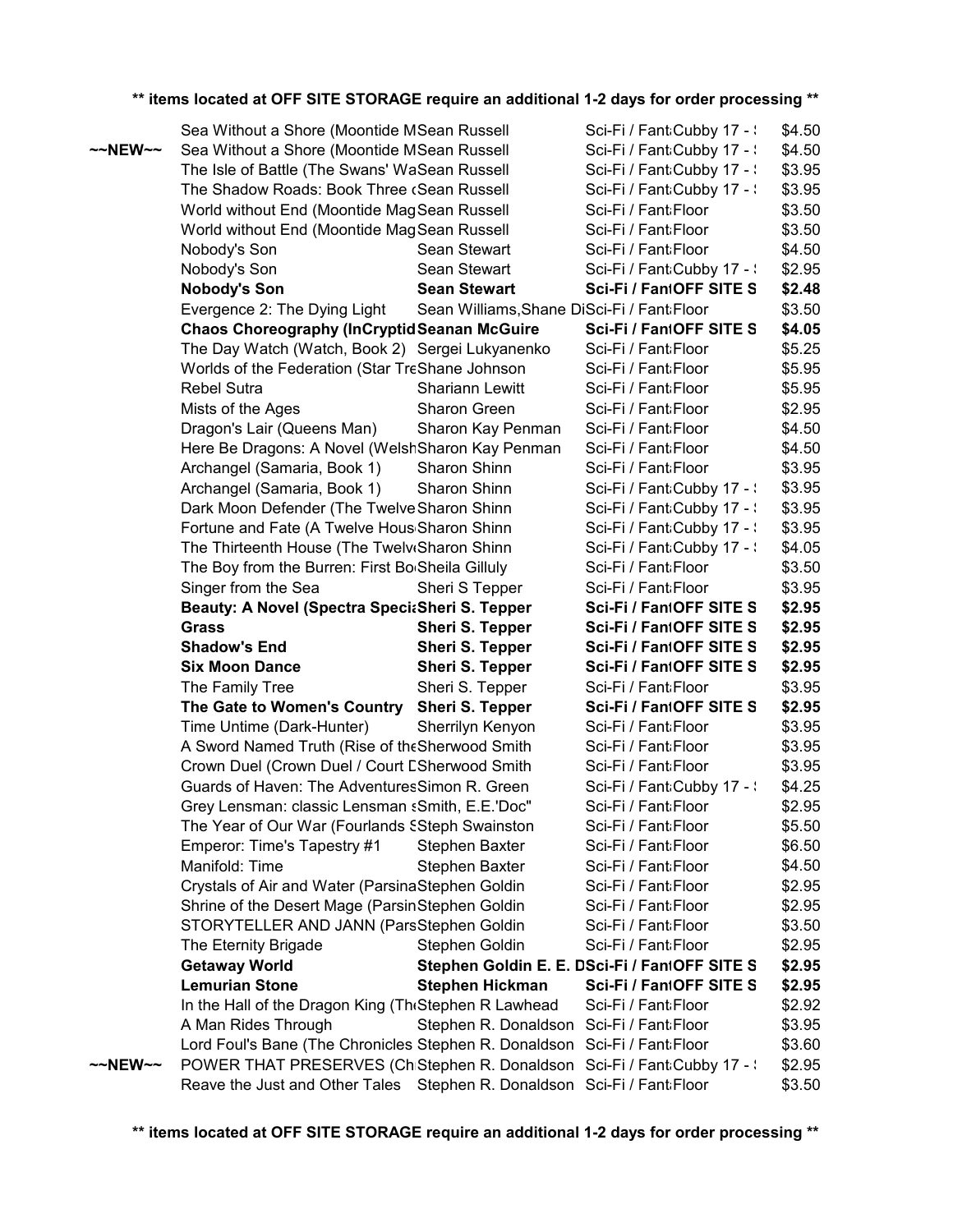**\*\* items located at OFF SITE STORAGE require an additional 1-2 days for order processing \*\***

| | Title | Author | Category | Location | Price |
|---|---|---|---|---|---|
| | Sea Without a Shore (Moontide M | Sean Russell | Sci-Fi / Fant | Cubby 17 - ! | $4.50 |
| ~~NEW~~ | Sea Without a Shore (Moontide M | Sean Russell | Sci-Fi / Fant | Cubby 17 - ! | $4.50 |
| | The Isle of Battle (The Swans' Wa | Sean Russell | Sci-Fi / Fant | Cubby 17 - ! | $3.95 |
| | The Shadow Roads: Book Three ( | Sean Russell | Sci-Fi / Fant | Cubby 17 - ! | $3.95 |
| | World without End (Moontide Mag | Sean Russell | Sci-Fi / Fant | Floor | $3.50 |
| | World without End (Moontide Mag | Sean Russell | Sci-Fi / Fant | Floor | $3.50 |
| | Nobody's Son | Sean Stewart | Sci-Fi / Fant | Floor | $4.50 |
| | Nobody's Son | Sean Stewart | Sci-Fi / Fant | Cubby 17 - ! | $2.95 |
| | **Nobody's Son** | **Sean Stewart** | **Sci-Fi / Fant** | **OFF SITE S** | **$2.48** |
| | Evergence 2: The Dying Light | Sean Williams, Shane Di | Sci-Fi / Fant | Floor | $3.50 |
| | **Chaos Choreography (InCryptid** | **Seanan McGuire** | **Sci-Fi / Fant** | **OFF SITE S** | **$4.05** |
| | The Day Watch (Watch, Book 2) | Sergei Lukyanenko | Sci-Fi / Fant | Floor | $5.25 |
| | Worlds of the Federation (Star Tre | Shane Johnson | Sci-Fi / Fant | Floor | $5.95 |
| | Rebel Sutra | Shariann Lewitt | Sci-Fi / Fant | Floor | $5.95 |
| | Mists of the Ages | Sharon Green | Sci-Fi / Fant | Floor | $2.95 |
| | Dragon's Lair (Queens Man) | Sharon Kay Penman | Sci-Fi / Fant | Floor | $4.50 |
| | Here Be Dragons: A Novel (Welsh | Sharon Kay Penman | Sci-Fi / Fant | Floor | $4.50 |
| | Archangel (Samaria, Book 1) | Sharon Shinn | Sci-Fi / Fant | Floor | $3.95 |
| | Archangel (Samaria, Book 1) | Sharon Shinn | Sci-Fi / Fant | Cubby 17 - ! | $3.95 |
| | Dark Moon Defender (The Twelve | Sharon Shinn | Sci-Fi / Fant | Cubby 17 - ! | $3.95 |
| | Fortune and Fate (A Twelve Hous | Sharon Shinn | Sci-Fi / Fant | Cubby 17 - ! | $3.95 |
| | The Thirteenth House (The Twelv | Sharon Shinn | Sci-Fi / Fant | Cubby 17 - ! | $4.05 |
| | The Boy from the Burren: First Bo | Sheila Gilluly | Sci-Fi / Fant | Floor | $3.50 |
| | Singer from the Sea | Sheri S Tepper | Sci-Fi / Fant | Floor | $3.95 |
| | **Beauty: A Novel (Spectra Specia** | **Sheri S. Tepper** | **Sci-Fi / Fant** | **OFF SITE S** | **$2.95** |
| | **Grass** | **Sheri S. Tepper** | **Sci-Fi / Fant** | **OFF SITE S** | **$2.95** |
| | **Shadow's End** | **Sheri S. Tepper** | **Sci-Fi / Fant** | **OFF SITE S** | **$2.95** |
| | **Six Moon Dance** | **Sheri S. Tepper** | **Sci-Fi / Fant** | **OFF SITE S** | **$2.95** |
| | The Family Tree | Sheri S. Tepper | Sci-Fi / Fant | Floor | $3.95 |
| | **The Gate to Women's Country** | **Sheri S. Tepper** | **Sci-Fi / Fant** | **OFF SITE S** | **$2.95** |
| | Time Untime (Dark-Hunter) | Sherrilyn Kenyon | Sci-Fi / Fant | Floor | $3.95 |
| | A Sword Named Truth (Rise of the | Sherwood Smith | Sci-Fi / Fant | Floor | $3.95 |
| | Crown Duel (Crown Duel / Court D | Sherwood Smith | Sci-Fi / Fant | Floor | $3.95 |
| | Guards of Haven: The Adventures | Simon R. Green | Sci-Fi / Fant | Cubby 17 - ! | $4.25 |
| | Grey Lensman: classic Lensman s | Smith, E.E.'Doc" | Sci-Fi / Fant | Floor | $2.95 |
| | The Year of Our War (Fourlands S | Steph Swainston | Sci-Fi / Fant | Floor | $5.50 |
| | Emperor: Time's Tapestry #1 | Stephen Baxter | Sci-Fi / Fant | Floor | $6.50 |
| | Manifold: Time | Stephen Baxter | Sci-Fi / Fant | Floor | $4.50 |
| | Crystals of Air and Water (Parsina | Stephen Goldin | Sci-Fi / Fant | Floor | $2.95 |
| | Shrine of the Desert Mage (Parsin | Stephen Goldin | Sci-Fi / Fant | Floor | $2.95 |
| | STORYTELLER AND JANN (Pars | Stephen Goldin | Sci-Fi / Fant | Floor | $3.50 |
| | The Eternity Brigade | Stephen Goldin | Sci-Fi / Fant | Floor | $2.95 |
| | **Getaway World** | **Stephen Goldin E. E. D** | **Sci-Fi / Fant** | **OFF SITE S** | **$2.95** |
| | **Lemurian Stone** | **Stephen Hickman** | **Sci-Fi / Fant** | **OFF SITE S** | **$2.95** |
| | In the Hall of the Dragon King (Th | Stephen R Lawhead | Sci-Fi / Fant | Floor | $2.92 |
| | A Man Rides Through | Stephen R. Donaldson | Sci-Fi / Fant | Floor | $3.95 |
| | Lord Foul's Bane (The Chronicles | Stephen R. Donaldson | Sci-Fi / Fant | Floor | $3.60 |
| ~~NEW~~ | POWER THAT PRESERVES (Ch | Stephen R. Donaldson | Sci-Fi / Fant | Cubby 17 - ! | $2.95 |
| | Reave the Just and Other Tales | Stephen R. Donaldson | Sci-Fi / Fant | Floor | $3.50 |

**\*\* items located at OFF SITE STORAGE require an additional 1-2 days for order processing \*\***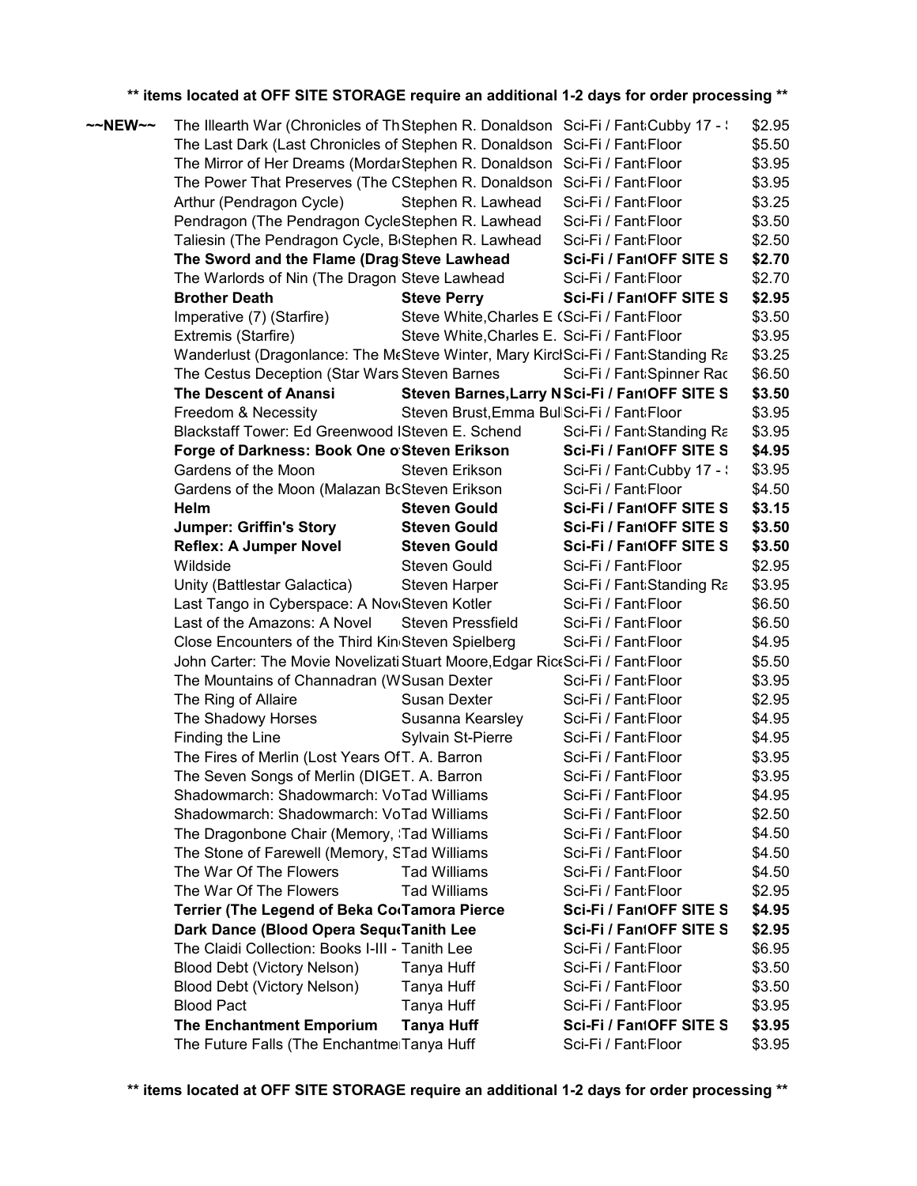**\*\* items located at OFF SITE STORAGE require an additional 1-2 days for order processing \*\***

| | | | | | |
|---|---|---|---|---|---|
| ~~NEW~~ | The Illearth War (Chronicles of Th | Stephen R. Donaldson | Sci-Fi / Fant | Cubby 17 - ! | $2.95 |
| | The Last Dark (Last Chronicles of | Stephen R. Donaldson | Sci-Fi / Fant | Floor | $5.50 |
| | The Mirror of Her Dreams (Mordar | Stephen R. Donaldson | Sci-Fi / Fant | Floor | $3.95 |
| | The Power That Preserves (The C | Stephen R. Donaldson | Sci-Fi / Fant | Floor | $3.95 |
| | Arthur (Pendragon Cycle) | Stephen R. Lawhead | Sci-Fi / Fant | Floor | $3.25 |
| | Pendragon (The Pendragon Cycle | Stephen R. Lawhead | Sci-Fi / Fant | Floor | $3.50 |
| | Taliesin (The Pendragon Cycle, B | Stephen R. Lawhead | Sci-Fi / Fant | Floor | $2.50 |
| | **The Sword and the Flame (Drag** | **Steve Lawhead** | **Sci-Fi / Fant** | **OFF SITE S** | **$2.70** |
| | The Warlords of Nin (The Dragon | Steve Lawhead | Sci-Fi / Fant | Floor | $2.70 |
| | **Brother Death** | **Steve Perry** | **Sci-Fi / Fant** | **OFF SITE S** | **$2.95** |
| | Imperative (7) (Starfire) | Steve White,Charles E ( | Sci-Fi / Fant | Floor | $3.50 |
| | Extremis (Starfire) | Steve White,Charles E. | Sci-Fi / Fant | Floor | $3.95 |
| | Wanderlust (Dragonlance: The M | Steve Winter, Mary Kircl | Sci-Fi / Fant | Standing Ra | $3.25 |
| | The Cestus Deception (Star Wars | Steven Barnes | Sci-Fi / Fant | Spinner Rac | $6.50 |
| | **The Descent of Anansi** | **Steven Barnes,Larry N** | **Sci-Fi / Fant** | **OFF SITE S** | **$3.50** |
| | Freedom & Necessity | Steven Brust,Emma Bul | Sci-Fi / Fant | Floor | $3.95 |
| | Blackstaff Tower: Ed Greenwood I | Steven E. Schend | Sci-Fi / Fant | Standing Ra | $3.95 |
| | **Forge of Darkness: Book One o** | **Steven Erikson** | **Sci-Fi / Fant** | **OFF SITE S** | **$4.95** |
| | Gardens of the Moon | Steven Erikson | Sci-Fi / Fant | Cubby 17 - ! | $3.95 |
| | Gardens of the Moon (Malazan B | Steven Erikson | Sci-Fi / Fant | Floor | $4.50 |
| | **Helm** | **Steven Gould** | **Sci-Fi / Fant** | **OFF SITE S** | **$3.15** |
| | **Jumper: Griffin's Story** | **Steven Gould** | **Sci-Fi / Fant** | **OFF SITE S** | **$3.50** |
| | **Reflex: A Jumper Novel** | **Steven Gould** | **Sci-Fi / Fant** | **OFF SITE S** | **$3.50** |
| | Wildside | Steven Gould | Sci-Fi / Fant | Floor | $2.95 |
| | Unity (Battlestar Galactica) | Steven Harper | Sci-Fi / Fant | Standing Ra | $3.95 |
| | Last Tango in Cyberspace: A Nov | Steven Kotler | Sci-Fi / Fant | Floor | $6.50 |
| | Last of the Amazons: A Novel | Steven Pressfield | Sci-Fi / Fant | Floor | $6.50 |
| | Close Encounters of the Third Kin | Steven Spielberg | Sci-Fi / Fant | Floor | $4.95 |
| | John Carter: The Movie Novelizati | Stuart Moore,Edgar Ric | Sci-Fi / Fant | Floor | $5.50 |
| | The Mountains of Channadran (W | Susan Dexter | Sci-Fi / Fant | Floor | $3.95 |
| | The Ring of Allaire | Susan Dexter | Sci-Fi / Fant | Floor | $2.95 |
| | The Shadowy Horses | Susanna Kearsley | Sci-Fi / Fant | Floor | $4.95 |
| | Finding the Line | Sylvain St-Pierre | Sci-Fi / Fant | Floor | $4.95 |
| | The Fires of Merlin (Lost Years Of | T. A. Barron | Sci-Fi / Fant | Floor | $3.95 |
| | The Seven Songs of Merlin (DIGE | T. A. Barron | Sci-Fi / Fant | Floor | $3.95 |
| | Shadowmarch: Shadowmarch: Vo | Tad Williams | Sci-Fi / Fant | Floor | $4.95 |
| | Shadowmarch: Shadowmarch: Vo | Tad Williams | Sci-Fi / Fant | Floor | $2.50 |
| | The Dragonbone Chair (Memory, | Tad Williams | Sci-Fi / Fant | Floor | $4.50 |
| | The Stone of Farewell (Memory, S | Tad Williams | Sci-Fi / Fant | Floor | $4.50 |
| | The War Of The Flowers | Tad Williams | Sci-Fi / Fant | Floor | $4.50 |
| | The War Of The Flowers | Tad Williams | Sci-Fi / Fant | Floor | $2.95 |
| | **Terrier (The Legend of Beka Co** | **Tamora Pierce** | **Sci-Fi / Fant** | **OFF SITE S** | **$4.95** |
| | **Dark Dance (Blood Opera Sequ** | **Tanith Lee** | **Sci-Fi / Fant** | **OFF SITE S** | **$2.95** |
| | The Claidi Collection: Books I-III - | Tanith Lee | Sci-Fi / Fant | Floor | $6.95 |
| | Blood Debt (Victory Nelson) | Tanya Huff | Sci-Fi / Fant | Floor | $3.50 |
| | Blood Debt (Victory Nelson) | Tanya Huff | Sci-Fi / Fant | Floor | $3.50 |
| | Blood Pact | Tanya Huff | Sci-Fi / Fant | Floor | $3.95 |
| | **The Enchantment Emporium** | **Tanya Huff** | **Sci-Fi / Fant** | **OFF SITE S** | **$3.95** |
| | The Future Falls (The Enchantme | Tanya Huff | Sci-Fi / Fant | Floor | $3.95 |

**\*\* items located at OFF SITE STORAGE require an additional 1-2 days for order processing \*\***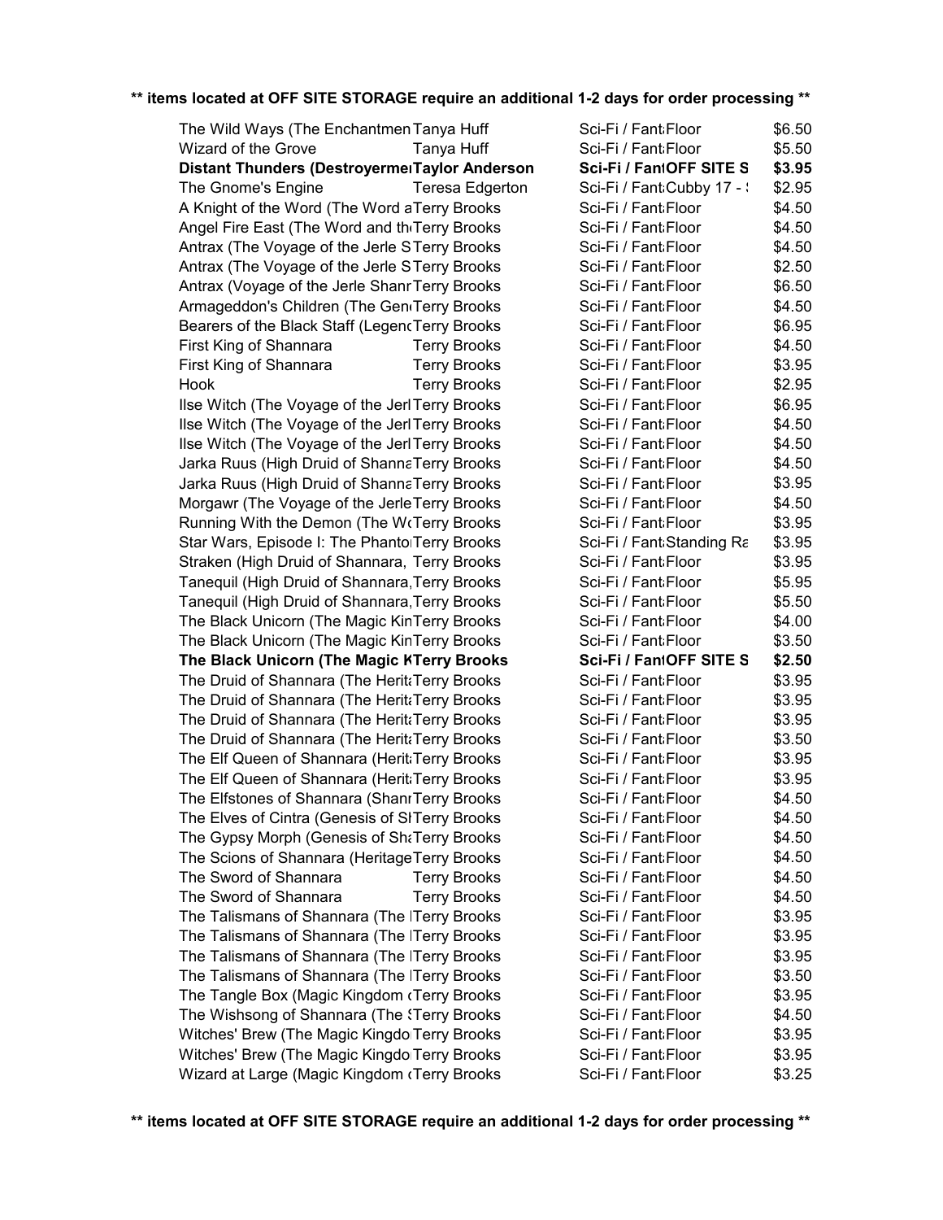**\*\* items located at OFF SITE STORAGE require an additional 1-2 days for order processing \*\***

| | | | |
|---|---|---|---|
| The Wild Ways (The Enchantmen | Tanya Huff | Sci-Fi / Fant Floor | $6.50 |
| Wizard of the Grove | Tanya Huff | Sci-Fi / Fant Floor | $5.50 |
| **Distant Thunders (Destroyerme** | **Taylor Anderson** | **Sci-Fi / Fant OFF SITE S** | **$3.95** |
| The Gnome's Engine | Teresa Edgerton | Sci-Fi / Fant Cubby 17 - | $2.95 |
| A Knight of the Word (The Word a | Terry Brooks | Sci-Fi / Fant Floor | $4.50 |
| Angel Fire East (The Word and th | Terry Brooks | Sci-Fi / Fant Floor | $4.50 |
| Antrax (The Voyage of the Jerle S | Terry Brooks | Sci-Fi / Fant Floor | $4.50 |
| Antrax (The Voyage of the Jerle S | Terry Brooks | Sci-Fi / Fant Floor | $2.50 |
| Antrax (Voyage of the Jerle Shanr | Terry Brooks | Sci-Fi / Fant Floor | $6.50 |
| Armageddon's Children (The Gen | Terry Brooks | Sci-Fi / Fant Floor | $4.50 |
| Bearers of the Black Staff (Legenc | Terry Brooks | Sci-Fi / Fant Floor | $6.95 |
| First King of Shannara | Terry Brooks | Sci-Fi / Fant Floor | $4.50 |
| First King of Shannara | Terry Brooks | Sci-Fi / Fant Floor | $3.95 |
| Hook | Terry Brooks | Sci-Fi / Fant Floor | $2.95 |
| Ilse Witch (The Voyage of the Jerl | Terry Brooks | Sci-Fi / Fant Floor | $6.95 |
| Ilse Witch (The Voyage of the Jerl | Terry Brooks | Sci-Fi / Fant Floor | $4.50 |
| Ilse Witch (The Voyage of the Jerl | Terry Brooks | Sci-Fi / Fant Floor | $4.50 |
| Jarka Ruus (High Druid of Shanna | Terry Brooks | Sci-Fi / Fant Floor | $4.50 |
| Jarka Ruus (High Druid of Shanna | Terry Brooks | Sci-Fi / Fant Floor | $3.95 |
| Morgawr (The Voyage of the Jerle | Terry Brooks | Sci-Fi / Fant Floor | $4.50 |
| Running With the Demon (The W | Terry Brooks | Sci-Fi / Fant Floor | $3.95 |
| Star Wars, Episode I: The Phanto | Terry Brooks | Sci-Fi / Fant Standing Ra | $3.95 |
| Straken (High Druid of Shannara, | Terry Brooks | Sci-Fi / Fant Floor | $3.95 |
| Tanequil (High Druid of Shannara, | Terry Brooks | Sci-Fi / Fant Floor | $5.95 |
| Tanequil (High Druid of Shannara, | Terry Brooks | Sci-Fi / Fant Floor | $5.50 |
| The Black Unicorn (The Magic Kin | Terry Brooks | Sci-Fi / Fant Floor | $4.00 |
| The Black Unicorn (The Magic Kin | Terry Brooks | Sci-Fi / Fant Floor | $3.50 |
| **The Black Unicorn (The Magic K** | **Terry Brooks** | **Sci-Fi / Fant OFF SITE S** | **$2.50** |
| The Druid of Shannara (The Herita | Terry Brooks | Sci-Fi / Fant Floor | $3.95 |
| The Druid of Shannara (The Herita | Terry Brooks | Sci-Fi / Fant Floor | $3.95 |
| The Druid of Shannara (The Herita | Terry Brooks | Sci-Fi / Fant Floor | $3.95 |
| The Druid of Shannara (The Herita | Terry Brooks | Sci-Fi / Fant Floor | $3.50 |
| The Elf Queen of Shannara (Herit | Terry Brooks | Sci-Fi / Fant Floor | $3.95 |
| The Elf Queen of Shannara (Herit | Terry Brooks | Sci-Fi / Fant Floor | $3.95 |
| The Elfstones of Shannara (Shanr | Terry Brooks | Sci-Fi / Fant Floor | $4.50 |
| The Elves of Cintra (Genesis of Sl | Terry Brooks | Sci-Fi / Fant Floor | $4.50 |
| The Gypsy Morph (Genesis of Sha | Terry Brooks | Sci-Fi / Fant Floor | $4.50 |
| The Scions of Shannara (Heritage | Terry Brooks | Sci-Fi / Fant Floor | $4.50 |
| The Sword of Shannara | Terry Brooks | Sci-Fi / Fant Floor | $4.50 |
| The Sword of Shannara | Terry Brooks | Sci-Fi / Fant Floor | $4.50 |
| The Talismans of Shannara (The I | Terry Brooks | Sci-Fi / Fant Floor | $3.95 |
| The Talismans of Shannara (The I | Terry Brooks | Sci-Fi / Fant Floor | $3.95 |
| The Talismans of Shannara (The I | Terry Brooks | Sci-Fi / Fant Floor | $3.95 |
| The Talismans of Shannara (The I | Terry Brooks | Sci-Fi / Fant Floor | $3.50 |
| The Tangle Box (Magic Kingdom ( | Terry Brooks | Sci-Fi / Fant Floor | $3.95 |
| The Wishsong of Shannara (The S | Terry Brooks | Sci-Fi / Fant Floor | $4.50 |
| Witches' Brew (The Magic Kingdo | Terry Brooks | Sci-Fi / Fant Floor | $3.95 |
| Witches' Brew (The Magic Kingdo | Terry Brooks | Sci-Fi / Fant Floor | $3.95 |
| Wizard at Large (Magic Kingdom ( | Terry Brooks | Sci-Fi / Fant Floor | $3.25 |

**\*\* items located at OFF SITE STORAGE require an additional 1-2 days for order processing \*\***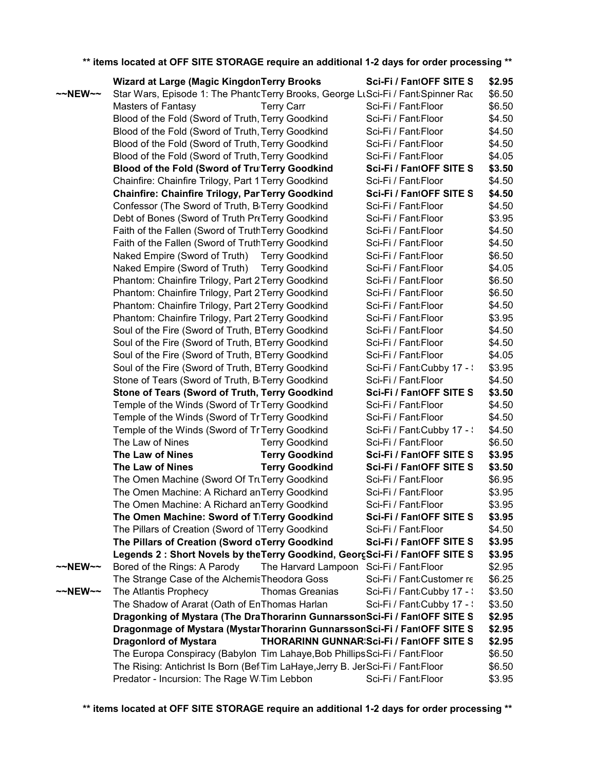**** items located at OFF SITE STORAGE require an additional 1-2 days for order processing ****

| | Title | Author | Category | Location | Price |
|---|---|---|---|---|---|
| | **Wizard at Large (Magic Kingdon** | **Terry Brooks** | **Sci-Fi / Fant** | **OFF SITE S** | **$2.95** |
| ~~NEW~~ | Star Wars, Episode 1: The Phantc | Terry Brooks, George Lu | Sci-Fi / Fant | Spinner Rac | $6.50 |
| | Masters of Fantasy | Terry Carr | Sci-Fi / Fant | Floor | $6.50 |
| | Blood of the Fold (Sword of Truth, | Terry Goodkind | Sci-Fi / Fant | Floor | $4.50 |
| | Blood of the Fold (Sword of Truth, | Terry Goodkind | Sci-Fi / Fant | Floor | $4.50 |
| | Blood of the Fold (Sword of Truth, | Terry Goodkind | Sci-Fi / Fant | Floor | $4.50 |
| | Blood of the Fold (Sword of Truth, | Terry Goodkind | Sci-Fi / Fant | Floor | $4.05 |
| | **Blood of the Fold (Sword of Tru** | **Terry Goodkind** | **Sci-Fi / Fant** | **OFF SITE S** | **$3.50** |
| | Chainfire: Chainfire Trilogy, Part 1 | Terry Goodkind | Sci-Fi / Fant | Floor | $4.50 |
| | **Chainfire: Chainfire Trilogy, Par** | **Terry Goodkind** | **Sci-Fi / Fant** | **OFF SITE S** | **$4.50** |
| | Confessor (The Sword of Truth, B | Terry Goodkind | Sci-Fi / Fant | Floor | $4.50 |
| | Debt of Bones (Sword of Truth Pr | Terry Goodkind | Sci-Fi / Fant | Floor | $3.95 |
| | Faith of the Fallen (Sword of Truth | Terry Goodkind | Sci-Fi / Fant | Floor | $4.50 |
| | Faith of the Fallen (Sword of Truth | Terry Goodkind | Sci-Fi / Fant | Floor | $4.50 |
| | Naked Empire (Sword of Truth) | Terry Goodkind | Sci-Fi / Fant | Floor | $6.50 |
| | Naked Empire (Sword of Truth) | Terry Goodkind | Sci-Fi / Fant | Floor | $4.05 |
| | Phantom: Chainfire Trilogy, Part 2 | Terry Goodkind | Sci-Fi / Fant | Floor | $6.50 |
| | Phantom: Chainfire Trilogy, Part 2 | Terry Goodkind | Sci-Fi / Fant | Floor | $6.50 |
| | Phantom: Chainfire Trilogy, Part 2 | Terry Goodkind | Sci-Fi / Fant | Floor | $4.50 |
| | Phantom: Chainfire Trilogy, Part 2 | Terry Goodkind | Sci-Fi / Fant | Floor | $3.95 |
| | Soul of the Fire (Sword of Truth, B | Terry Goodkind | Sci-Fi / Fant | Floor | $4.50 |
| | Soul of the Fire (Sword of Truth, B | Terry Goodkind | Sci-Fi / Fant | Floor | $4.50 |
| | Soul of the Fire (Sword of Truth, B | Terry Goodkind | Sci-Fi / Fant | Floor | $4.05 |
| | Soul of the Fire (Sword of Truth, B | Terry Goodkind | Sci-Fi / Fant | Cubby 17 - | $3.95 |
| | Stone of Tears (Sword of Truth, B | Terry Goodkind | Sci-Fi / Fant | Floor | $4.50 |
| | **Stone of Tears (Sword of Truth,** | **Terry Goodkind** | **Sci-Fi / Fant** | **OFF SITE S** | **$3.50** |
| | Temple of the Winds (Sword of Tr | Terry Goodkind | Sci-Fi / Fant | Floor | $4.50 |
| | Temple of the Winds (Sword of Tr | Terry Goodkind | Sci-Fi / Fant | Floor | $4.50 |
| | Temple of the Winds (Sword of Tr | Terry Goodkind | Sci-Fi / Fant | Cubby 17 - | $4.50 |
| | The Law of Nines | Terry Goodkind | Sci-Fi / Fant | Floor | $6.50 |
| | **The Law of Nines** | **Terry Goodkind** | **Sci-Fi / Fant** | **OFF SITE S** | **$3.95** |
| | **The Law of Nines** | **Terry Goodkind** | **Sci-Fi / Fant** | **OFF SITE S** | **$3.50** |
| | The Omen Machine (Sword Of Tru | Terry Goodkind | Sci-Fi / Fant | Floor | $6.95 |
| | The Omen Machine: A Richard an | Terry Goodkind | Sci-Fi / Fant | Floor | $3.95 |
| | The Omen Machine: A Richard an | Terry Goodkind | Sci-Fi / Fant | Floor | $3.95 |
| | **The Omen Machine: Sword of T** | **Terry Goodkind** | **Sci-Fi / Fant** | **OFF SITE S** | **$3.95** |
| | The Pillars of Creation (Sword of T | Terry Goodkind | Sci-Fi / Fant | Floor | $4.50 |
| | **The Pillars of Creation (Sword o** | **Terry Goodkind** | **Sci-Fi / Fant** | **OFF SITE S** | **$3.95** |
| | **Legends 2 : Short Novels by the** | **Terry Goodkind, Georg** | **Sci-Fi / Fant** | **OFF SITE S** | **$3.95** |
| ~~NEW~~ | Bored of the Rings: A Parody | The Harvard Lampoon | Sci-Fi / Fant | Floor | $2.95 |
| | The Strange Case of the Alchemis | Theodora Goss | Sci-Fi / Fant | Customer re | $6.25 |
| ~~NEW~~ | The Atlantis Prophecy | Thomas Greanias | Sci-Fi / Fant | Cubby 17 - | $3.50 |
| | The Shadow of Ararat (Oath of En | Thomas Harlan | Sci-Fi / Fant | Cubby 17 - | $3.50 |
| | **Dragonking of Mystara (The Dra** | **Thorarinn Gunnarsson** | **Sci-Fi / Fant** | **OFF SITE S** | **$2.95** |
| | **Dragonmage of Mystara (Mystar** | **Thorarinn Gunnarsson** | **Sci-Fi / Fant** | **OFF SITE S** | **$2.95** |
| | **Dragonlord of Mystara** | **THORARINN GUNNAR** | **Sci-Fi / Fant** | **OFF SITE S** | **$2.95** |
| | The Europa Conspiracy (Babylon | Tim Lahaye,Bob Phillips | Sci-Fi / Fant | Floor | $6.50 |
| | The Rising: Antichrist Is Born (Bef | Tim LaHaye,Jerry B. Jer | Sci-Fi / Fant | Floor | $6.50 |
| | Predator - Incursion: The Rage W | Tim Lebbon | Sci-Fi / Fant | Floor | $3.95 |

**** items located at OFF SITE STORAGE require an additional 1-2 days for order processing ****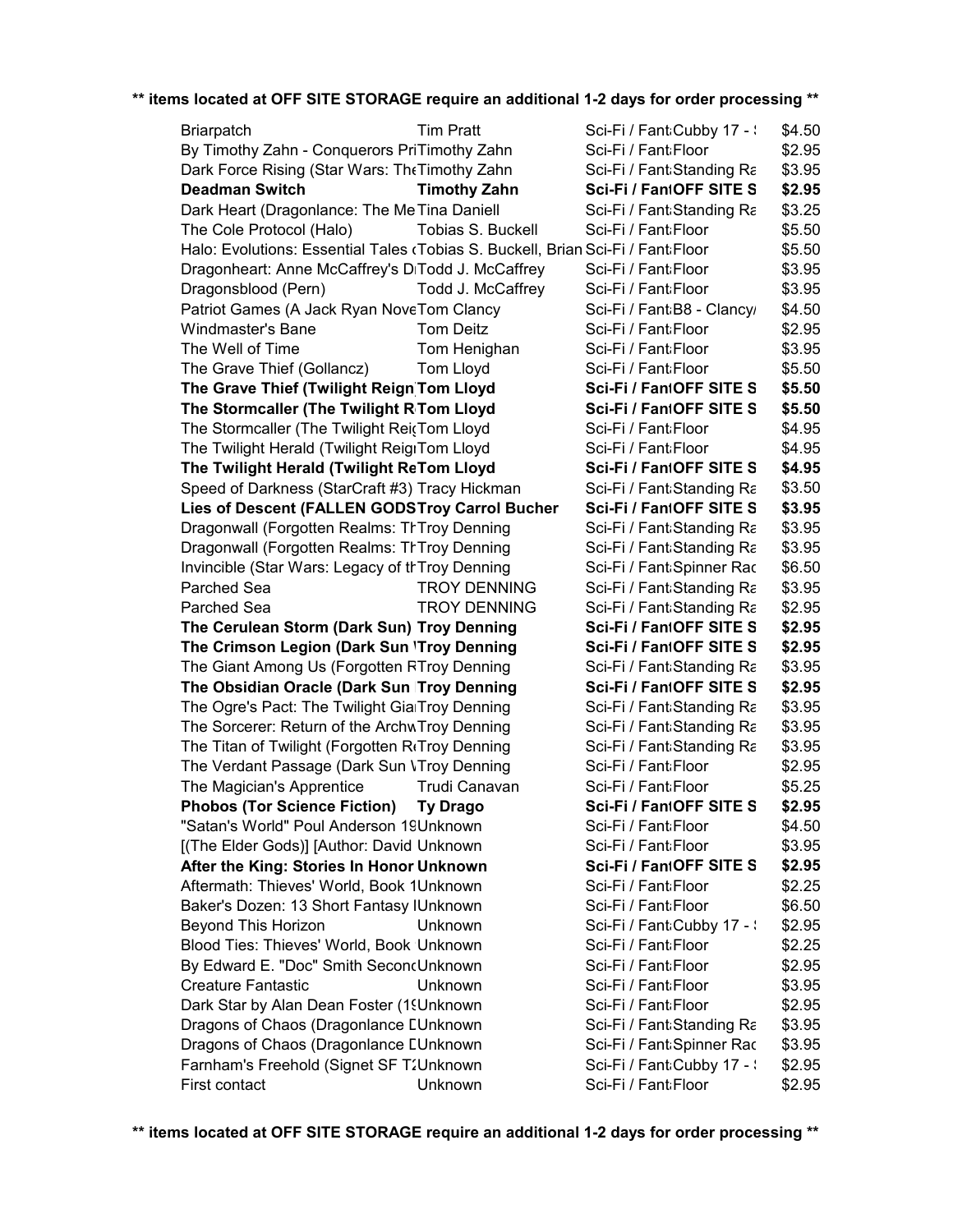**\*\* items located at OFF SITE STORAGE require an additional 1-2 days for order processing \*\***

| | | | |
|---|---|---|---|
| Briarpatch | Tim Pratt | Sci-Fi / Fant Cubby 17 - ! | $4.50 |
| By Timothy Zahn - Conquerors Pr Timothy Zahn | | Sci-Fi / Fant Floor | $2.95 |
| Dark Force Rising (Star Wars: The Timothy Zahn | | Sci-Fi / Fant Standing Ra | $3.95 |
| **Deadman Switch** | **Timothy Zahn** | **Sci-Fi / Fant OFF SITE S** | **$2.95** |
| Dark Heart (Dragonlance: The Me Tina Daniell | | Sci-Fi / Fant Standing Ra | $3.25 |
| The Cole Protocol (Halo) | Tobias S. Buckell | Sci-Fi / Fant Floor | $5.50 |
| Halo: Evolutions: Essential Tales (Tobias S. Buckell, Brian | | Sci-Fi / Fant Floor | $5.50 |
| Dragonheart: Anne McCaffrey's D Todd J. McCaffrey | | Sci-Fi / Fant Floor | $3.95 |
| Dragonsblood (Pern) | Todd J. McCaffrey | Sci-Fi / Fant Floor | $3.95 |
| Patriot Games (A Jack Ryan Nove Tom Clancy | | Sci-Fi / Fant B8 - Clancy/ | $4.50 |
| Windmaster's Bane | Tom Deitz | Sci-Fi / Fant Floor | $2.95 |
| The Well of Time | Tom Henighan | Sci-Fi / Fant Floor | $3.95 |
| The Grave Thief (Gollancz) | Tom Lloyd | Sci-Fi / Fant Floor | $5.50 |
| **The Grave Thief (Twilight Reign** | **Tom Lloyd** | **Sci-Fi / Fant OFF SITE S** | **$5.50** |
| **The Stormcaller (The Twilight R** | **Tom Lloyd** | **Sci-Fi / Fant OFF SITE S** | **$5.50** |
| The Stormcaller (The Twilight Rei | Tom Lloyd | Sci-Fi / Fant Floor | $4.95 |
| The Twilight Herald (Twilight Reig | Tom Lloyd | Sci-Fi / Fant Floor | $4.95 |
| **The Twilight Herald (Twilight Re** | **Tom Lloyd** | **Sci-Fi / Fant OFF SITE S** | **$4.95** |
| Speed of Darkness (StarCraft #3) | Tracy Hickman | Sci-Fi / Fant Standing Ra | $3.50 |
| **Lies of Descent (FALLEN GODS** | **Troy Carrol Bucher** | **Sci-Fi / Fant OFF SITE S** | **$3.95** |
| Dragonwall (Forgotten Realms: Th | Troy Denning | Sci-Fi / Fant Standing Ra | $3.95 |
| Dragonwall (Forgotten Realms: Th | Troy Denning | Sci-Fi / Fant Standing Ra | $3.95 |
| Invincible (Star Wars: Legacy of th | Troy Denning | Sci-Fi / Fant Spinner Rac | $6.50 |
| Parched Sea | TROY DENNING | Sci-Fi / Fant Standing Ra | $3.95 |
| Parched Sea | TROY DENNING | Sci-Fi / Fant Standing Ra | $2.95 |
| **The Cerulean Storm (Dark Sun)** | **Troy Denning** | **Sci-Fi / Fant OFF SITE S** | **$2.95** |
| **The Crimson Legion (Dark Sun \\** | **Troy Denning** | **Sci-Fi / Fant OFF SITE S** | **$2.95** |
| The Giant Among Us (Forgotten R | Troy Denning | Sci-Fi / Fant Standing Ra | $3.95 |
| **The Obsidian Oracle (Dark Sun** | **Troy Denning** | **Sci-Fi / Fant OFF SITE S** | **$2.95** |
| The Ogre's Pact: The Twilight Gia | Troy Denning | Sci-Fi / Fant Standing Ra | $3.95 |
| The Sorcerer: Return of the Archw | Troy Denning | Sci-Fi / Fant Standing Ra | $3.95 |
| The Titan of Twilight (Forgotten R | Troy Denning | Sci-Fi / Fant Standing Ra | $3.95 |
| The Verdant Passage (Dark Sun \\ | Troy Denning | Sci-Fi / Fant Floor | $2.95 |
| The Magician's Apprentice | Trudi Canavan | Sci-Fi / Fant Floor | $5.25 |
| **Phobos (Tor Science Fiction)** | **Ty Drago** | **Sci-Fi / Fant OFF SITE S** | **$2.95** |
| "Satan's World" Poul Anderson 19 | Unknown | Sci-Fi / Fant Floor | $4.50 |
| [(The Elder Gods)] [Author: David | Unknown | Sci-Fi / Fant Floor | $3.95 |
| **After the King: Stories In Honor** | **Unknown** | **Sci-Fi / Fant OFF SITE S** | **$2.95** |
| Aftermath: Thieves' World, Book 1 | Unknown | Sci-Fi / Fant Floor | $2.25 |
| Baker's Dozen: 13 Short Fantasy I | Unknown | Sci-Fi / Fant Floor | $6.50 |
| Beyond This Horizon | Unknown | Sci-Fi / Fant Cubby 17 - ! | $2.95 |
| Blood Ties: Thieves' World, Book | Unknown | Sci-Fi / Fant Floor | $2.25 |
| By Edward E. "Doc" Smith Second | Unknown | Sci-Fi / Fant Floor | $2.95 |
| Creature Fantastic | Unknown | Sci-Fi / Fant Floor | $3.95 |
| Dark Star by Alan Dean Foster (19 | Unknown | Sci-Fi / Fant Floor | $2.95 |
| Dragons of Chaos (Dragonlance D | Unknown | Sci-Fi / Fant Standing Ra | $3.95 |
| Dragons of Chaos (Dragonlance D | Unknown | Sci-Fi / Fant Spinner Rac | $3.95 |
| Farnham's Freehold (Signet SF T | Unknown | Sci-Fi / Fant Cubby 17 - ! | $2.95 |
| First contact | Unknown | Sci-Fi / Fant Floor | $2.95 |

**\*\* items located at OFF SITE STORAGE require an additional 1-2 days for order processing \*\***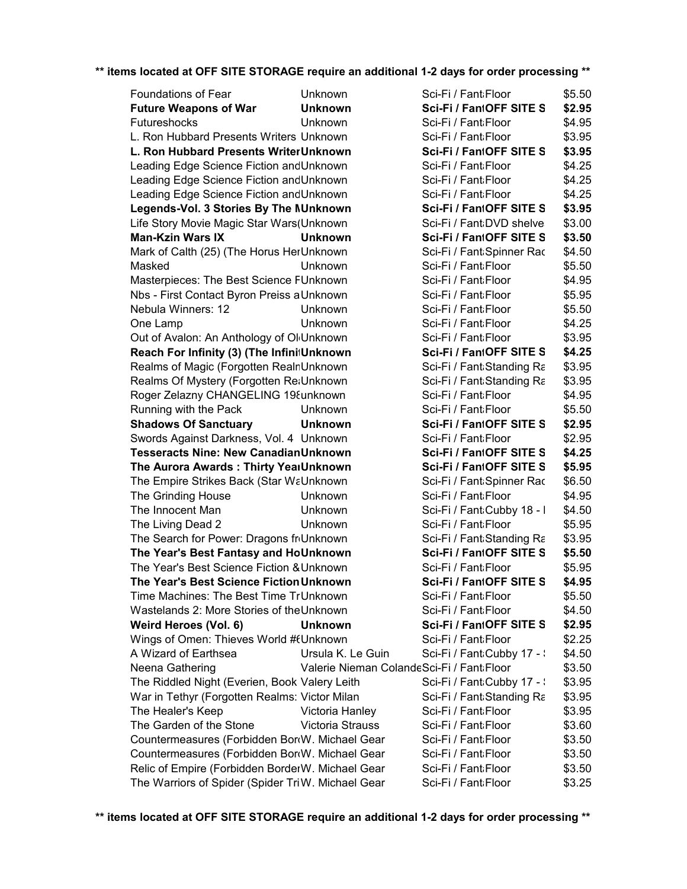**\*\* items located at OFF SITE STORAGE require an additional 1-2 days for order processing \*\***

| | | | |
|---|---|---|---|
| Foundations of Fear | Unknown | Sci-Fi / Fant:Floor | $5.50 |
| **Future Weapons of War** | **Unknown** | **Sci-Fi / FantOFF SITE S** | **$2.95** |
| Futureshocks | Unknown | Sci-Fi / Fant:Floor | $4.95 |
| L. Ron Hubbard Presents Writers Unknown | | Sci-Fi / Fant:Floor | $3.95 |
| **L. Ron Hubbard Presents Writer** | **Unknown** | **Sci-Fi / FantOFF SITE S** | **$3.95** |
| Leading Edge Science Fiction and | Unknown | Sci-Fi / Fant:Floor | $4.25 |
| Leading Edge Science Fiction and | Unknown | Sci-Fi / Fant:Floor | $4.25 |
| Leading Edge Science Fiction and | Unknown | Sci-Fi / Fant:Floor | $4.25 |
| **Legends-Vol. 3 Stories By The I** | **Unknown** | **Sci-Fi / FantOFF SITE S** | **$3.95** |
| Life Story Movie Magic Star Wars( | Unknown | Sci-Fi / Fant:DVD shelve | $3.00 |
| **Man-Kzin Wars IX** | **Unknown** | **Sci-Fi / FantOFF SITE S** | **$3.50** |
| Mark of Calth (25) (The Horus Her | Unknown | Sci-Fi / Fant:Spinner Rac | $4.50 |
| Masked | Unknown | Sci-Fi / Fant:Floor | $5.50 |
| Masterpieces: The Best Science F | Unknown | Sci-Fi / Fant:Floor | $4.95 |
| Nbs - First Contact Byron Preiss a | Unknown | Sci-Fi / Fant:Floor | $5.95 |
| Nebula Winners: 12 | Unknown | Sci-Fi / Fant:Floor | $5.50 |
| One Lamp | Unknown | Sci-Fi / Fant:Floor | $4.25 |
| Out of Avalon: An Anthology of Ol | Unknown | Sci-Fi / Fant:Floor | $3.95 |
| **Reach For Infinity (3) (The Infini** | **Unknown** | **Sci-Fi / FantOFF SITE S** | **$4.25** |
| Realms of Magic (Forgotten Realn | Unknown | Sci-Fi / Fant:Standing Ra | $3.95 |
| Realms Of Mystery (Forgotten Re | Unknown | Sci-Fi / Fant:Standing Ra | $3.95 |
| Roger Zelazny CHANGELING 19 | unknown | Sci-Fi / Fant:Floor | $4.95 |
| Running with the Pack | Unknown | Sci-Fi / Fant:Floor | $5.50 |
| **Shadows Of Sanctuary** | **Unknown** | **Sci-Fi / FantOFF SITE S** | **$2.95** |
| Swords Against Darkness, Vol. 4 | Unknown | Sci-Fi / Fant:Floor | $2.95 |
| **Tesseracts Nine: New Canadian** | **Unknown** | **Sci-Fi / FantOFF SITE S** | **$4.25** |
| **The Aurora Awards : Thirty Yea** | **Unknown** | **Sci-Fi / FantOFF SITE S** | **$5.95** |
| The Empire Strikes Back (Star Wa | Unknown | Sci-Fi / Fant:Spinner Rac | $6.50 |
| The Grinding House | Unknown | Sci-Fi / Fant:Floor | $4.95 |
| The Innocent Man | Unknown | Sci-Fi / Fant:Cubby 18 - I | $4.50 |
| The Living Dead 2 | Unknown | Sci-Fi / Fant:Floor | $5.95 |
| The Search for Power: Dragons fr | Unknown | Sci-Fi / Fant:Standing Ra | $3.95 |
| **The Year's Best Fantasy and Ho** | **Unknown** | **Sci-Fi / FantOFF SITE S** | **$5.50** |
| The Year's Best Science Fiction & | Unknown | Sci-Fi / Fant:Floor | $5.95 |
| **The Year's Best Science Fiction** | **Unknown** | **Sci-Fi / FantOFF SITE S** | **$4.95** |
| Time Machines: The Best Time Tr | Unknown | Sci-Fi / Fant:Floor | $5.50 |
| Wastelands 2: More Stories of the | Unknown | Sci-Fi / Fant:Floor | $4.50 |
| **Weird Heroes (Vol. 6)** | **Unknown** | **Sci-Fi / FantOFF SITE S** | **$2.95** |
| Wings of Omen: Thieves World # | Unknown | Sci-Fi / Fant:Floor | $2.25 |
| A Wizard of Earthsea | Ursula K. Le Guin | Sci-Fi / Fant:Cubby 17 - | $4.50 |
| Neena Gathering | Valerie Nieman Colande | Sci-Fi / Fant:Floor | $3.50 |
| The Riddled Night (Everien, Book | Valery Leith | Sci-Fi / Fant:Cubby 17 - | $3.95 |
| War in Tethyr (Forgotten Realms: | Victor Milan | Sci-Fi / Fant:Standing Ra | $3.95 |
| The Healer's Keep | Victoria Hanley | Sci-Fi / Fant:Floor | $3.95 |
| The Garden of the Stone | Victoria Strauss | Sci-Fi / Fant:Floor | $3.60 |
| Countermeasures (Forbidden Bor | W. Michael Gear | Sci-Fi / Fant:Floor | $3.50 |
| Countermeasures (Forbidden Bor | W. Michael Gear | Sci-Fi / Fant:Floor | $3.50 |
| Relic of Empire (Forbidden Border | W. Michael Gear | Sci-Fi / Fant:Floor | $3.50 |
| The Warriors of Spider (Spider Tri | W. Michael Gear | Sci-Fi / Fant:Floor | $3.25 |

**\*\* items located at OFF SITE STORAGE require an additional 1-2 days for order processing \*\***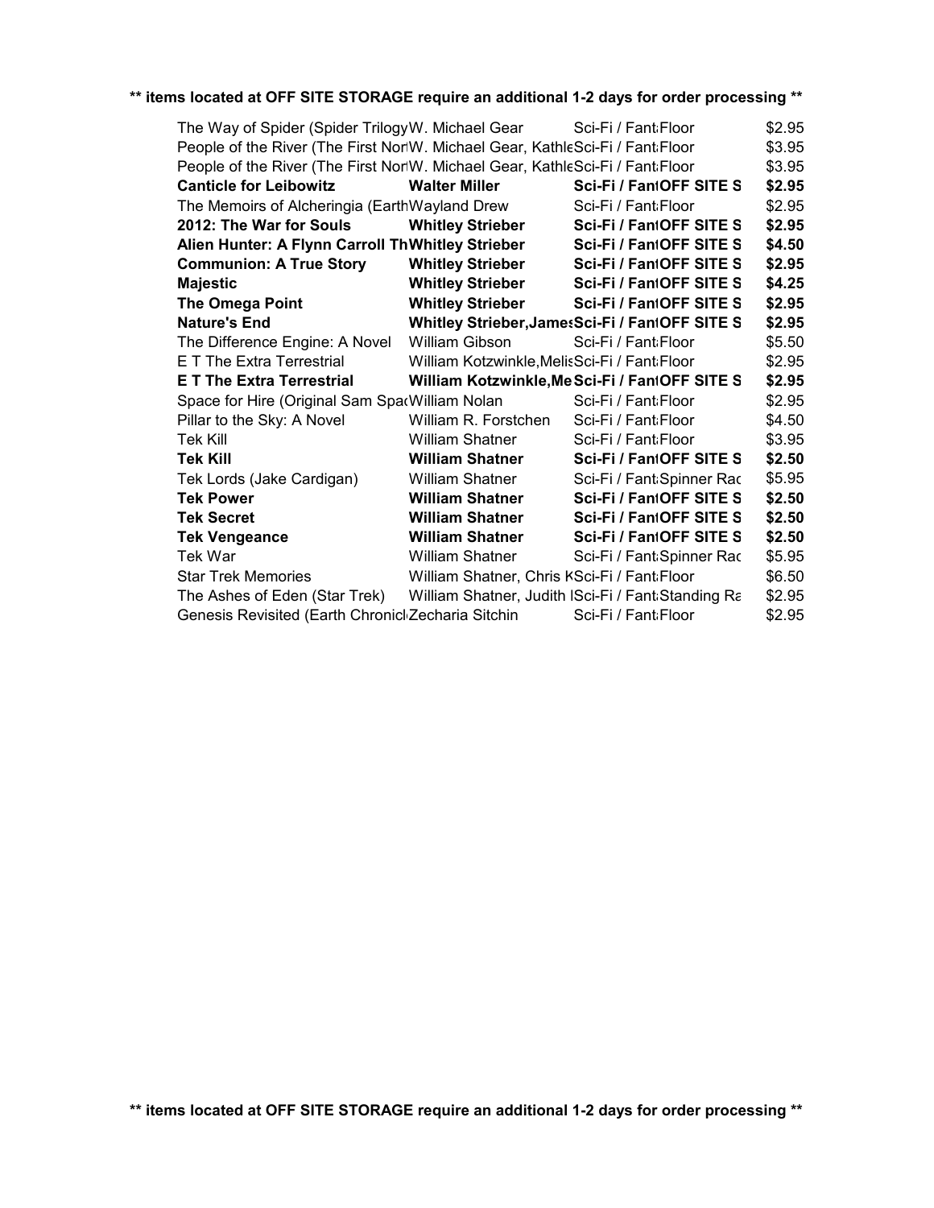**\*\* items located at OFF SITE STORAGE require an additional 1-2 days for order processing \*\***

| | | | | |
|---|---|---|---|---|
| The Way of Spider (Spider Trilogy | W. Michael Gear | Sci-Fi / Fant | Floor | $2.95 |
| People of the River (The First Nor | W. Michael Gear, Kathle | Sci-Fi / Fant | Floor | $3.95 |
| People of the River (The First Nor | W. Michael Gear, Kathle | Sci-Fi / Fant | Floor | $3.95 |
| **Canticle for Leibowitz** | **Walter Miller** | **Sci-Fi / Fant** | **OFF SITE S** | **$2.95** |
| The Memoirs of Alcheringia (Earth | Wayland Drew | Sci-Fi / Fant | Floor | $2.95 |
| **2012: The War for Souls** | **Whitley Strieber** | **Sci-Fi / Fant** | **OFF SITE S** | **$2.95** |
| **Alien Hunter: A Flynn Carroll Th** | **Whitley Strieber** | **Sci-Fi / Fant** | **OFF SITE S** | **$4.50** |
| **Communion: A True Story** | **Whitley Strieber** | **Sci-Fi / Fant** | **OFF SITE S** | **$2.95** |
| **Majestic** | **Whitley Strieber** | **Sci-Fi / Fant** | **OFF SITE S** | **$4.25** |
| **The Omega Point** | **Whitley Strieber** | **Sci-Fi / Fant** | **OFF SITE S** | **$2.95** |
| **Nature's End** | **Whitley Strieber,James** | **Sci-Fi / Fant** | **OFF SITE S** | **$2.95** |
| The Difference Engine: A Novel | William Gibson | Sci-Fi / Fant | Floor | $5.50 |
| E T The Extra Terrestrial | William Kotzwinkle,Melis | Sci-Fi / Fant | Floor | $2.95 |
| **E T The Extra Terrestrial** | **William Kotzwinkle,Me** | **Sci-Fi / Fant** | **OFF SITE S** | **$2.95** |
| Space for Hire (Original Sam Spa | William Nolan | Sci-Fi / Fant | Floor | $2.95 |
| Pillar to the Sky: A Novel | William R. Forstchen | Sci-Fi / Fant | Floor | $4.50 |
| Tek Kill | William Shatner | Sci-Fi / Fant | Floor | $3.95 |
| **Tek Kill** | **William Shatner** | **Sci-Fi / Fant** | **OFF SITE S** | **$2.50** |
| Tek Lords (Jake Cardigan) | William Shatner | Sci-Fi / Fant | Spinner Rac | $5.95 |
| **Tek Power** | **William Shatner** | **Sci-Fi / Fant** | **OFF SITE S** | **$2.50** |
| **Tek Secret** | **William Shatner** | **Sci-Fi / Fant** | **OFF SITE S** | **$2.50** |
| **Tek Vengeance** | **William Shatner** | **Sci-Fi / Fant** | **OFF SITE S** | **$2.50** |
| Tek War | William Shatner | Sci-Fi / Fant | Spinner Rac | $5.95 |
| Star Trek Memories | William Shatner, Chris K | Sci-Fi / Fant | Floor | $6.50 |
| The Ashes of Eden (Star Trek) | William Shatner, Judith I | Sci-Fi / Fant | Standing Ra | $2.95 |
| Genesis Revisited (Earth Chronicl | Zecharia Sitchin | Sci-Fi / Fant | Floor | $2.95 |

**\*\* items located at OFF SITE STORAGE require an additional 1-2 days for order processing \*\***